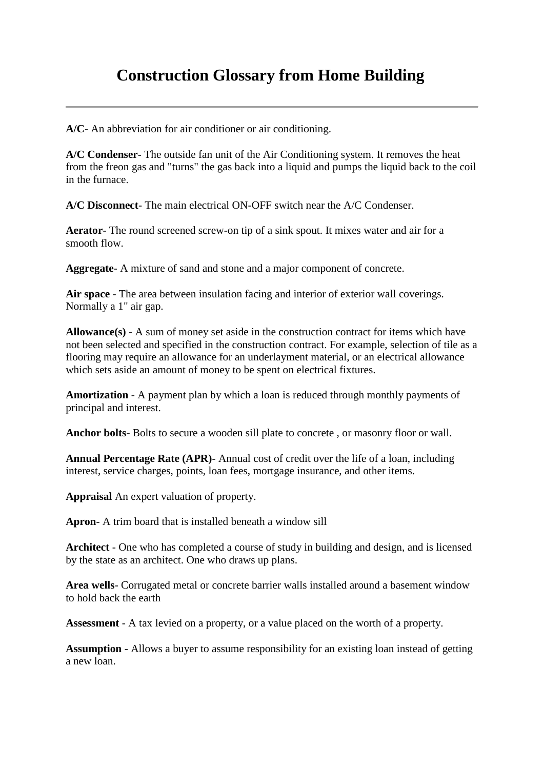# Construction Glossary from Home Building

---

**A/C**- An abbreviation for air conditioner or air conditioning.

**A/C Condenser**- The outside fan unit of the Air Conditioning system. It removes the heat from the freon gas and "turns" the gas back into a liquid and pumps the liquid back to the coil in the furnace.

**A/C Disconnect**- The main electrical ON-OFF switch near the A/C Condenser.

**Aerator**- The round screened screw-on tip of a sink spout. It mixes water and air for a smooth flow.

**Aggregate**- A mixture of sand and stone and a major component of concrete.

**Air space** - The area between insulation facing and interior of exterior wall coverings. Normally a 1" air gap.

**Allowance(s)** - A sum of money set aside in the construction contract for items which have not been selected and specified in the construction contract. For example, selection of tile as a flooring may require an allowance for an underlayment material, or an electrical allowance which sets aside an amount of money to be spent on electrical fixtures.

**Amortization** - A payment plan by which a loan is reduced through monthly payments of principal and interest.

**Anchor bolts**- Bolts to secure a wooden sill plate to concrete , or masonry floor or wall.

**Annual Percentage Rate (APR)-** Annual cost of credit over the life of a loan, including interest, service charges, points, loan fees, mortgage insurance, and other items.

**Appraisal** An expert valuation of property.

**Apron**- A trim board that is installed beneath a window sill

**Architect** - One who has completed a course of study in building and design, and is licensed by the state as an architect. One who draws up plans.

**Area wells**- Corrugated metal or concrete barrier walls installed around a basement window to hold back the earth

**Assessment** - A tax levied on a property, or a value placed on the worth of a property.

**Assumption** - Allows a buyer to assume responsibility for an existing loan instead of getting a new loan.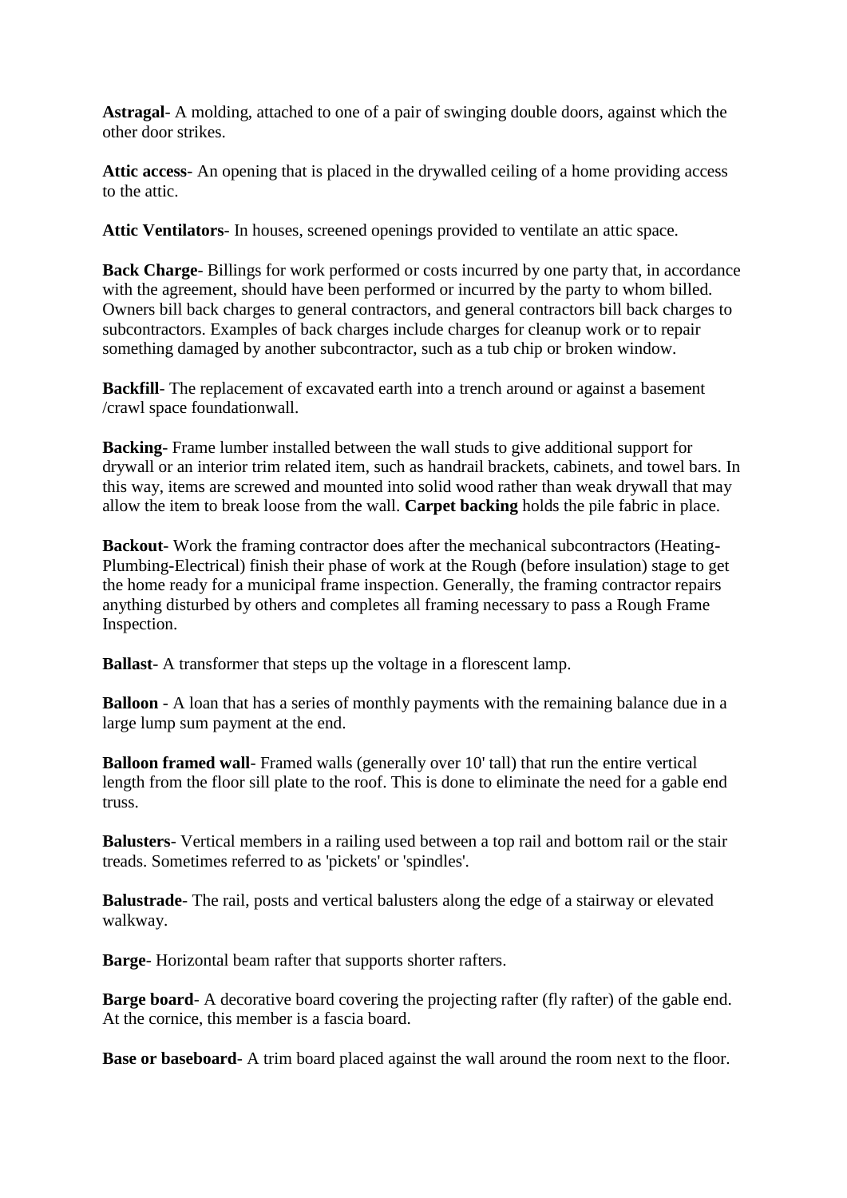**Astragal**- A molding, attached to one of a pair of swinging double doors, against which the other door strikes.

**Attic access**- An opening that is placed in the drywalled ceiling of a home providing access to the attic.

**Attic Ventilators**- In houses, screened openings provided to ventilate an attic space.

**Back Charge**- Billings for work performed or costs incurred by one party that, in accordance with the agreement, should have been performed or incurred by the party to whom billed. Owners bill back charges to general contractors, and general contractors bill back charges to subcontractors. Examples of back charges include charges for cleanup work or to repair something damaged by another subcontractor, such as a tub chip or broken window.

**Backfill**- The replacement of excavated earth into a trench around or against a basement /crawl space foundationwall.

**Backing**- Frame lumber installed between the wall studs to give additional support for drywall or an interior trim related item, such as handrail brackets, cabinets, and towel bars. In this way, items are screwed and mounted into solid wood rather than weak drywall that may allow the item to break loose from the wall. **Carpet backing** holds the pile fabric in place.

**Backout**- Work the framing contractor does after the mechanical subcontractors (Heating-Plumbing-Electrical) finish their phase of work at the Rough (before insulation) stage to get the home ready for a municipal frame inspection. Generally, the framing contractor repairs anything disturbed by others and completes all framing necessary to pass a Rough Frame Inspection.

**Ballast**- A transformer that steps up the voltage in a florescent lamp.

**Balloon** - A loan that has a series of monthly payments with the remaining balance due in a large lump sum payment at the end.

**Balloon framed wall**- Framed walls (generally over 10' tall) that run the entire vertical length from the floor sill plate to the roof. This is done to eliminate the need for a gable end truss.

**Balusters**- Vertical members in a railing used between a top rail and bottom rail or the stair treads. Sometimes referred to as 'pickets' or 'spindles'.

**Balustrade**- The rail, posts and vertical balusters along the edge of a stairway or elevated walkway.

**Barge**- Horizontal beam rafter that supports shorter rafters.

**Barge board**- A decorative board covering the projecting rafter (fly rafter) of the gable end. At the cornice, this member is a fascia board.

**Base or baseboard**- A trim board placed against the wall around the room next to the floor.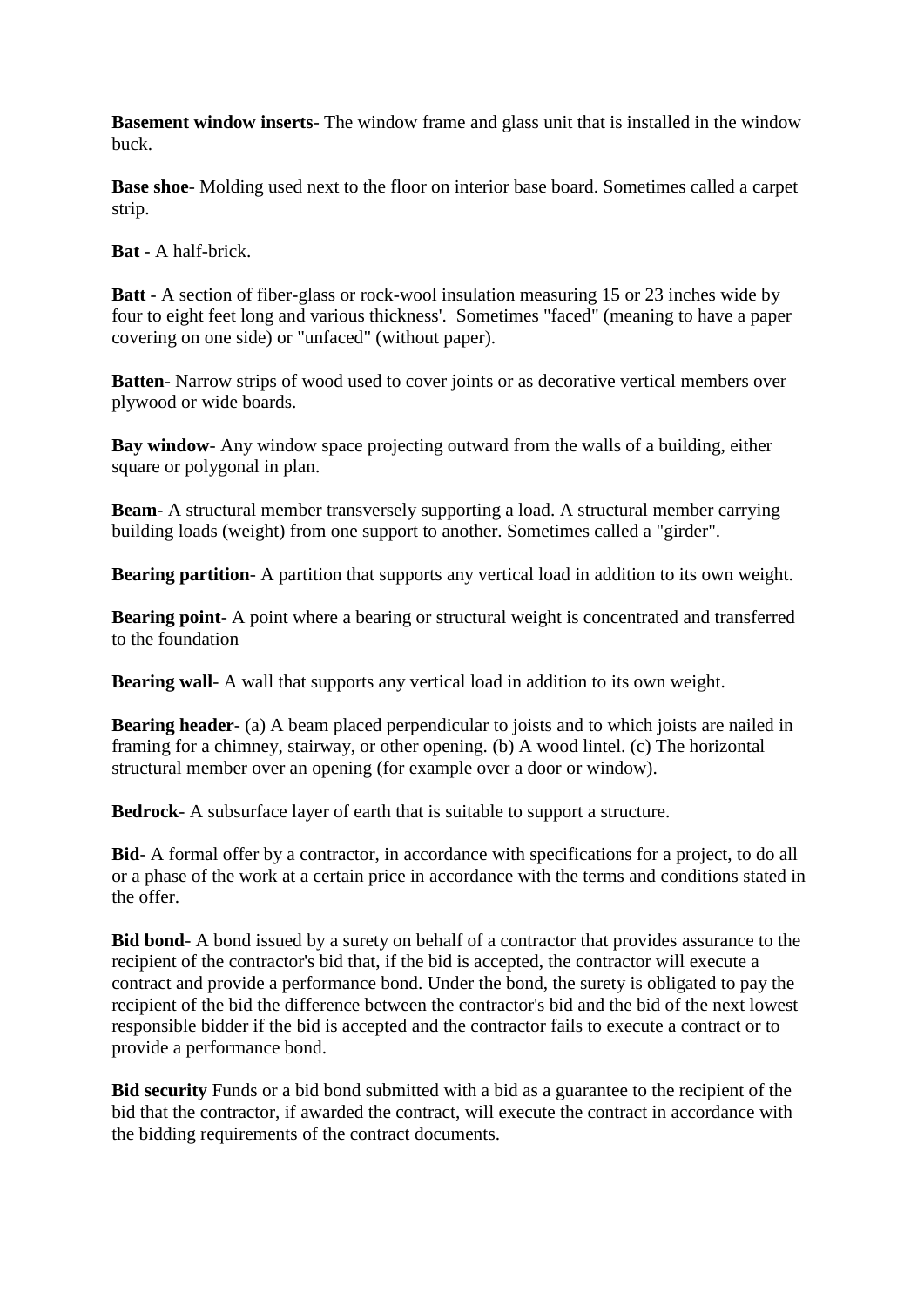**Basement window inserts**- The window frame and glass unit that is installed in the window buck.

**Base shoe**- Molding used next to the floor on interior base board. Sometimes called a carpet strip.

**Bat** - A half-brick.

**Batt** - A section of fiber-glass or rock-wool insulation measuring 15 or 23 inches wide by four to eight feet long and various thickness'.  Sometimes "faced" (meaning to have a paper covering on one side) or "unfaced" (without paper).

**Batten**- Narrow strips of wood used to cover joints or as decorative vertical members over plywood or wide boards.

**Bay window**- Any window space projecting outward from the walls of a building, either square or polygonal in plan.

**Beam**- A structural member transversely supporting a load. A structural member carrying building loads (weight) from one support to another. Sometimes called a "girder".

**Bearing partition**- A partition that supports any vertical load in addition to its own weight.

**Bearing point**- A point where a bearing or structural weight is concentrated and transferred to the foundation

**Bearing wall**- A wall that supports any vertical load in addition to its own weight.

**Bearing header**- (a) A beam placed perpendicular to joists and to which joists are nailed in framing for a chimney, stairway, or other opening. (b) A wood lintel. (c) The horizontal structural member over an opening (for example over a door or window).

**Bedrock**- A subsurface layer of earth that is suitable to support a structure.

**Bid**- A formal offer by a contractor, in accordance with specifications for a project, to do all or a phase of the work at a certain price in accordance with the terms and conditions stated in the offer.

**Bid bond**- A bond issued by a surety on behalf of a contractor that provides assurance to the recipient of the contractor's bid that, if the bid is accepted, the contractor will execute a contract and provide a performance bond. Under the bond, the surety is obligated to pay the recipient of the bid the difference between the contractor's bid and the bid of the next lowest responsible bidder if the bid is accepted and the contractor fails to execute a contract or to provide a performance bond.

**Bid security** Funds or a bid bond submitted with a bid as a guarantee to the recipient of the bid that the contractor, if awarded the contract, will execute the contract in accordance with the bidding requirements of the contract documents.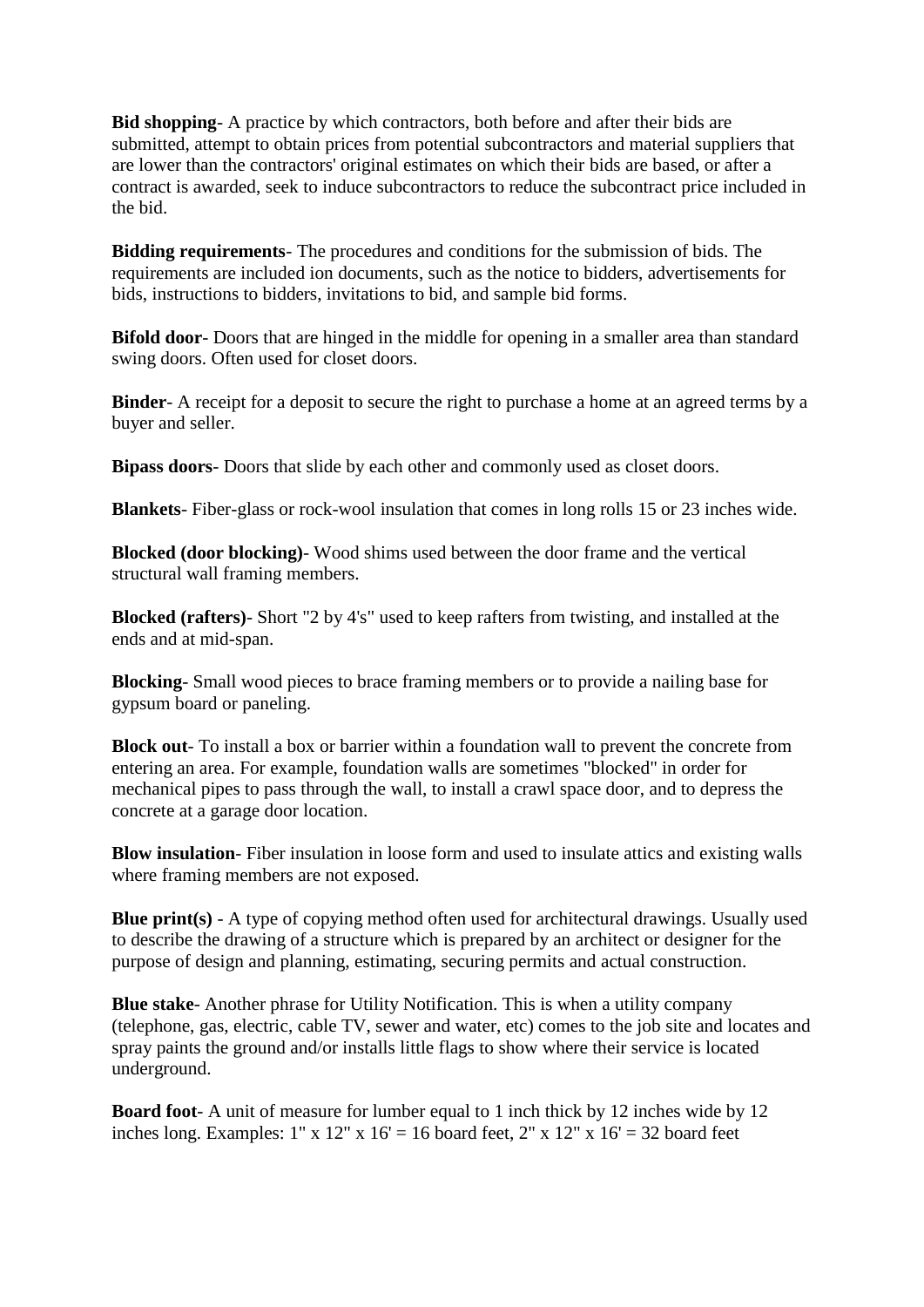**Bid shopping**- A practice by which contractors, both before and after their bids are submitted, attempt to obtain prices from potential subcontractors and material suppliers that are lower than the contractors' original estimates on which their bids are based, or after a contract is awarded, seek to induce subcontractors to reduce the subcontract price included in the bid.

**Bidding requirements**- The procedures and conditions for the submission of bids. The requirements are included ion documents, such as the notice to bidders, advertisements for bids, instructions to bidders, invitations to bid, and sample bid forms.

**Bifold door**- Doors that are hinged in the middle for opening in a smaller area than standard swing doors. Often used for closet doors.

**Binder**- A receipt for a deposit to secure the right to purchase a home at an agreed terms by a buyer and seller.

**Bipass doors**- Doors that slide by each other and commonly used as closet doors.

**Blankets**- Fiber-glass or rock-wool insulation that comes in long rolls 15 or 23 inches wide.

**Blocked (door blocking)**- Wood shims used between the door frame and the vertical structural wall framing members.

**Blocked (rafters)**- Short "2 by 4's" used to keep rafters from twisting, and installed at the ends and at mid-span.

**Blocking**- Small wood pieces to brace framing members or to provide a nailing base for gypsum board or paneling.

**Block out**- To install a box or barrier within a foundation wall to prevent the concrete from entering an area. For example, foundation walls are sometimes "blocked" in order for mechanical pipes to pass through the wall, to install a crawl space door, and to depress the concrete at a garage door location.

**Blow insulation**- Fiber insulation in loose form and used to insulate attics and existing walls where framing members are not exposed.

**Blue print(s)** - A type of copying method often used for architectural drawings. Usually used to describe the drawing of a structure which is prepared by an architect or designer for the purpose of design and planning, estimating, securing permits and actual construction.

**Blue stake**- Another phrase for Utility Notification. This is when a utility company (telephone, gas, electric, cable TV, sewer and water, etc) comes to the job site and locates and spray paints the ground and/or installs little flags to show where their service is located underground.

**Board foot**- A unit of measure for lumber equal to 1 inch thick by 12 inches wide by 12 inches long. Examples: 1" x 12" x 16' = 16 board feet, 2" x 12" x 16' = 32 board feet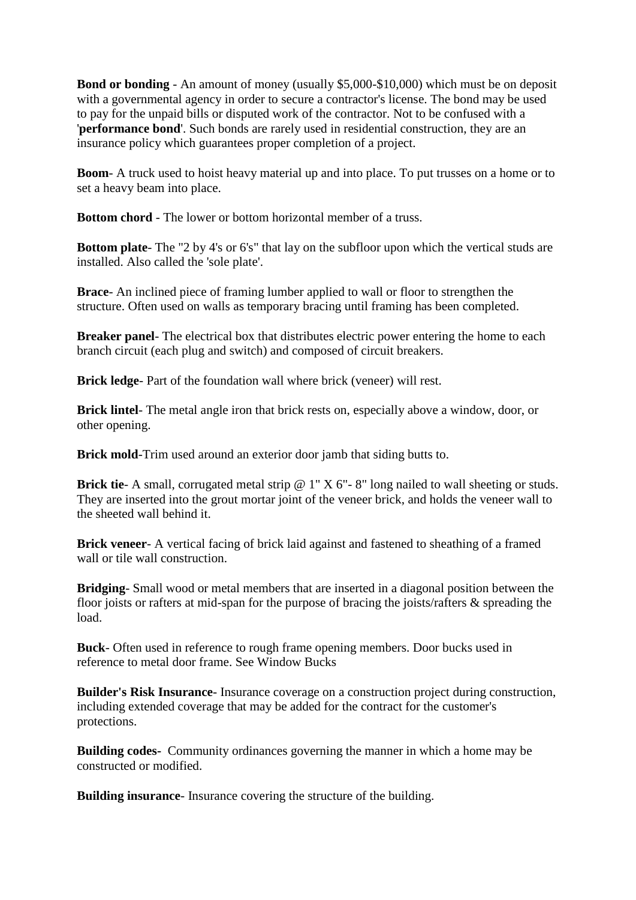**Bond or bonding** - An amount of money (usually $5,000-$10,000) which must be on deposit with a governmental agency in order to secure a contractor's license. The bond may be used to pay for the unpaid bills or disputed work of the contractor. Not to be confused with a '**performance bond**'. Such bonds are rarely used in residential construction, they are an insurance policy which guarantees proper completion of a project.

**Boom**- A truck used to hoist heavy material up and into place. To put trusses on a home or to set a heavy beam into place.

**Bottom chord** - The lower or bottom horizontal member of a truss.

**Bottom plate**- The "2 by 4's or 6's" that lay on the subfloor upon which the vertical studs are installed. Also called the 'sole plate'.

**Brace**- An inclined piece of framing lumber applied to wall or floor to strengthen the structure. Often used on walls as temporary bracing until framing has been completed.

**Breaker panel**- The electrical box that distributes electric power entering the home to each branch circuit (each plug and switch) and composed of circuit breakers.

**Brick ledge**- Part of the foundation wall where brick (veneer) will rest.

**Brick lintel**- The metal angle iron that brick rests on, especially above a window, door, or other opening.

**Brick mold**-Trim used around an exterior door jamb that siding butts to.

**Brick tie**- A small, corrugated metal strip @ 1" X 6"- 8" long nailed to wall sheeting or studs. They are inserted into the grout mortar joint of the veneer brick, and holds the veneer wall to the sheeted wall behind it.

**Brick veneer**- A vertical facing of brick laid against and fastened to sheathing of a framed wall or tile wall construction.

**Bridging**- Small wood or metal members that are inserted in a diagonal position between the floor joists or rafters at mid-span for the purpose of bracing the joists/rafters & spreading the load.

**Buck**- Often used in reference to rough frame opening members. Door bucks used in reference to metal door frame. See Window Bucks

**Builder's Risk Insurance**- Insurance coverage on a construction project during construction, including extended coverage that may be added for the contract for the customer's protections.

**Building codes**- Community ordinances governing the manner in which a home may be constructed or modified.

**Building insurance**- Insurance covering the structure of the building.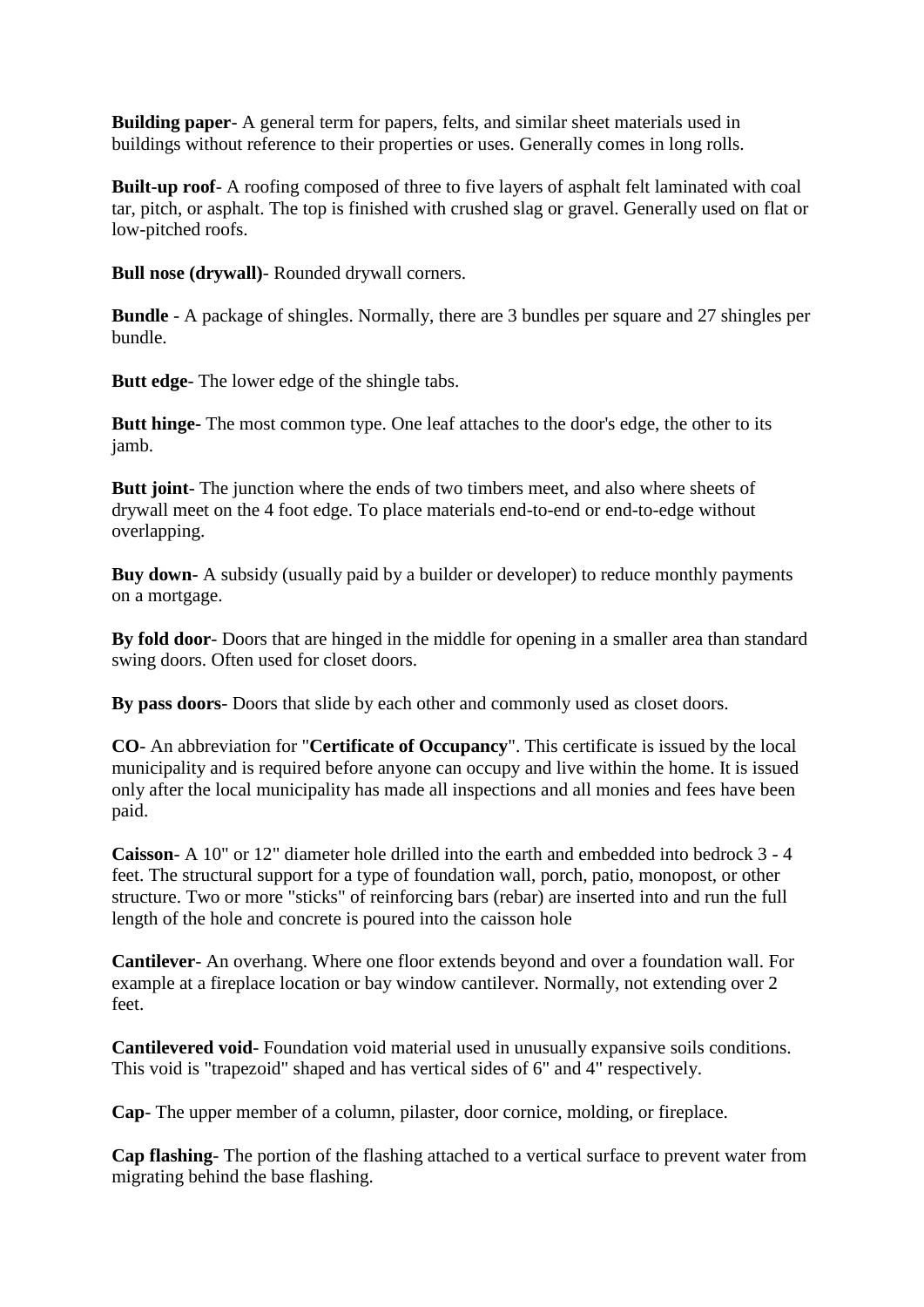**Building paper**- A general term for papers, felts, and similar sheet materials used in buildings without reference to their properties or uses. Generally comes in long rolls.

**Built-up roof**- A roofing composed of three to five layers of asphalt felt laminated with coal tar, pitch, or asphalt. The top is finished with crushed slag or gravel. Generally used on flat or low-pitched roofs.

**Bull nose (drywall)**- Rounded drywall corners.

**Bundle** - A package of shingles. Normally, there are 3 bundles per square and 27 shingles per bundle.

**Butt edge**- The lower edge of the shingle tabs.

**Butt hinge**- The most common type. One leaf attaches to the door's edge, the other to its jamb.

**Butt joint**- The junction where the ends of two timbers meet, and also where sheets of drywall meet on the 4 foot edge. To place materials end-to-end or end-to-edge without overlapping.

**Buy down**- A subsidy (usually paid by a builder or developer) to reduce monthly payments on a mortgage.

**By fold door**- Doors that are hinged in the middle for opening in a smaller area than standard swing doors. Often used for closet doors.

**By pass doors**- Doors that slide by each other and commonly used as closet doors.

**CO**- An abbreviation for "**Certificate of Occupancy**". This certificate is issued by the local municipality and is required before anyone can occupy and live within the home. It is issued only after the local municipality has made all inspections and all monies and fees have been paid.

**Caisson**- A 10" or 12" diameter hole drilled into the earth and embedded into bedrock 3 - 4 feet. The structural support for a type of foundation wall, porch, patio, monopost, or other structure. Two or more "sticks" of reinforcing bars (rebar) are inserted into and run the full length of the hole and concrete is poured into the caisson hole

**Cantilever**- An overhang. Where one floor extends beyond and over a foundation wall. For example at a fireplace location or bay window cantilever. Normally, not extending over 2 feet.

**Cantilevered void**- Foundation void material used in unusually expansive soils conditions. This void is "trapezoid" shaped and has vertical sides of 6" and 4" respectively.

**Cap**- The upper member of a column, pilaster, door cornice, molding, or fireplace.

**Cap flashing**- The portion of the flashing attached to a vertical surface to prevent water from migrating behind the base flashing.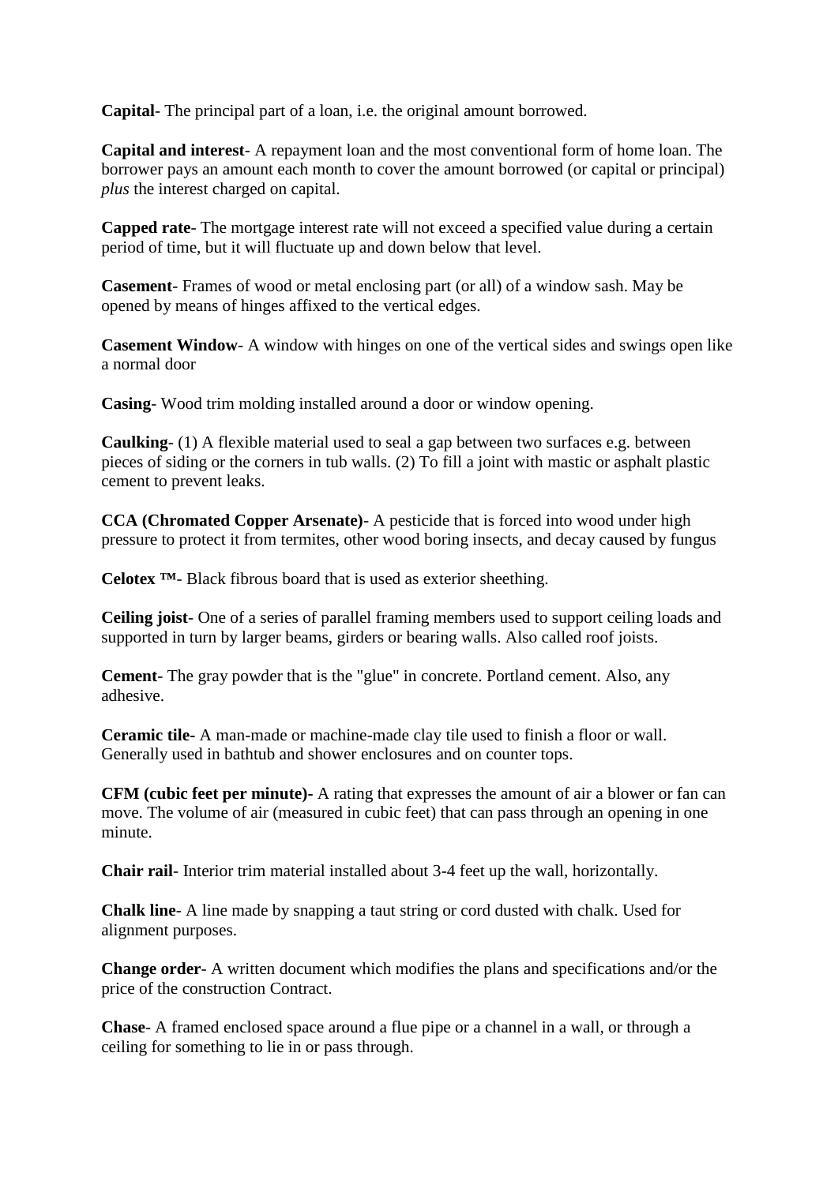**Capital**- The principal part of a loan, i.e. the original amount borrowed.

**Capital and interest**- A repayment loan and the most conventional form of home loan. The borrower pays an amount each month to cover the amount borrowed (or capital or principal) *plus* the interest charged on capital.

**Capped rate**- The mortgage interest rate will not exceed a specified value during a certain period of time, but it will fluctuate up and down below that level.

**Casement**- Frames of wood or metal enclosing part (or all) of a window sash. May be opened by means of hinges affixed to the vertical edges.

**Casement Window**- A window with hinges on one of the vertical sides and swings open like a normal door

**Casing**- Wood trim molding installed around a door or window opening.

**Caulking**- (1) A flexible material used to seal a gap between two surfaces e.g. between pieces of siding or the corners in tub walls. (2) To fill a joint with mastic or asphalt plastic cement to prevent leaks.

**CCA (Chromated Copper Arsenate)**- A pesticide that is forced into wood under high pressure to protect it from termites, other wood boring insects, and decay caused by fungus

**Celotex ™**- Black fibrous board that is used as exterior sheething.

**Ceiling joist**- One of a series of parallel framing members used to support ceiling loads and supported in turn by larger beams, girders or bearing walls. Also called roof joists.

**Cement**- The gray powder that is the "glue" in concrete. Portland cement. Also, any adhesive.

**Ceramic tile-** A man-made or machine-made clay tile used to finish a floor or wall. Generally used in bathtub and shower enclosures and on counter tops.

**CFM (cubic feet per minute)-** A rating that expresses the amount of air a blower or fan can move. The volume of air (measured in cubic feet) that can pass through an opening in one minute.

**Chair rail**- Interior trim material installed about 3-4 feet up the wall, horizontally.

**Chalk line**- A line made by snapping a taut string or cord dusted with chalk. Used for alignment purposes.

**Change order**- A written document which modifies the plans and specifications and/or the price of the construction Contract.

**Chase**- A framed enclosed space around a flue pipe or a channel in a wall, or through a ceiling for something to lie in or pass through.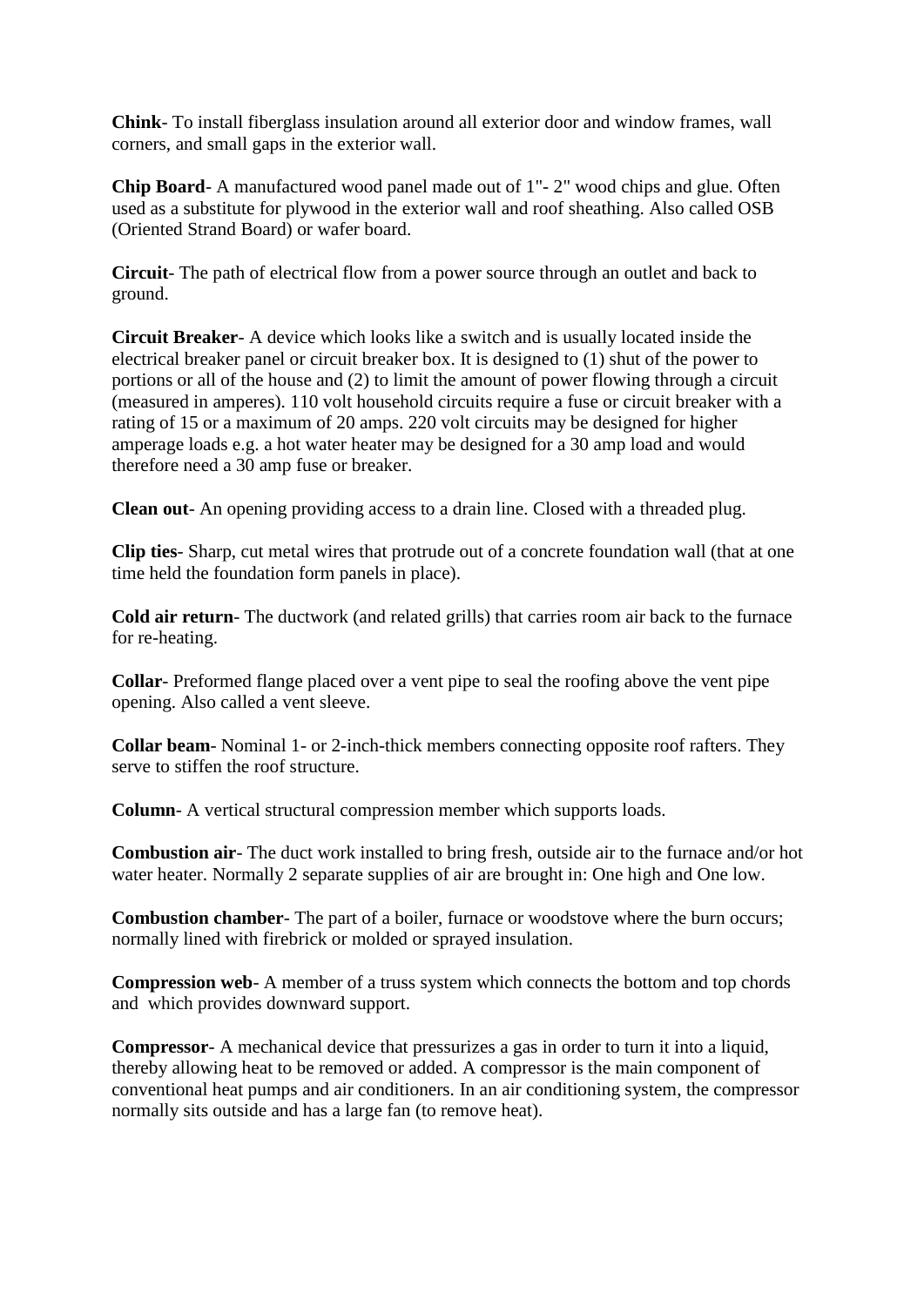**Chink**- To install fiberglass insulation around all exterior door and window frames, wall corners, and small gaps in the exterior wall.

**Chip Board**- A manufactured wood panel made out of 1"- 2" wood chips and glue. Often used as a substitute for plywood in the exterior wall and roof sheathing. Also called OSB (Oriented Strand Board) or wafer board.

**Circuit**- The path of electrical flow from a power source through an outlet and back to ground.

**Circuit Breaker**- A device which looks like a switch and is usually located inside the electrical breaker panel or circuit breaker box. It is designed to (1) shut of the power to portions or all of the house and (2) to limit the amount of power flowing through a circuit (measured in amperes). 110 volt household circuits require a fuse or circuit breaker with a rating of 15 or a maximum of 20 amps. 220 volt circuits may be designed for higher amperage loads e.g. a hot water heater may be designed for a 30 amp load and would therefore need a 30 amp fuse or breaker.

**Clean out**- An opening providing access to a drain line. Closed with a threaded plug.

**Clip ties**- Sharp, cut metal wires that protrude out of a concrete foundation wall (that at one time held the foundation form panels in place).

**Cold air return**- The ductwork (and related grills) that carries room air back to the furnace for re-heating.

**Collar**- Preformed flange placed over a vent pipe to seal the roofing above the vent pipe opening. Also called a vent sleeve.

**Collar beam**- Nominal 1- or 2-inch-thick members connecting opposite roof rafters. They serve to stiffen the roof structure.

**Column**- A vertical structural compression member which supports loads.

**Combustion air**- The duct work installed to bring fresh, outside air to the furnace and/or hot water heater. Normally 2 separate supplies of air are brought in: One high and One low.

**Combustion chamber**- The part of a boiler, furnace or woodstove where the burn occurs; normally lined with firebrick or molded or sprayed insulation.

**Compression web**- A member of a truss system which connects the bottom and top chords and which provides downward support.

**Compressor**- A mechanical device that pressurizes a gas in order to turn it into a liquid, thereby allowing heat to be removed or added. A compressor is the main component of conventional heat pumps and air conditioners. In an air conditioning system, the compressor normally sits outside and has a large fan (to remove heat).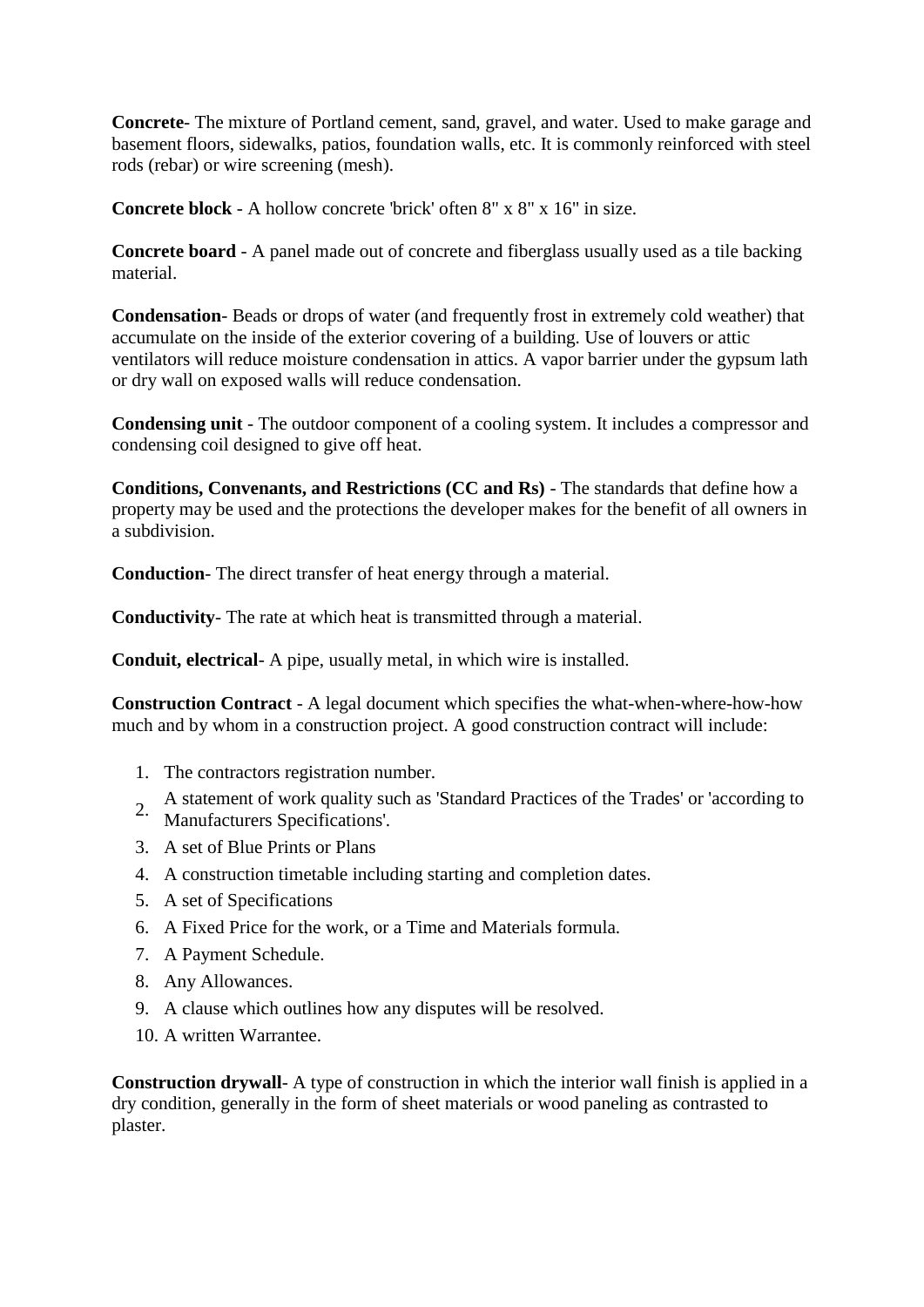**Concrete**- The mixture of Portland cement, sand, gravel, and water. Used to make garage and basement floors, sidewalks, patios, foundation walls, etc. It is commonly reinforced with steel rods (rebar) or wire screening (mesh).

**Concrete block** - A hollow concrete 'brick' often 8" x 8" x 16" in size.

**Concrete board** - A panel made out of concrete and fiberglass usually used as a tile backing material.

**Condensation**- Beads or drops of water (and frequently frost in extremely cold weather) that accumulate on the inside of the exterior covering of a building. Use of louvers or attic ventilators will reduce moisture condensation in attics. A vapor barrier under the gypsum lath or dry wall on exposed walls will reduce condensation.

**Condensing unit** - The outdoor component of a cooling system. It includes a compressor and condensing coil designed to give off heat.

**Conditions, Convenants, and Restrictions (CC and Rs)** - The standards that define how a property may be used and the protections the developer makes for the benefit of all owners in a subdivision.

**Conduction**- The direct transfer of heat energy through a material.

**Conductivity**- The rate at which heat is transmitted through a material.

**Conduit, electrical**- A pipe, usually metal, in which wire is installed.

**Construction Contract** - A legal document which specifies the what-when-where-how-how much and by whom in a construction project. A good construction contract will include:

1. The contractors registration number.
2. A statement of work quality such as 'Standard Practices of the Trades' or 'according to Manufacturers Specifications'.
3. A set of Blue Prints or Plans
4. A construction timetable including starting and completion dates.
5. A set of Specifications
6. A Fixed Price for the work, or a Time and Materials formula.
7. A Payment Schedule.
8. Any Allowances.
9. A clause which outlines how any disputes will be resolved.
10. A written Warrantee.

**Construction drywall**- A type of construction in which the interior wall finish is applied in a dry condition, generally in the form of sheet materials or wood paneling as contrasted to plaster.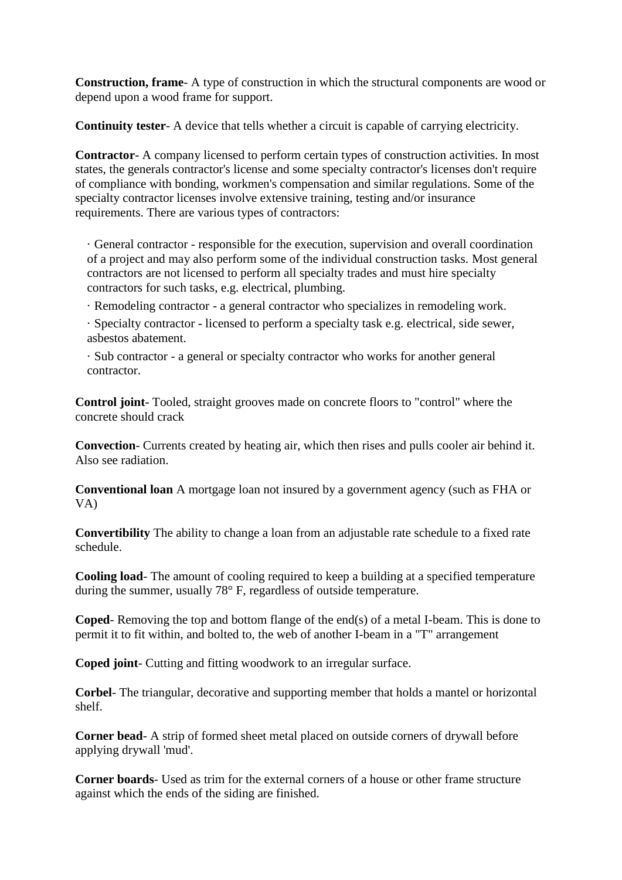**Construction, frame**- A type of construction in which the structural components are wood or depend upon a wood frame for support.

**Continuity tester**- A device that tells whether a circuit is capable of carrying electricity.

**Contractor**- A company licensed to perform certain types of construction activities. In most states, the generals contractor's license and some specialty contractor's licenses don't require of compliance with bonding, workmen's compensation and similar regulations. Some of the specialty contractor licenses involve extensive training, testing and/or insurance requirements. There are various types of contractors:

· General contractor - responsible for the execution, supervision and overall coordination of a project and may also perform some of the individual construction tasks. Most general contractors are not licensed to perform all specialty trades and must hire specialty contractors for such tasks, e.g. electrical, plumbing.

· Remodeling contractor - a general contractor who specializes in remodeling work.

· Specialty contractor - licensed to perform a specialty task e.g. electrical, side sewer, asbestos abatement.

· Sub contractor - a general or specialty contractor who works for another general contractor.

**Control joint**- Tooled, straight grooves made on concrete floors to "control" where the concrete should crack

**Convection**- Currents created by heating air, which then rises and pulls cooler air behind it. Also see radiation.

**Conventional loan** A mortgage loan not insured by a government agency (such as FHA or VA)

**Convertibility** The ability to change a loan from an adjustable rate schedule to a fixed rate schedule.

**Cooling load**- The amount of cooling required to keep a building at a specified temperature during the summer, usually 78° F, regardless of outside temperature.

**Coped**- Removing the top and bottom flange of the end(s) of a metal I-beam. This is done to permit it to fit within, and bolted to, the web of another I-beam in a "T" arrangement

**Coped joint**- Cutting and fitting woodwork to an irregular surface.

**Corbel**- The triangular, decorative and supporting member that holds a mantel or horizontal shelf.

**Corner bead**- A strip of formed sheet metal placed on outside corners of drywall before applying drywall 'mud'.

**Corner boards**- Used as trim for the external corners of a house or other frame structure against which the ends of the siding are finished.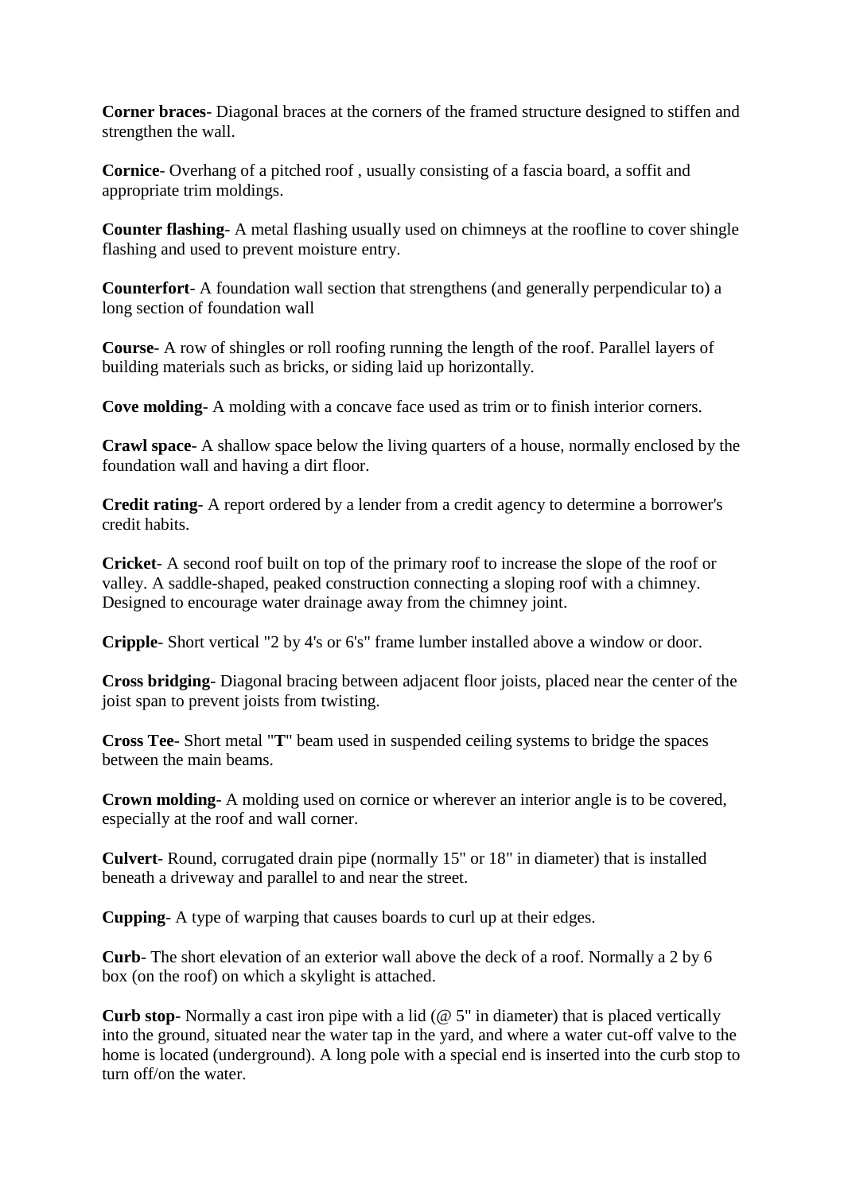**Corner braces**- Diagonal braces at the corners of the framed structure designed to stiffen and strengthen the wall.

**Cornice**- Overhang of a pitched roof , usually consisting of a fascia board, a soffit and appropriate trim moldings.

**Counter flashing**- A metal flashing usually used on chimneys at the roofline to cover shingle flashing and used to prevent moisture entry.

**Counterfort**- A foundation wall section that strengthens (and generally perpendicular to) a long section of foundation wall

**Course**- A row of shingles or roll roofing running the length of the roof. Parallel layers of building materials such as bricks, or siding laid up horizontally.

**Cove molding**- A molding with a concave face used as trim or to finish interior corners.

**Crawl space**- A shallow space below the living quarters of a house, normally enclosed by the foundation wall and having a dirt floor.

**Credit rating**- A report ordered by a lender from a credit agency to determine a borrower's credit habits.

**Cricket**- A second roof built on top of the primary roof to increase the slope of the roof or valley. A saddle-shaped, peaked construction connecting a sloping roof with a chimney. Designed to encourage water drainage away from the chimney joint.

**Cripple**- Short vertical "2 by 4's or 6's" frame lumber installed above a window or door.

**Cross bridging**- Diagonal bracing between adjacent floor joists, placed near the center of the joist span to prevent joists from twisting.

**Cross Tee**- Short metal "**T**" beam used in suspended ceiling systems to bridge the spaces between the main beams.

**Crown molding**- A molding used on cornice or wherever an interior angle is to be covered, especially at the roof and wall corner.

**Culvert**- Round, corrugated drain pipe (normally 15" or 18" in diameter) that is installed beneath a driveway and parallel to and near the street.

**Cupping**- A type of warping that causes boards to curl up at their edges.

**Curb**- The short elevation of an exterior wall above the deck of a roof. Normally a 2 by 6 box (on the roof) on which a skylight is attached.

**Curb stop**- Normally a cast iron pipe with a lid (@ 5" in diameter) that is placed vertically into the ground, situated near the water tap in the yard, and where a water cut-off valve to the home is located (underground). A long pole with a special end is inserted into the curb stop to turn off/on the water.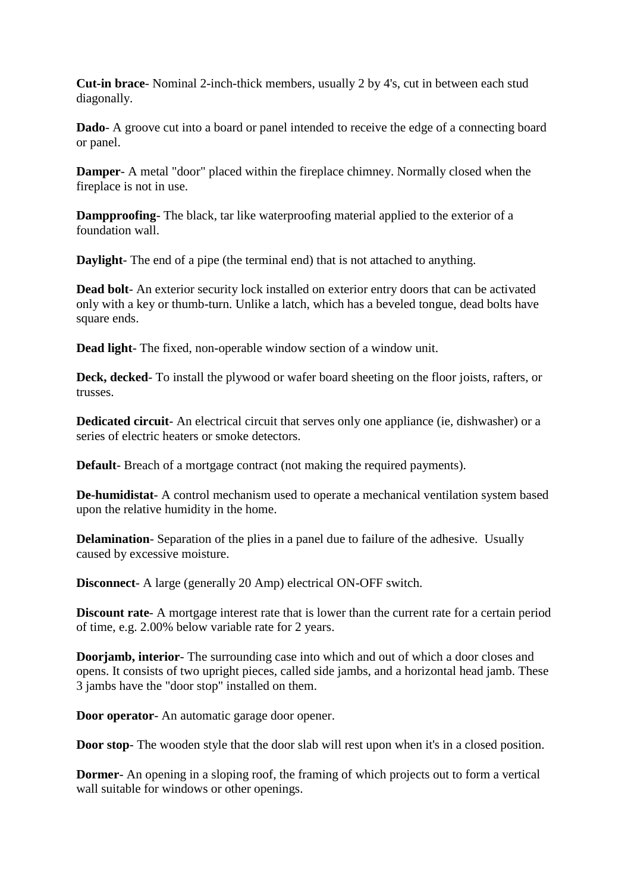**Cut-in brace**- Nominal 2-inch-thick members, usually 2 by 4's, cut in between each stud diagonally.

**Dado**- A groove cut into a board or panel intended to receive the edge of a connecting board or panel.

**Damper**- A metal "door" placed within the fireplace chimney. Normally closed when the fireplace is not in use.

**Dampproofing**- The black, tar like waterproofing material applied to the exterior of a foundation wall.

**Daylight**- The end of a pipe (the terminal end) that is not attached to anything.

**Dead bolt**- An exterior security lock installed on exterior entry doors that can be activated only with a key or thumb-turn. Unlike a latch, which has a beveled tongue, dead bolts have square ends.

**Dead light**- The fixed, non-operable window section of a window unit.

**Deck, decked**- To install the plywood or wafer board sheeting on the floor joists, rafters, or trusses.

**Dedicated circuit**- An electrical circuit that serves only one appliance (ie, dishwasher) or a series of electric heaters or smoke detectors.

**Default**- Breach of a mortgage contract (not making the required payments).

**De-humidistat**- A control mechanism used to operate a mechanical ventilation system based upon the relative humidity in the home.

**Delamination**- Separation of the plies in a panel due to failure of the adhesive. Usually caused by excessive moisture.

**Disconnect**- A large (generally 20 Amp) electrical ON-OFF switch.

**Discount rate**- A mortgage interest rate that is lower than the current rate for a certain period of time, e.g. 2.00% below variable rate for 2 years.

**Doorjamb, interior**- The surrounding case into which and out of which a door closes and opens. It consists of two upright pieces, called side jambs, and a horizontal head jamb. These 3 jambs have the "door stop" installed on them.

**Door operator**- An automatic garage door opener.

**Door stop**- The wooden style that the door slab will rest upon when it's in a closed position.

**Dormer**- An opening in a sloping roof, the framing of which projects out to form a vertical wall suitable for windows or other openings.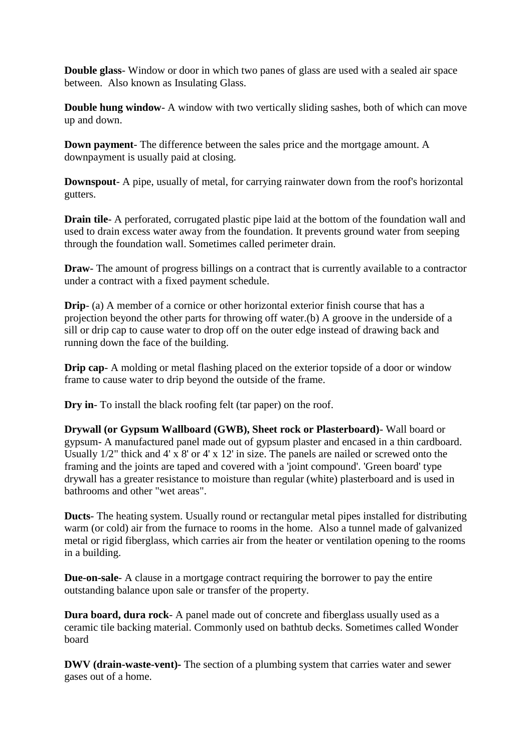**Double glass**- Window or door in which two panes of glass are used with a sealed air space between.  Also known as Insulating Glass.

**Double hung window**- A window with two vertically sliding sashes, both of which can move up and down.

**Down payment**- The difference between the sales price and the mortgage amount. A downpayment is usually paid at closing.

**Downspout**- A pipe, usually of metal, for carrying rainwater down from the roof's horizontal gutters.

**Drain tile**- A perforated, corrugated plastic pipe laid at the bottom of the foundation wall and used to drain excess water away from the foundation. It prevents ground water from seeping through the foundation wall. Sometimes called perimeter drain.

**Draw**- The amount of progress billings on a contract that is currently available to a contractor under a contract with a fixed payment schedule.

**Drip**- (a) A member of a cornice or other horizontal exterior finish course that has a projection beyond the other parts for throwing off water.(b) A groove in the underside of a sill or drip cap to cause water to drop off on the outer edge instead of drawing back and running down the face of the building.

**Drip cap**- A molding or metal flashing placed on the exterior topside of a door or window frame to cause water to drip beyond the outside of the frame.

**Dry in**- To install the black roofing felt (tar paper) on the roof.

**Drywall (or Gypsum Wallboard (GWB), Sheet rock or Plasterboard)**- Wall board or gypsum- A manufactured panel made out of gypsum plaster and encased in a thin cardboard. Usually 1/2" thick and 4' x 8' or 4' x 12' in size. The panels are nailed or screwed onto the framing and the joints are taped and covered with a 'joint compound'. 'Green board' type drywall has a greater resistance to moisture than regular (white) plasterboard and is used in bathrooms and other "wet areas".

**Ducts**- The heating system. Usually round or rectangular metal pipes installed for distributing warm (or cold) air from the furnace to rooms in the home.  Also a tunnel made of galvanized metal or rigid fiberglass, which carries air from the heater or ventilation opening to the rooms in a building.

**Due-on-sale**- A clause in a mortgage contract requiring the borrower to pay the entire outstanding balance upon sale or transfer of the property.

**Dura board, dura rock**- A panel made out of concrete and fiberglass usually used as a ceramic tile backing material. Commonly used on bathtub decks. Sometimes called Wonder board

**DWV (drain-waste-vent)-** The section of a plumbing system that carries water and sewer gases out of a home.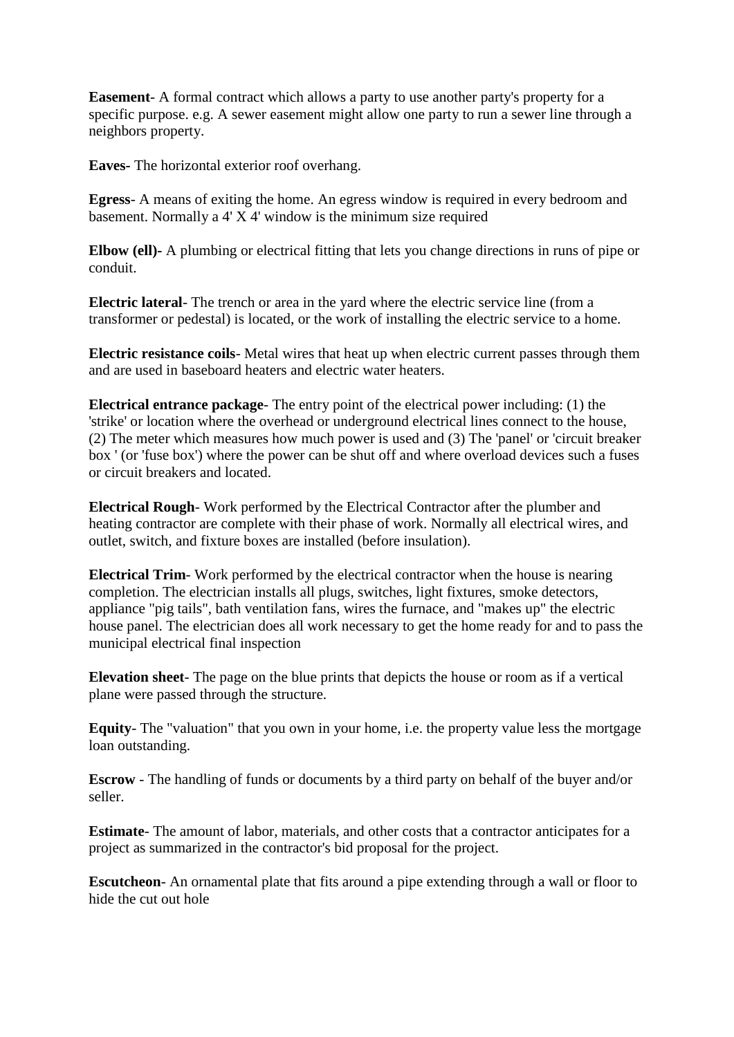**Easement**- A formal contract which allows a party to use another party's property for a specific purpose. e.g. A sewer easement might allow one party to run a sewer line through a neighbors property.

**Eaves-** The horizontal exterior roof overhang.

**Egress**- A means of exiting the home. An egress window is required in every bedroom and basement. Normally a 4' X 4' window is the minimum size required

**Elbow (ell)-** A plumbing or electrical fitting that lets you change directions in runs of pipe or conduit.

**Electric lateral**- The trench or area in the yard where the electric service line (from a transformer or pedestal) is located, or the work of installing the electric service to a home.

**Electric resistance coils**- Metal wires that heat up when electric current passes through them and are used in baseboard heaters and electric water heaters.

**Electrical entrance package**- The entry point of the electrical power including: (1) the 'strike' or location where the overhead or underground electrical lines connect to the house, (2) The meter which measures how much power is used and (3) The 'panel' or 'circuit breaker box ' (or 'fuse box') where the power can be shut off and where overload devices such a fuses or circuit breakers and located.

**Electrical Rough**- Work performed by the Electrical Contractor after the plumber and heating contractor are complete with their phase of work. Normally all electrical wires, and outlet, switch, and fixture boxes are installed (before insulation).

**Electrical Trim**- Work performed by the electrical contractor when the house is nearing completion. The electrician installs all plugs, switches, light fixtures, smoke detectors, appliance "pig tails", bath ventilation fans, wires the furnace, and "makes up" the electric house panel. The electrician does all work necessary to get the home ready for and to pass the municipal electrical final inspection

**Elevation sheet**- The page on the blue prints that depicts the house or room as if a vertical plane were passed through the structure.

**Equity**- The "valuation" that you own in your home, i.e. the property value less the mortgage loan outstanding.

**Escrow** - The handling of funds or documents by a third party on behalf of the buyer and/or seller.

**Estimate**- The amount of labor, materials, and other costs that a contractor anticipates for a project as summarized in the contractor's bid proposal for the project.

**Escutcheon**- An ornamental plate that fits around a pipe extending through a wall or floor to hide the cut out hole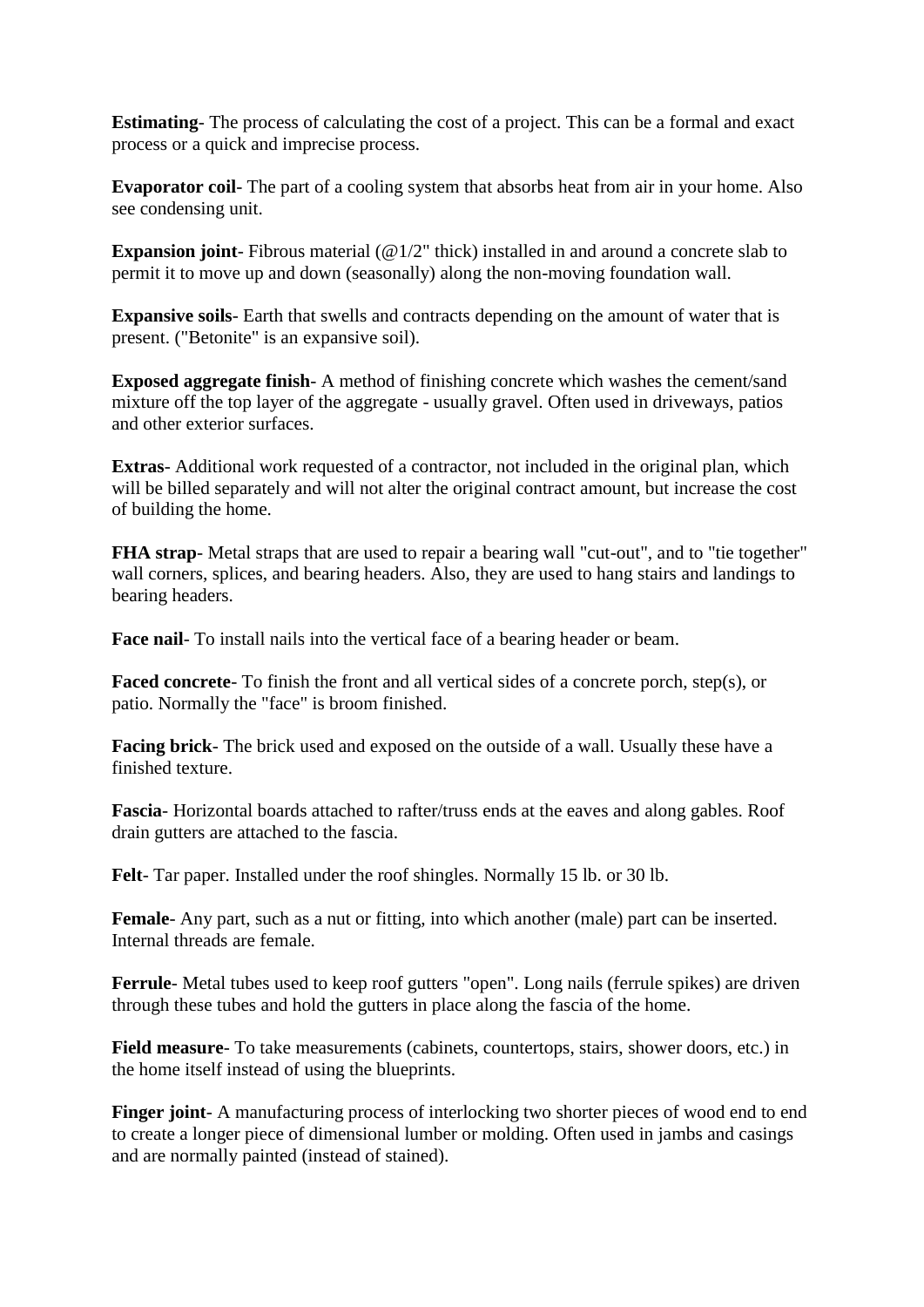**Estimating**- The process of calculating the cost of a project. This can be a formal and exact process or a quick and imprecise process.

**Evaporator coil**- The part of a cooling system that absorbs heat from air in your home. Also see condensing unit.

**Expansion joint**- Fibrous material (@1/2" thick) installed in and around a concrete slab to permit it to move up and down (seasonally) along the non-moving foundation wall.

**Expansive soils**- Earth that swells and contracts depending on the amount of water that is present. ("Betonite" is an expansive soil).

**Exposed aggregate finish**- A method of finishing concrete which washes the cement/sand mixture off the top layer of the aggregate - usually gravel. Often used in driveways, patios and other exterior surfaces.

**Extras**- Additional work requested of a contractor, not included in the original plan, which will be billed separately and will not alter the original contract amount, but increase the cost of building the home.

**FHA strap**- Metal straps that are used to repair a bearing wall "cut-out", and to "tie together" wall corners, splices, and bearing headers. Also, they are used to hang stairs and landings to bearing headers.

**Face nail**- To install nails into the vertical face of a bearing header or beam.

**Faced concrete**- To finish the front and all vertical sides of a concrete porch, step(s), or patio. Normally the "face" is broom finished.

**Facing brick**- The brick used and exposed on the outside of a wall. Usually these have a finished texture.

**Fascia**- Horizontal boards attached to rafter/truss ends at the eaves and along gables. Roof drain gutters are attached to the fascia.

**Felt**- Tar paper. Installed under the roof shingles. Normally 15 lb. or 30 lb.

**Female**- Any part, such as a nut or fitting, into which another (male) part can be inserted. Internal threads are female.

**Ferrule**- Metal tubes used to keep roof gutters "open". Long nails (ferrule spikes) are driven through these tubes and hold the gutters in place along the fascia of the home.

**Field measure**- To take measurements (cabinets, countertops, stairs, shower doors, etc.) in the home itself instead of using the blueprints.

**Finger joint**- A manufacturing process of interlocking two shorter pieces of wood end to end to create a longer piece of dimensional lumber or molding. Often used in jambs and casings and are normally painted (instead of stained).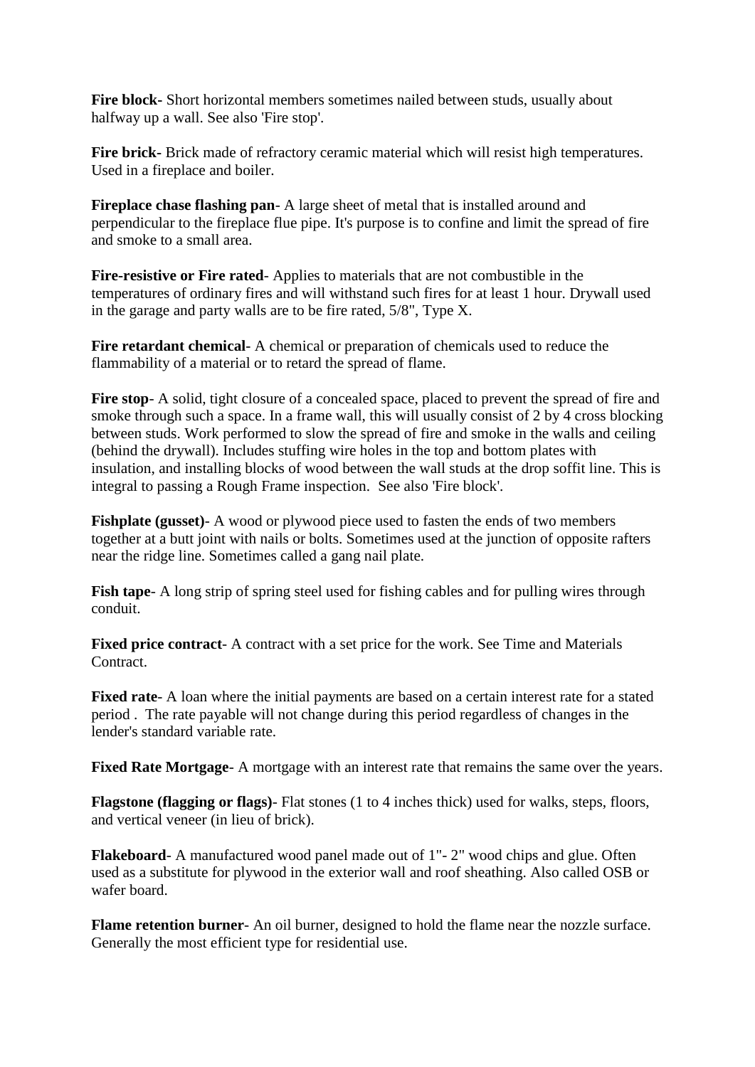**Fire block-** Short horizontal members sometimes nailed between studs, usually about halfway up a wall. See also 'Fire stop'.

**Fire brick-** Brick made of refractory ceramic material which will resist high temperatures. Used in a fireplace and boiler.

**Fireplace chase flashing pan**- A large sheet of metal that is installed around and perpendicular to the fireplace flue pipe. It's purpose is to confine and limit the spread of fire and smoke to a small area.

**Fire-resistive or Fire rated**- Applies to materials that are not combustible in the temperatures of ordinary fires and will withstand such fires for at least 1 hour. Drywall used in the garage and party walls are to be fire rated, 5/8", Type X.

**Fire retardant chemical**- A chemical or preparation of chemicals used to reduce the flammability of a material or to retard the spread of flame.

**Fire stop**- A solid, tight closure of a concealed space, placed to prevent the spread of fire and smoke through such a space. In a frame wall, this will usually consist of 2 by 4 cross blocking between studs. Work performed to slow the spread of fire and smoke in the walls and ceiling (behind the drywall). Includes stuffing wire holes in the top and bottom plates with insulation, and installing blocks of wood between the wall studs at the drop soffit line. This is integral to passing a Rough Frame inspection. See also 'Fire block'.

**Fishplate (gusset)-** A wood or plywood piece used to fasten the ends of two members together at a butt joint with nails or bolts. Sometimes used at the junction of opposite rafters near the ridge line. Sometimes called a gang nail plate.

**Fish tape**- A long strip of spring steel used for fishing cables and for pulling wires through conduit.

**Fixed price contract**- A contract with a set price for the work. See Time and Materials Contract.

**Fixed rate**- A loan where the initial payments are based on a certain interest rate for a stated period . The rate payable will not change during this period regardless of changes in the lender's standard variable rate.

**Fixed Rate Mortgage**- A mortgage with an interest rate that remains the same over the years.

**Flagstone (flagging or flags)**- Flat stones (1 to 4 inches thick) used for walks, steps, floors, and vertical veneer (in lieu of brick).

**Flakeboard**- A manufactured wood panel made out of 1"- 2" wood chips and glue. Often used as a substitute for plywood in the exterior wall and roof sheathing. Also called OSB or wafer board.

**Flame retention burner**- An oil burner, designed to hold the flame near the nozzle surface. Generally the most efficient type for residential use.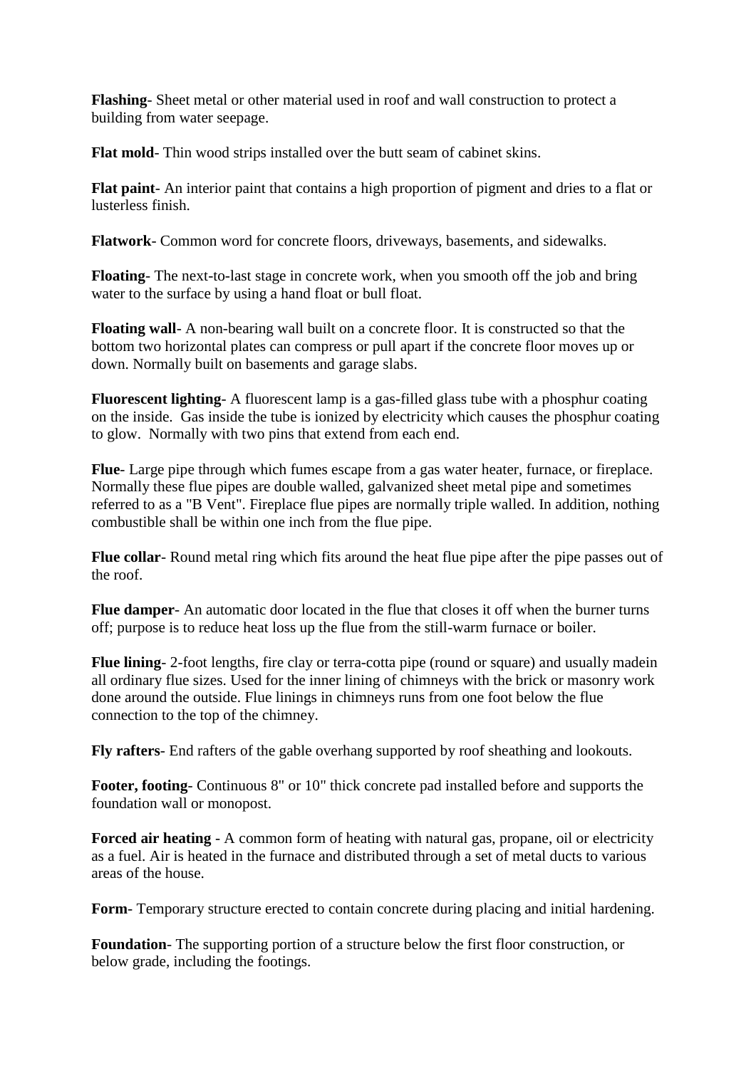**Flashing**- Sheet metal or other material used in roof and wall construction to protect a building from water seepage.

**Flat mold**- Thin wood strips installed over the butt seam of cabinet skins.

**Flat paint**- An interior paint that contains a high proportion of pigment and dries to a flat or lusterless finish.

**Flatwork**- Common word for concrete floors, driveways, basements, and sidewalks.

**Floating**- The next-to-last stage in concrete work, when you smooth off the job and bring water to the surface by using a hand float or bull float.

**Floating wall**- A non-bearing wall built on a concrete floor. It is constructed so that the bottom two horizontal plates can compress or pull apart if the concrete floor moves up or down. Normally built on basements and garage slabs.

**Fluorescent lighting**- A fluorescent lamp is a gas-filled glass tube with a phosphur coating on the inside. Gas inside the tube is ionized by electricity which causes the phosphur coating to glow. Normally with two pins that extend from each end.

**Flue**- Large pipe through which fumes escape from a gas water heater, furnace, or fireplace. Normally these flue pipes are double walled, galvanized sheet metal pipe and sometimes referred to as a "B Vent". Fireplace flue pipes are normally triple walled. In addition, nothing combustible shall be within one inch from the flue pipe.

**Flue collar**- Round metal ring which fits around the heat flue pipe after the pipe passes out of the roof.

**Flue damper**- An automatic door located in the flue that closes it off when the burner turns off; purpose is to reduce heat loss up the flue from the still-warm furnace or boiler.

**Flue lining**- 2-foot lengths, fire clay or terra-cotta pipe (round or square) and usually madein all ordinary flue sizes. Used for the inner lining of chimneys with the brick or masonry work done around the outside. Flue linings in chimneys runs from one foot below the flue connection to the top of the chimney.

**Fly rafters**- End rafters of the gable overhang supported by roof sheathing and lookouts.

**Footer, footing**- Continuous 8" or 10" thick concrete pad installed before and supports the foundation wall or monopost.

**Forced air heating** - A common form of heating with natural gas, propane, oil or electricity as a fuel. Air is heated in the furnace and distributed through a set of metal ducts to various areas of the house.

**Form**- Temporary structure erected to contain concrete during placing and initial hardening.

**Foundation**- The supporting portion of a structure below the first floor construction, or below grade, including the footings.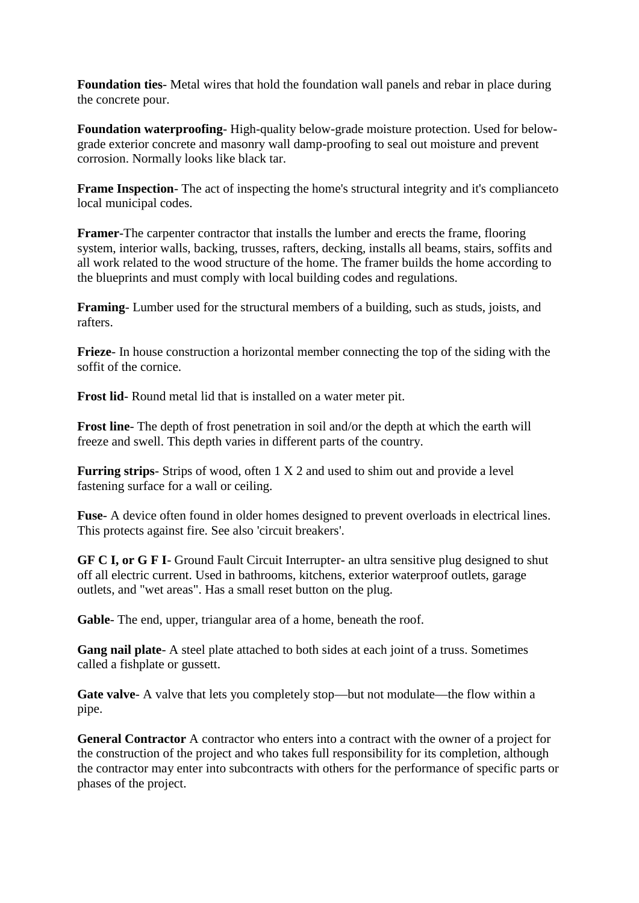**Foundation ties**- Metal wires that hold the foundation wall panels and rebar in place during the concrete pour.

**Foundation waterproofing**- High-quality below-grade moisture protection. Used for below-grade exterior concrete and masonry wall damp-proofing to seal out moisture and prevent corrosion. Normally looks like black tar.

**Frame Inspection**- The act of inspecting the home's structural integrity and it's complianceto local municipal codes.

**Framer**-The carpenter contractor that installs the lumber and erects the frame, flooring system, interior walls, backing, trusses, rafters, decking, installs all beams, stairs, soffits and all work related to the wood structure of the home. The framer builds the home according to the blueprints and must comply with local building codes and regulations.

**Framing**- Lumber used for the structural members of a building, such as studs, joists, and rafters.

**Frieze**- In house construction a horizontal member connecting the top of the siding with the soffit of the cornice.

**Frost lid**- Round metal lid that is installed on a water meter pit.

**Frost line**- The depth of frost penetration in soil and/or the depth at which the earth will freeze and swell. This depth varies in different parts of the country.

**Furring strips**- Strips of wood, often 1 X 2 and used to shim out and provide a level fastening surface for a wall or ceiling.

**Fuse**- A device often found in older homes designed to prevent overloads in electrical lines. This protects against fire. See also 'circuit breakers'.

**GF C I, or G F I**- Ground Fault Circuit Interrupter- an ultra sensitive plug designed to shut off all electric current. Used in bathrooms, kitchens, exterior waterproof outlets, garage outlets, and "wet areas". Has a small reset button on the plug.

**Gable**- The end, upper, triangular area of a home, beneath the roof.

**Gang nail plate**- A steel plate attached to both sides at each joint of a truss. Sometimes called a fishplate or gussett.

**Gate valve**- A valve that lets you completely stop—but not modulate—the flow within a pipe.

**General Contractor** A contractor who enters into a contract with the owner of a project for the construction of the project and who takes full responsibility for its completion, although the contractor may enter into subcontracts with others for the performance of specific parts or phases of the project.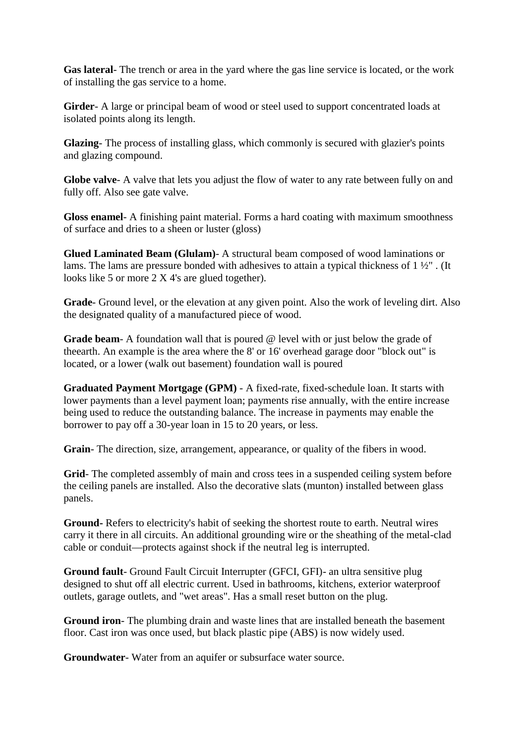**Gas lateral**- The trench or area in the yard where the gas line service is located, or the work of installing the gas service to a home.

**Girder**- A large or principal beam of wood or steel used to support concentrated loads at isolated points along its length.

**Glazing**- The process of installing glass, which commonly is secured with glazier's points and glazing compound.

**Globe valve**- A valve that lets you adjust the flow of water to any rate between fully on and fully off. Also see gate valve.

**Gloss enamel**- A finishing paint material. Forms a hard coating with maximum smoothness of surface and dries to a sheen or luster (gloss)

**Glued Laminated Beam (Glulam)**- A structural beam composed of wood laminations or lams. The lams are pressure bonded with adhesives to attain a typical thickness of 1 ½" . (It looks like 5 or more 2 X 4's are glued together).

**Grade**- Ground level, or the elevation at any given point. Also the work of leveling dirt. Also the designated quality of a manufactured piece of wood.

**Grade beam**- A foundation wall that is poured @ level with or just below the grade of theearth. An example is the area where the 8' or 16' overhead garage door "block out" is located, or a lower (walk out basement) foundation wall is poured

**Graduated Payment Mortgage (GPM)** - A fixed-rate, fixed-schedule loan. It starts with lower payments than a level payment loan; payments rise annually, with the entire increase being used to reduce the outstanding balance. The increase in payments may enable the borrower to pay off a 30-year loan in 15 to 20 years, or less.

**Grain**- The direction, size, arrangement, appearance, or quality of the fibers in wood.

**Grid**- The completed assembly of main and cross tees in a suspended ceiling system before the ceiling panels are installed. Also the decorative slats (munton) installed between glass panels.

**Ground**- Refers to electricity's habit of seeking the shortest route to earth. Neutral wires carry it there in all circuits. An additional grounding wire or the sheathing of the metal-clad cable or conduit—protects against shock if the neutral leg is interrupted.

**Ground fault**- Ground Fault Circuit Interrupter (GFCI, GFI)- an ultra sensitive plug designed to shut off all electric current. Used in bathrooms, kitchens, exterior waterproof outlets, garage outlets, and "wet areas". Has a small reset button on the plug.

**Ground iron**- The plumbing drain and waste lines that are installed beneath the basement floor. Cast iron was once used, but black plastic pipe (ABS) is now widely used.

**Groundwater**- Water from an aquifer or subsurface water source.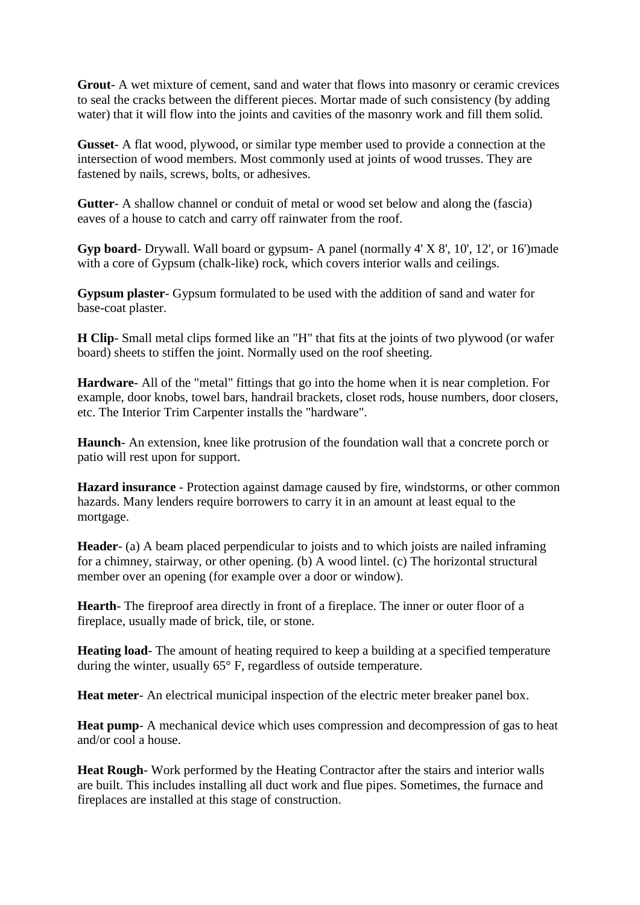**Grout**- A wet mixture of cement, sand and water that flows into masonry or ceramic crevices to seal the cracks between the different pieces. Mortar made of such consistency (by adding water) that it will flow into the joints and cavities of the masonry work and fill them solid.

**Gusset**- A flat wood, plywood, or similar type member used to provide a connection at the intersection of wood members. Most commonly used at joints of wood trusses. They are fastened by nails, screws, bolts, or adhesives.

**Gutter**- A shallow channel or conduit of metal or wood set below and along the (fascia) eaves of a house to catch and carry off rainwater from the roof.

**Gyp board**- Drywall. Wall board or gypsum- A panel (normally 4' X 8', 10', 12', or 16')made with a core of Gypsum (chalk-like) rock, which covers interior walls and ceilings.

**Gypsum plaster**- Gypsum formulated to be used with the addition of sand and water for base-coat plaster.

**H Clip**- Small metal clips formed like an "H" that fits at the joints of two plywood (or wafer board) sheets to stiffen the joint. Normally used on the roof sheeting.

**Hardware**- All of the "metal" fittings that go into the home when it is near completion. For example, door knobs, towel bars, handrail brackets, closet rods, house numbers, door closers, etc. The Interior Trim Carpenter installs the "hardware".

**Haunch**- An extension, knee like protrusion of the foundation wall that a concrete porch or patio will rest upon for support.

**Hazard insurance** - Protection against damage caused by fire, windstorms, or other common hazards. Many lenders require borrowers to carry it in an amount at least equal to the mortgage.

**Header**- (a) A beam placed perpendicular to joists and to which joists are nailed inframing for a chimney, stairway, or other opening. (b) A wood lintel. (c) The horizontal structural member over an opening (for example over a door or window).

**Hearth**- The fireproof area directly in front of a fireplace. The inner or outer floor of a fireplace, usually made of brick, tile, or stone.

**Heating load**- The amount of heating required to keep a building at a specified temperature during the winter, usually 65° F, regardless of outside temperature.

**Heat meter**- An electrical municipal inspection of the electric meter breaker panel box.

**Heat pump**- A mechanical device which uses compression and decompression of gas to heat and/or cool a house.

**Heat Rough**- Work performed by the Heating Contractor after the stairs and interior walls are built. This includes installing all duct work and flue pipes. Sometimes, the furnace and fireplaces are installed at this stage of construction.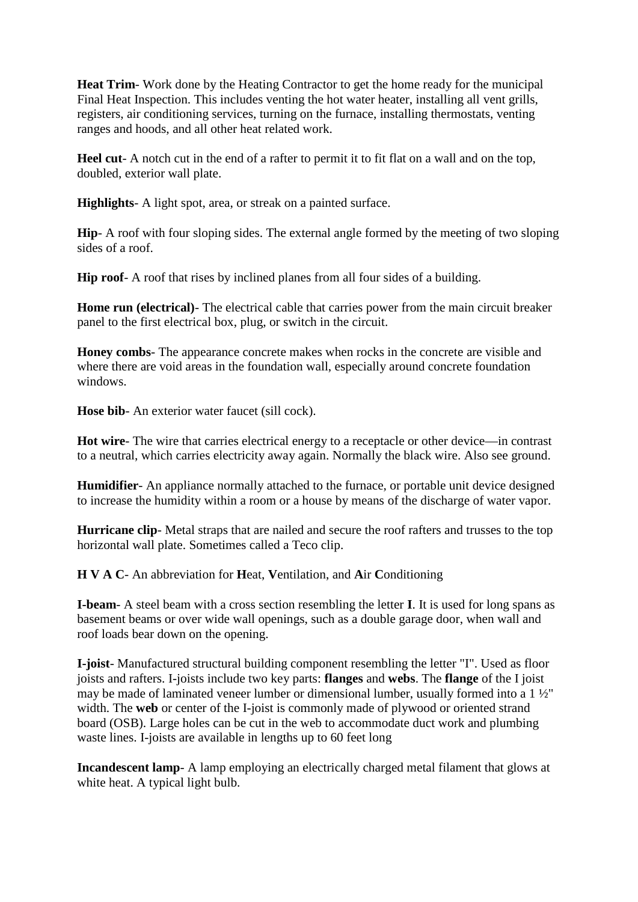**Heat Trim**- Work done by the Heating Contractor to get the home ready for the municipal Final Heat Inspection. This includes venting the hot water heater, installing all vent grills, registers, air conditioning services, turning on the furnace, installing thermostats, venting ranges and hoods, and all other heat related work.

**Heel cut**- A notch cut in the end of a rafter to permit it to fit flat on a wall and on the top, doubled, exterior wall plate.

**Highlights**- A light spot, area, or streak on a painted surface.

**Hip**- A roof with four sloping sides. The external angle formed by the meeting of two sloping sides of a roof.

**Hip roof**- A roof that rises by inclined planes from all four sides of a building.

**Home run (electrical)**- The electrical cable that carries power from the main circuit breaker panel to the first electrical box, plug, or switch in the circuit.

**Honey combs**- The appearance concrete makes when rocks in the concrete are visible and where there are void areas in the foundation wall, especially around concrete foundation windows.

**Hose bib**- An exterior water faucet (sill cock).

**Hot wire**- The wire that carries electrical energy to a receptacle or other device—in contrast to a neutral, which carries electricity away again. Normally the black wire. Also see ground.

**Humidifier**- An appliance normally attached to the furnace, or portable unit device designed to increase the humidity within a room or a house by means of the discharge of water vapor.

**Hurricane clip**- Metal straps that are nailed and secure the roof rafters and trusses to the top horizontal wall plate. Sometimes called a Teco clip.

**H V A C**- An abbreviation for **H**eat, **V**entilation, and **A**ir **C**onditioning

**I-beam**- A steel beam with a cross section resembling the letter **I**. It is used for long spans as basement beams or over wide wall openings, such as a double garage door, when wall and roof loads bear down on the opening.

**I-joist**- Manufactured structural building component resembling the letter "I". Used as floor joists and rafters. I-joists include two key parts: **flanges** and **webs**. The **flange** of the I joist may be made of laminated veneer lumber or dimensional lumber, usually formed into a 1 ½" width. The **web** or center of the I-joist is commonly made of plywood or oriented strand board (OSB). Large holes can be cut in the web to accommodate duct work and plumbing waste lines. I-joists are available in lengths up to 60 feet long

**Incandescent lamp**- A lamp employing an electrically charged metal filament that glows at white heat. A typical light bulb.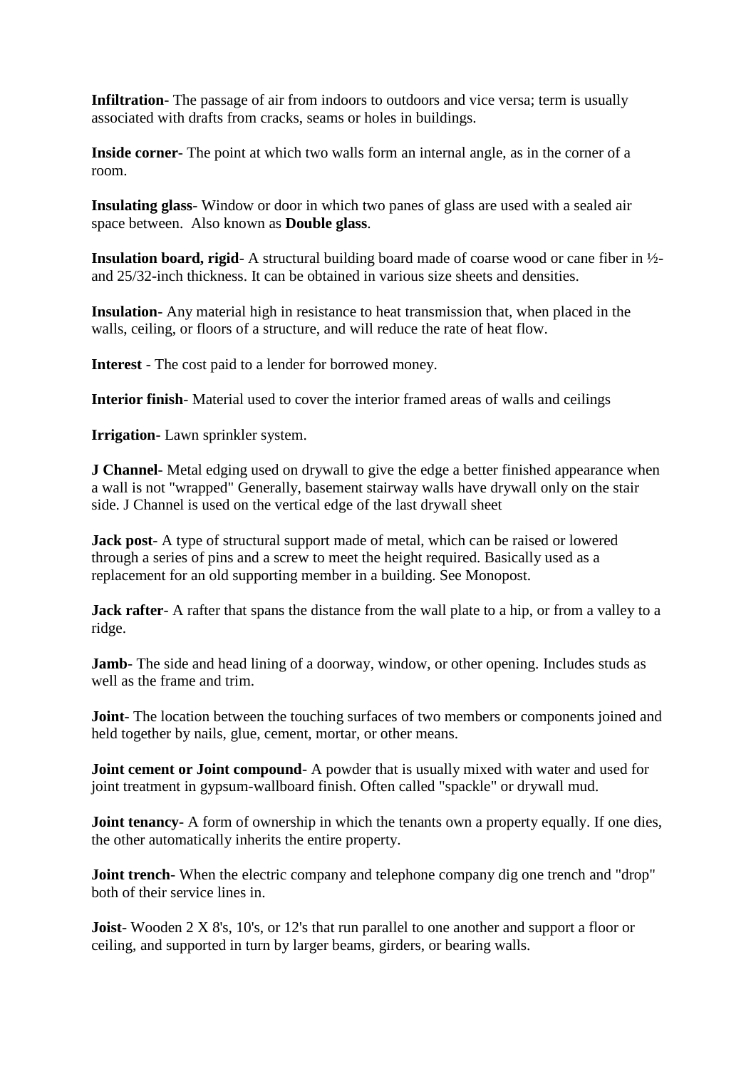**Infiltration**- The passage of air from indoors to outdoors and vice versa; term is usually associated with drafts from cracks, seams or holes in buildings.

**Inside corner**- The point at which two walls form an internal angle, as in the corner of a room.

**Insulating glass**- Window or door in which two panes of glass are used with a sealed air space between. Also known as **Double glass**.

**Insulation board, rigid**- A structural building board made of coarse wood or cane fiber in ½- and 25/32-inch thickness. It can be obtained in various size sheets and densities.

**Insulation**- Any material high in resistance to heat transmission that, when placed in the walls, ceiling, or floors of a structure, and will reduce the rate of heat flow.

**Interest** - The cost paid to a lender for borrowed money.

**Interior finish**- Material used to cover the interior framed areas of walls and ceilings

**Irrigation**- Lawn sprinkler system.

**J Channel**- Metal edging used on drywall to give the edge a better finished appearance when a wall is not "wrapped" Generally, basement stairway walls have drywall only on the stair side. J Channel is used on the vertical edge of the last drywall sheet

**Jack post**- A type of structural support made of metal, which can be raised or lowered through a series of pins and a screw to meet the height required. Basically used as a replacement for an old supporting member in a building. See Monopost.

**Jack rafter**- A rafter that spans the distance from the wall plate to a hip, or from a valley to a ridge.

**Jamb**- The side and head lining of a doorway, window, or other opening. Includes studs as well as the frame and trim.

**Joint**- The location between the touching surfaces of two members or components joined and held together by nails, glue, cement, mortar, or other means.

**Joint cement or Joint compound**- A powder that is usually mixed with water and used for joint treatment in gypsum-wallboard finish. Often called "spackle" or drywall mud.

**Joint tenancy**- A form of ownership in which the tenants own a property equally. If one dies, the other automatically inherits the entire property.

**Joint trench**- When the electric company and telephone company dig one trench and "drop" both of their service lines in.

**Joist**- Wooden 2 X 8's, 10's, or 12's that run parallel to one another and support a floor or ceiling, and supported in turn by larger beams, girders, or bearing walls.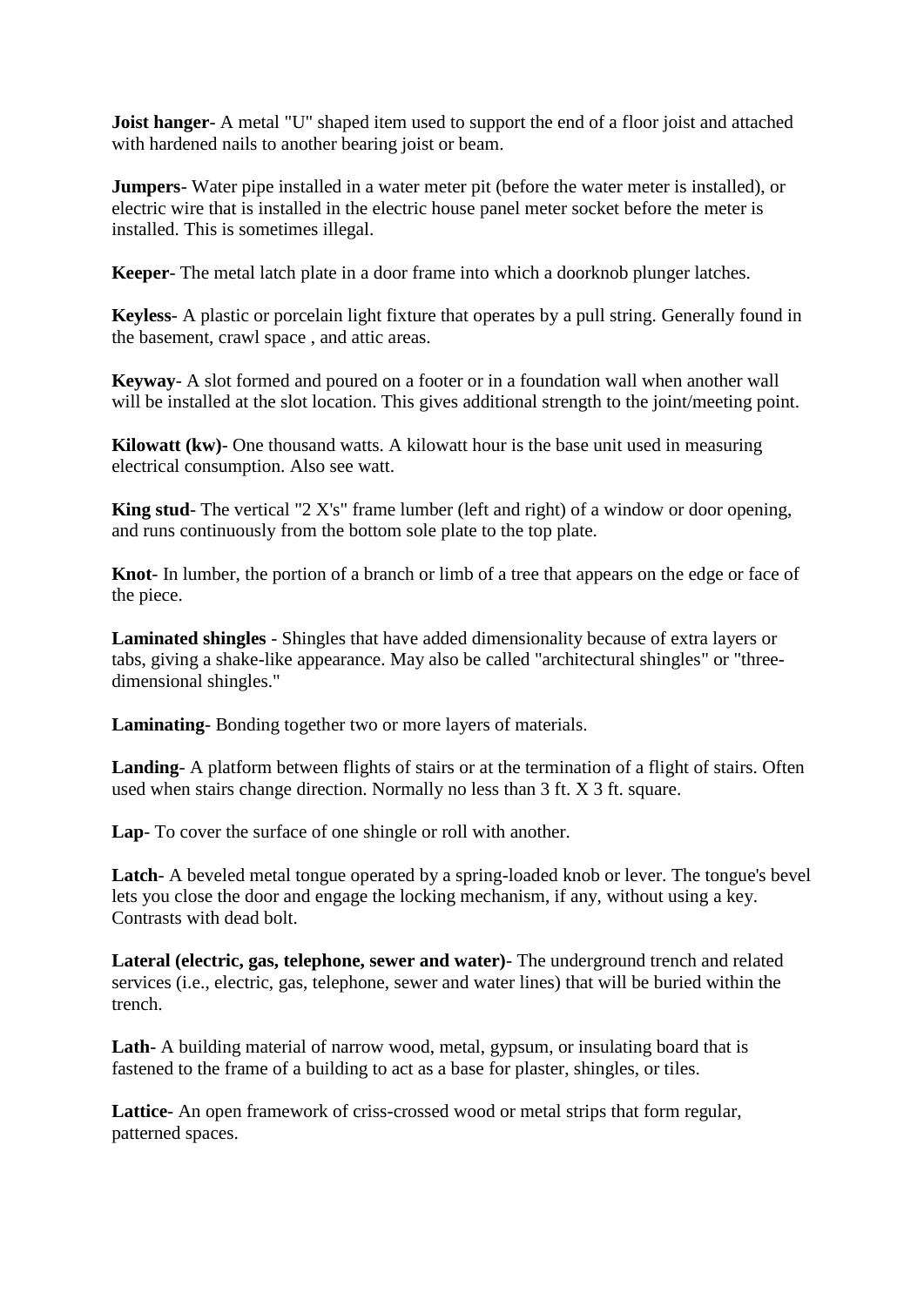**Joist hanger**- A metal "U" shaped item used to support the end of a floor joist and attached with hardened nails to another bearing joist or beam.

**Jumpers**- Water pipe installed in a water meter pit (before the water meter is installed), or electric wire that is installed in the electric house panel meter socket before the meter is installed. This is sometimes illegal.

**Keeper**- The metal latch plate in a door frame into which a doorknob plunger latches.

**Keyless**- A plastic or porcelain light fixture that operates by a pull string. Generally found in the basement, crawl space , and attic areas.

**Keyway**- A slot formed and poured on a footer or in a foundation wall when another wall will be installed at the slot location. This gives additional strength to the joint/meeting point.

**Kilowatt (kw)**- One thousand watts. A kilowatt hour is the base unit used in measuring electrical consumption. Also see watt.

**King stud**- The vertical "2 X's" frame lumber (left and right) of a window or door opening, and runs continuously from the bottom sole plate to the top plate.

**Knot**- In lumber, the portion of a branch or limb of a tree that appears on the edge or face of the piece.

**Laminated shingles** - Shingles that have added dimensionality because of extra layers or tabs, giving a shake-like appearance. May also be called "architectural shingles" or "three-dimensional shingles."

**Laminating**- Bonding together two or more layers of materials.

**Landing**- A platform between flights of stairs or at the termination of a flight of stairs. Often used when stairs change direction. Normally no less than 3 ft. X 3 ft. square.

**Lap**- To cover the surface of one shingle or roll with another.

**Latch**- A beveled metal tongue operated by a spring-loaded knob or lever. The tongue's bevel lets you close the door and engage the locking mechanism, if any, without using a key. Contrasts with dead bolt.

**Lateral (electric, gas, telephone, sewer and water)**- The underground trench and related services (i.e., electric, gas, telephone, sewer and water lines) that will be buried within the trench.

**Lath**- A building material of narrow wood, metal, gypsum, or insulating board that is fastened to the frame of a building to act as a base for plaster, shingles, or tiles.

**Lattice**- An open framework of criss-crossed wood or metal strips that form regular, patterned spaces.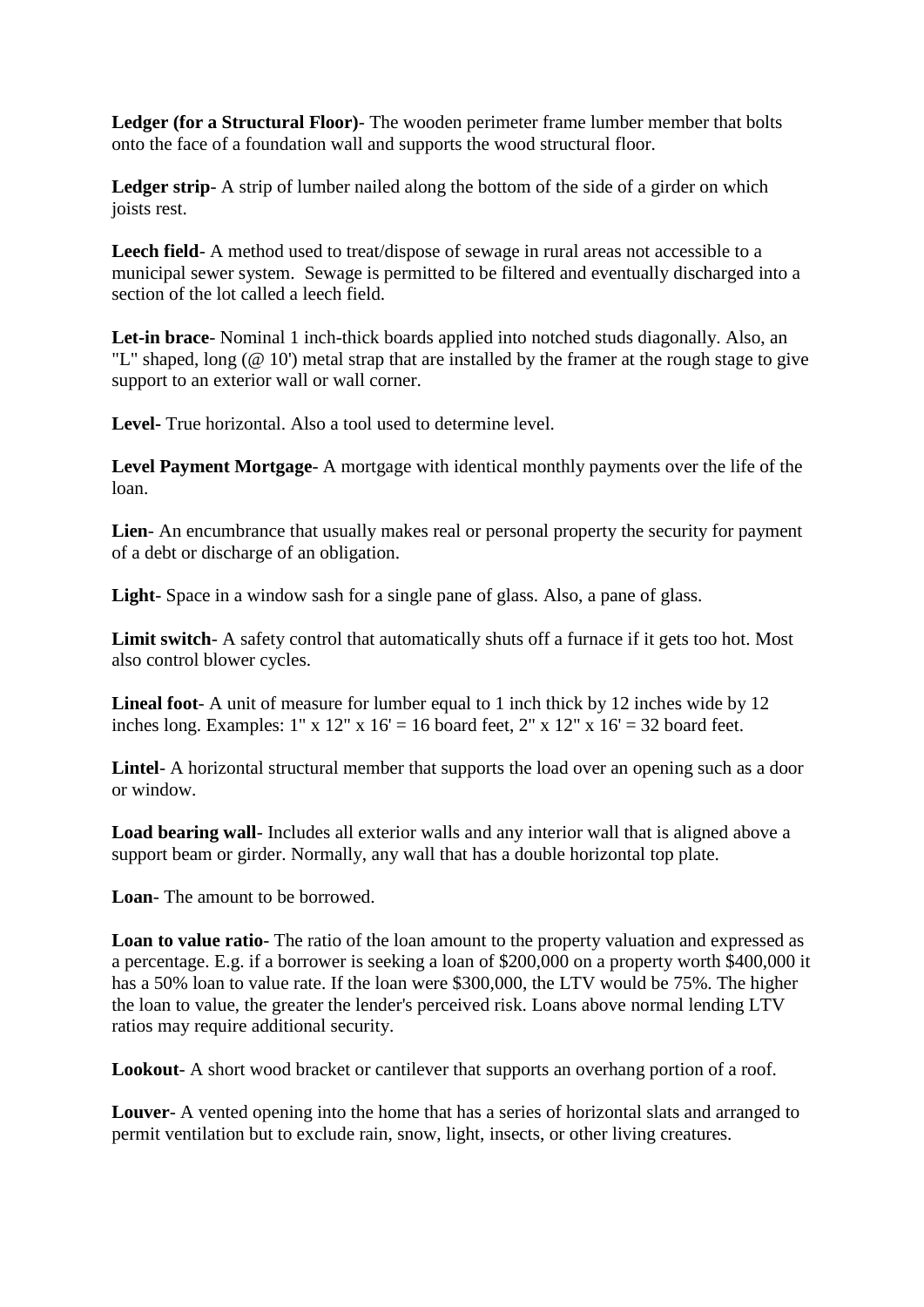**Ledger (for a Structural Floor)**- The wooden perimeter frame lumber member that bolts onto the face of a foundation wall and supports the wood structural floor.

**Ledger strip**- A strip of lumber nailed along the bottom of the side of a girder on which joists rest.

**Leech field**- A method used to treat/dispose of sewage in rural areas not accessible to a municipal sewer system. Sewage is permitted to be filtered and eventually discharged into a section of the lot called a leech field.

**Let-in brace**- Nominal 1 inch-thick boards applied into notched studs diagonally. Also, an "L" shaped, long (@ 10') metal strap that are installed by the framer at the rough stage to give support to an exterior wall or wall corner.

**Level**- True horizontal. Also a tool used to determine level.

**Level Payment Mortgage**- A mortgage with identical monthly payments over the life of the loan.

**Lien**- An encumbrance that usually makes real or personal property the security for payment of a debt or discharge of an obligation.

**Light**- Space in a window sash for a single pane of glass. Also, a pane of glass.

**Limit switch**- A safety control that automatically shuts off a furnace if it gets too hot. Most also control blower cycles.

**Lineal foot**- A unit of measure for lumber equal to 1 inch thick by 12 inches wide by 12 inches long. Examples: 1" x 12" x 16' = 16 board feet, 2" x 12" x 16' = 32 board feet.

**Lintel**- A horizontal structural member that supports the load over an opening such as a door or window.

**Load bearing wall**- Includes all exterior walls and any interior wall that is aligned above a support beam or girder. Normally, any wall that has a double horizontal top plate.

**Loan**- The amount to be borrowed.

**Loan to value ratio**- The ratio of the loan amount to the property valuation and expressed as a percentage. E.g. if a borrower is seeking a loan of $200,000 on a property worth $400,000 it has a 50% loan to value rate. If the loan were $300,000, the LTV would be 75%. The higher the loan to value, the greater the lender's perceived risk. Loans above normal lending LTV ratios may require additional security.

**Lookout**- A short wood bracket or cantilever that supports an overhang portion of a roof.

**Louver**- A vented opening into the home that has a series of horizontal slats and arranged to permit ventilation but to exclude rain, snow, light, insects, or other living creatures.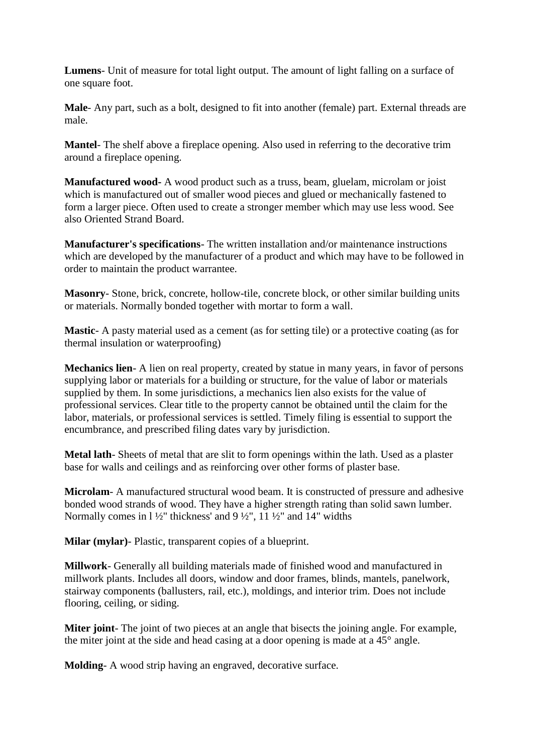**Lumens**- Unit of measure for total light output. The amount of light falling on a surface of one square foot.

**Male**- Any part, such as a bolt, designed to fit into another (female) part. External threads are male.

**Mantel**- The shelf above a fireplace opening. Also used in referring to the decorative trim around a fireplace opening.

**Manufactured wood-** A wood product such as a truss, beam, gluelam, microlam or joist which is manufactured out of smaller wood pieces and glued or mechanically fastened to form a larger piece. Often used to create a stronger member which may use less wood. See also Oriented Strand Board.

**Manufacturer's specifications**- The written installation and/or maintenance instructions which are developed by the manufacturer of a product and which may have to be followed in order to maintain the product warrantee.

**Masonry**- Stone, brick, concrete, hollow-tile, concrete block, or other similar building units or materials. Normally bonded together with mortar to form a wall.

**Mastic**- A pasty material used as a cement (as for setting tile) or a protective coating (as for thermal insulation or waterproofing)

**Mechanics lien**- A lien on real property, created by statue in many years, in favor of persons supplying labor or materials for a building or structure, for the value of labor or materials supplied by them. In some jurisdictions, a mechanics lien also exists for the value of professional services. Clear title to the property cannot be obtained until the claim for the labor, materials, or professional services is settled. Timely filing is essential to support the encumbrance, and prescribed filing dates vary by jurisdiction.

**Metal lath**- Sheets of metal that are slit to form openings within the lath. Used as a plaster base for walls and ceilings and as reinforcing over other forms of plaster base.

**Microlam**- A manufactured structural wood beam. It is constructed of pressure and adhesive bonded wood strands of wood. They have a higher strength rating than solid sawn lumber. Normally comes in l ½" thickness' and 9 ½", 11 ½" and 14" widths

**Milar (mylar)**- Plastic, transparent copies of a blueprint.

**Millwork**- Generally all building materials made of finished wood and manufactured in millwork plants. Includes all doors, window and door frames, blinds, mantels, panelwork, stairway components (ballusters, rail, etc.), moldings, and interior trim. Does not include flooring, ceiling, or siding.

**Miter joint**- The joint of two pieces at an angle that bisects the joining angle. For example, the miter joint at the side and head casing at a door opening is made at a 45° angle.

**Molding**- A wood strip having an engraved, decorative surface.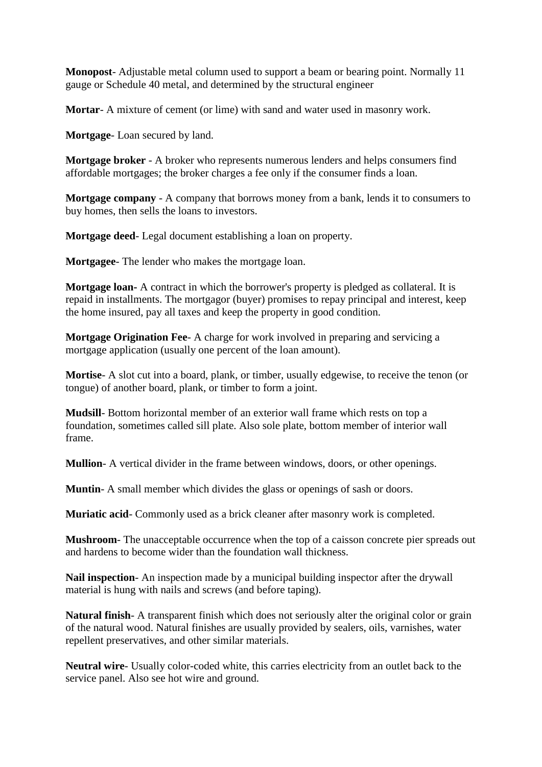**Monopost**- Adjustable metal column used to support a beam or bearing point. Normally 11 gauge or Schedule 40 metal, and determined by the structural engineer

**Mortar**- A mixture of cement (or lime) with sand and water used in masonry work.

**Mortgage**- Loan secured by land.

**Mortgage broker** - A broker who represents numerous lenders and helps consumers find affordable mortgages; the broker charges a fee only if the consumer finds a loan.

**Mortgage company** - A company that borrows money from a bank, lends it to consumers to buy homes, then sells the loans to investors.

**Mortgage deed**- Legal document establishing a loan on property.

**Mortgagee**- The lender who makes the mortgage loan.

**Mortgage loan-** A contract in which the borrower's property is pledged as collateral. It is repaid in installments. The mortgagor (buyer) promises to repay principal and interest, keep the home insured, pay all taxes and keep the property in good condition.

**Mortgage Origination Fee**- A charge for work involved in preparing and servicing a mortgage application (usually one percent of the loan amount).

**Mortise**- A slot cut into a board, plank, or timber, usually edgewise, to receive the tenon (or tongue) of another board, plank, or timber to form a joint.

**Mudsill**- Bottom horizontal member of an exterior wall frame which rests on top a foundation, sometimes called sill plate. Also sole plate, bottom member of interior wall frame.

**Mullion**- A vertical divider in the frame between windows, doors, or other openings.

**Muntin**- A small member which divides the glass or openings of sash or doors.

**Muriatic acid**- Commonly used as a brick cleaner after masonry work is completed.

**Mushroom**- The unacceptable occurrence when the top of a caisson concrete pier spreads out and hardens to become wider than the foundation wall thickness.

**Nail inspection**- An inspection made by a municipal building inspector after the drywall material is hung with nails and screws (and before taping).

**Natural finish**- A transparent finish which does not seriously alter the original color or grain of the natural wood. Natural finishes are usually provided by sealers, oils, varnishes, water repellent preservatives, and other similar materials.

**Neutral wire**- Usually color-coded white, this carries electricity from an outlet back to the service panel. Also see hot wire and ground.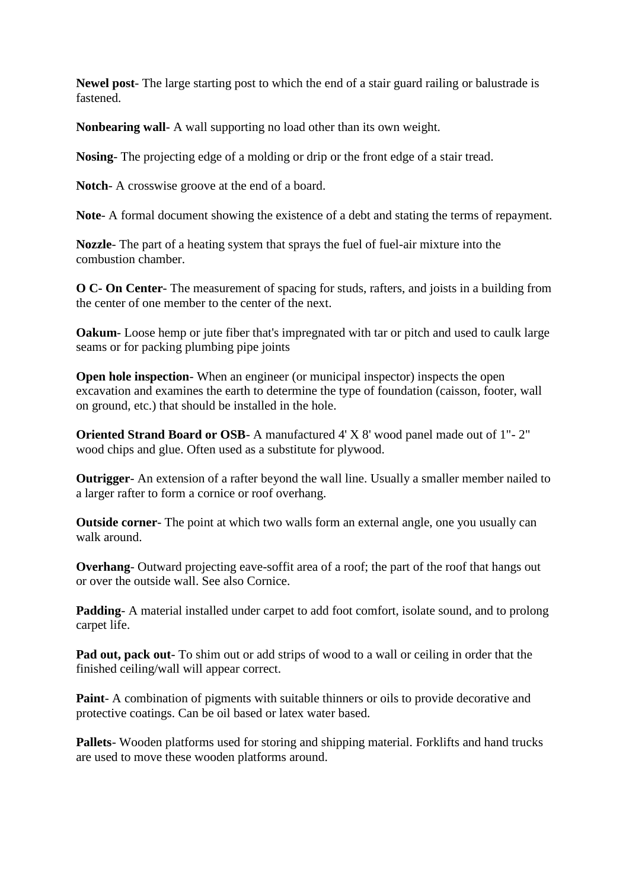**Newel post**- The large starting post to which the end of a stair guard railing or balustrade is fastened.

**Nonbearing wall**- A wall supporting no load other than its own weight.

**Nosing**- The projecting edge of a molding or drip or the front edge of a stair tread.

**Notch**- A crosswise groove at the end of a board.

**Note**- A formal document showing the existence of a debt and stating the terms of repayment.

**Nozzle**- The part of a heating system that sprays the fuel of fuel-air mixture into the combustion chamber.

**O C- On Center**- The measurement of spacing for studs, rafters, and joists in a building from the center of one member to the center of the next.

**Oakum**- Loose hemp or jute fiber that's impregnated with tar or pitch and used to caulk large seams or for packing plumbing pipe joints

**Open hole inspection**- When an engineer (or municipal inspector) inspects the open excavation and examines the earth to determine the type of foundation (caisson, footer, wall on ground, etc.) that should be installed in the hole.

**Oriented Strand Board or OSB**- A manufactured 4' X 8' wood panel made out of 1"- 2" wood chips and glue. Often used as a substitute for plywood.

**Outrigger**- An extension of a rafter beyond the wall line. Usually a smaller member nailed to a larger rafter to form a cornice or roof overhang.

**Outside corner**- The point at which two walls form an external angle, one you usually can walk around.

**Overhang**- Outward projecting eave-soffit area of a roof; the part of the roof that hangs out or over the outside wall. See also Cornice.

**Padding**- A material installed under carpet to add foot comfort, isolate sound, and to prolong carpet life.

**Pad out, pack out**- To shim out or add strips of wood to a wall or ceiling in order that the finished ceiling/wall will appear correct.

**Paint**- A combination of pigments with suitable thinners or oils to provide decorative and protective coatings. Can be oil based or latex water based.

**Pallets**- Wooden platforms used for storing and shipping material. Forklifts and hand trucks are used to move these wooden platforms around.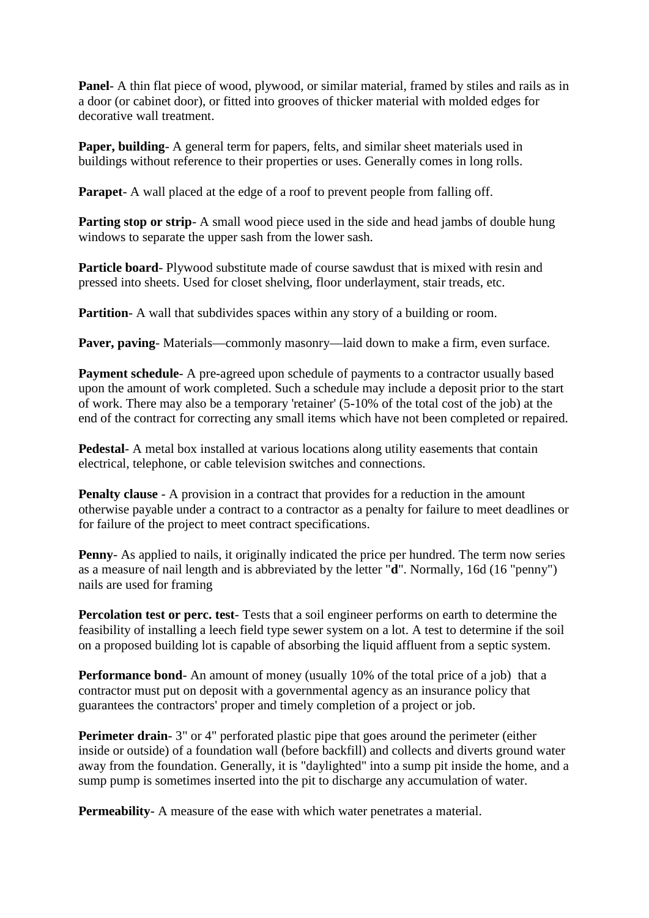**Panel**- A thin flat piece of wood, plywood, or similar material, framed by stiles and rails as in a door (or cabinet door), or fitted into grooves of thicker material with molded edges for decorative wall treatment.

**Paper, building**- A general term for papers, felts, and similar sheet materials used in buildings without reference to their properties or uses. Generally comes in long rolls.

**Parapet**- A wall placed at the edge of a roof to prevent people from falling off.

**Parting stop or strip**- A small wood piece used in the side and head jambs of double hung windows to separate the upper sash from the lower sash.

**Particle board**- Plywood substitute made of course sawdust that is mixed with resin and pressed into sheets. Used for closet shelving, floor underlayment, stair treads, etc.

**Partition**- A wall that subdivides spaces within any story of a building or room.

**Paver, paving**- Materials—commonly masonry—laid down to make a firm, even surface.

**Payment schedule**- A pre-agreed upon schedule of payments to a contractor usually based upon the amount of work completed. Such a schedule may include a deposit prior to the start of work. There may also be a temporary 'retainer' (5-10% of the total cost of the job) at the end of the contract for correcting any small items which have not been completed or repaired.

**Pedestal**- A metal box installed at various locations along utility easements that contain electrical, telephone, or cable television switches and connections.

**Penalty clause** - A provision in a contract that provides for a reduction in the amount otherwise payable under a contract to a contractor as a penalty for failure to meet deadlines or for failure of the project to meet contract specifications.

**Penny**- As applied to nails, it originally indicated the price per hundred. The term now series as a measure of nail length and is abbreviated by the letter "**d**". Normally, 16d (16 "penny") nails are used for framing

**Percolation test or perc. test**- Tests that a soil engineer performs on earth to determine the feasibility of installing a leech field type sewer system on a lot. A test to determine if the soil on a proposed building lot is capable of absorbing the liquid affluent from a septic system.

**Performance bond**- An amount of money (usually 10% of the total price of a job) that a contractor must put on deposit with a governmental agency as an insurance policy that guarantees the contractors' proper and timely completion of a project or job.

**Perimeter drain**- 3" or 4" perforated plastic pipe that goes around the perimeter (either inside or outside) of a foundation wall (before backfill) and collects and diverts ground water away from the foundation. Generally, it is "daylighted" into a sump pit inside the home, and a sump pump is sometimes inserted into the pit to discharge any accumulation of water.

**Permeability**- A measure of the ease with which water penetrates a material.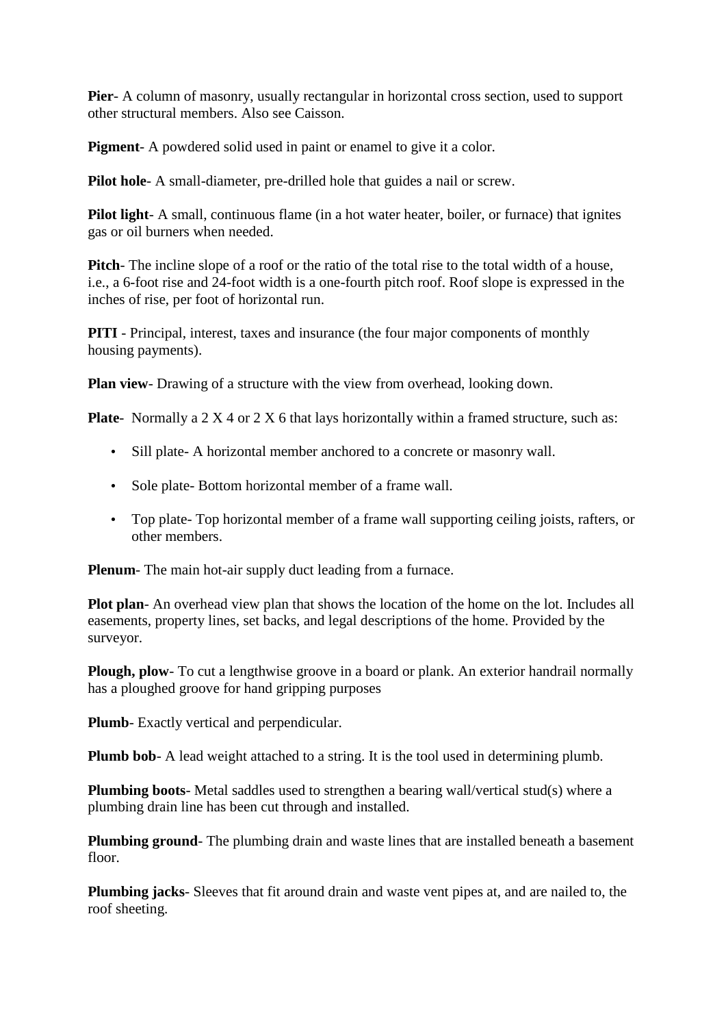**Pier**- A column of masonry, usually rectangular in horizontal cross section, used to support other structural members. Also see Caisson.

**Pigment**- A powdered solid used in paint or enamel to give it a color.

**Pilot hole**- A small-diameter, pre-drilled hole that guides a nail or screw.

**Pilot light**- A small, continuous flame (in a hot water heater, boiler, or furnace) that ignites gas or oil burners when needed.

**Pitch**- The incline slope of a roof or the ratio of the total rise to the total width of a house, i.e., a 6-foot rise and 24-foot width is a one-fourth pitch roof. Roof slope is expressed in the inches of rise, per foot of horizontal run.

**PITI** - Principal, interest, taxes and insurance (the four major components of monthly housing payments).

**Plan view**- Drawing of a structure with the view from overhead, looking down.

**Plate**- Normally a 2 X 4 or 2 X 6 that lays horizontally within a framed structure, such as:

- Sill plate- A horizontal member anchored to a concrete or masonry wall.
- Sole plate- Bottom horizontal member of a frame wall.
- Top plate- Top horizontal member of a frame wall supporting ceiling joists, rafters, or other members.

**Plenum**- The main hot-air supply duct leading from a furnace.

**Plot plan**- An overhead view plan that shows the location of the home on the lot. Includes all easements, property lines, set backs, and legal descriptions of the home. Provided by the surveyor.

**Plough, plow**- To cut a lengthwise groove in a board or plank. An exterior handrail normally has a ploughed groove for hand gripping purposes

**Plumb**- Exactly vertical and perpendicular.

**Plumb bob**- A lead weight attached to a string. It is the tool used in determining plumb.

**Plumbing boots**- Metal saddles used to strengthen a bearing wall/vertical stud(s) where a plumbing drain line has been cut through and installed.

**Plumbing ground**- The plumbing drain and waste lines that are installed beneath a basement floor.

**Plumbing jacks**- Sleeves that fit around drain and waste vent pipes at, and are nailed to, the roof sheeting.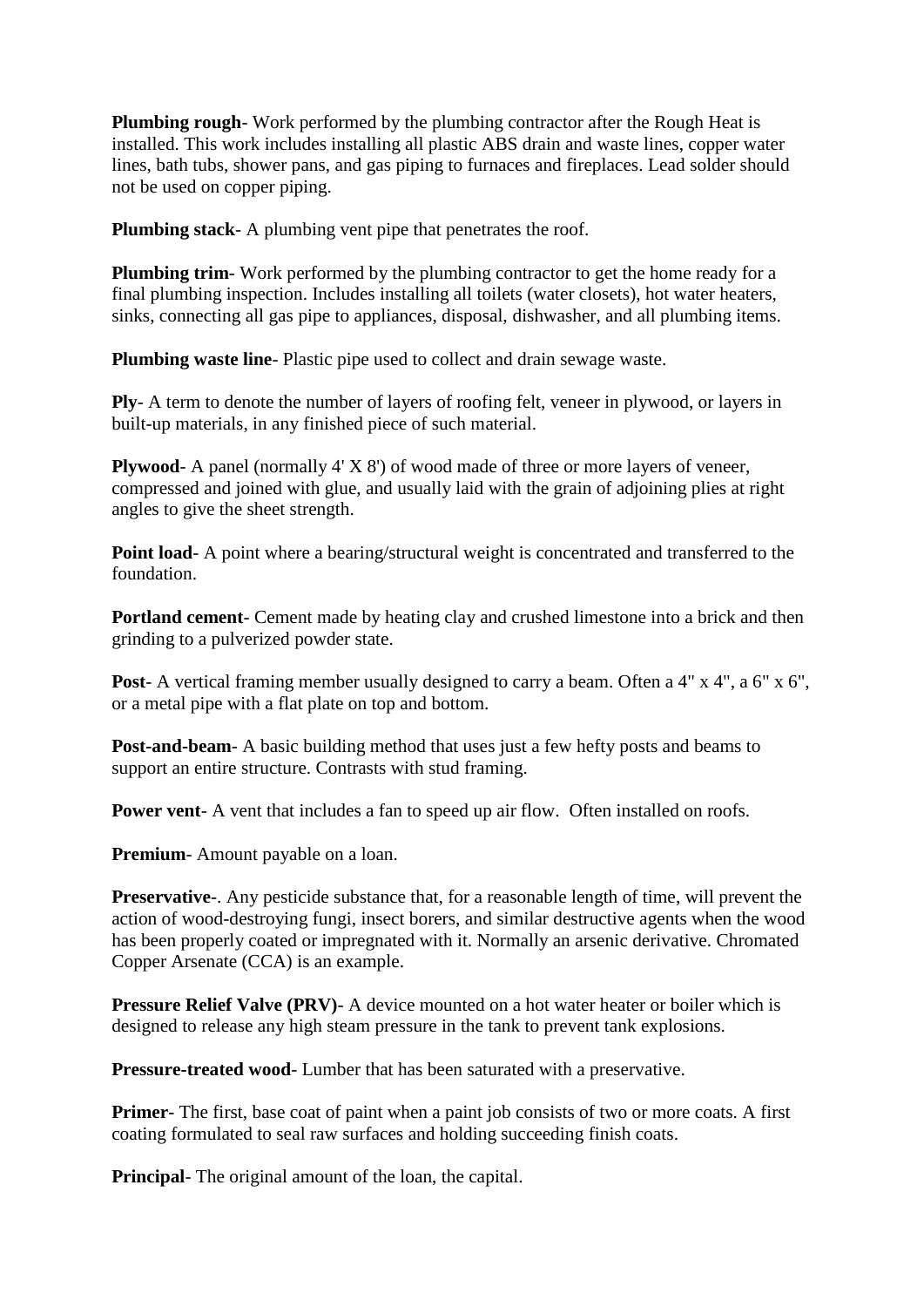**Plumbing rough**- Work performed by the plumbing contractor after the Rough Heat is installed. This work includes installing all plastic ABS drain and waste lines, copper water lines, bath tubs, shower pans, and gas piping to furnaces and fireplaces. Lead solder should not be used on copper piping.

**Plumbing stack**- A plumbing vent pipe that penetrates the roof.

**Plumbing trim**- Work performed by the plumbing contractor to get the home ready for a final plumbing inspection. Includes installing all toilets (water closets), hot water heaters, sinks, connecting all gas pipe to appliances, disposal, dishwasher, and all plumbing items.

**Plumbing waste line**- Plastic pipe used to collect and drain sewage waste.

**Ply**- A term to denote the number of layers of roofing felt, veneer in plywood, or layers in built-up materials, in any finished piece of such material.

**Plywood**- A panel (normally 4' X 8') of wood made of three or more layers of veneer, compressed and joined with glue, and usually laid with the grain of adjoining plies at right angles to give the sheet strength.

**Point load**- A point where a bearing/structural weight is concentrated and transferred to the foundation.

**Portland cement**- Cement made by heating clay and crushed limestone into a brick and then grinding to a pulverized powder state.

**Post**- A vertical framing member usually designed to carry a beam. Often a 4" x 4", a 6" x 6", or a metal pipe with a flat plate on top and bottom.

**Post-and-beam**- A basic building method that uses just a few hefty posts and beams to support an entire structure. Contrasts with stud framing.

**Power vent**- A vent that includes a fan to speed up air flow. Often installed on roofs.

**Premium**- Amount payable on a loan.

**Preservative**-. Any pesticide substance that, for a reasonable length of time, will prevent the action of wood-destroying fungi, insect borers, and similar destructive agents when the wood has been properly coated or impregnated with it. Normally an arsenic derivative. Chromated Copper Arsenate (CCA) is an example.

**Pressure Relief Valve (PRV)**- A device mounted on a hot water heater or boiler which is designed to release any high steam pressure in the tank to prevent tank explosions.

**Pressure-treated wood**- Lumber that has been saturated with a preservative.

**Primer**- The first, base coat of paint when a paint job consists of two or more coats. A first coating formulated to seal raw surfaces and holding succeeding finish coats.

**Principal**- The original amount of the loan, the capital.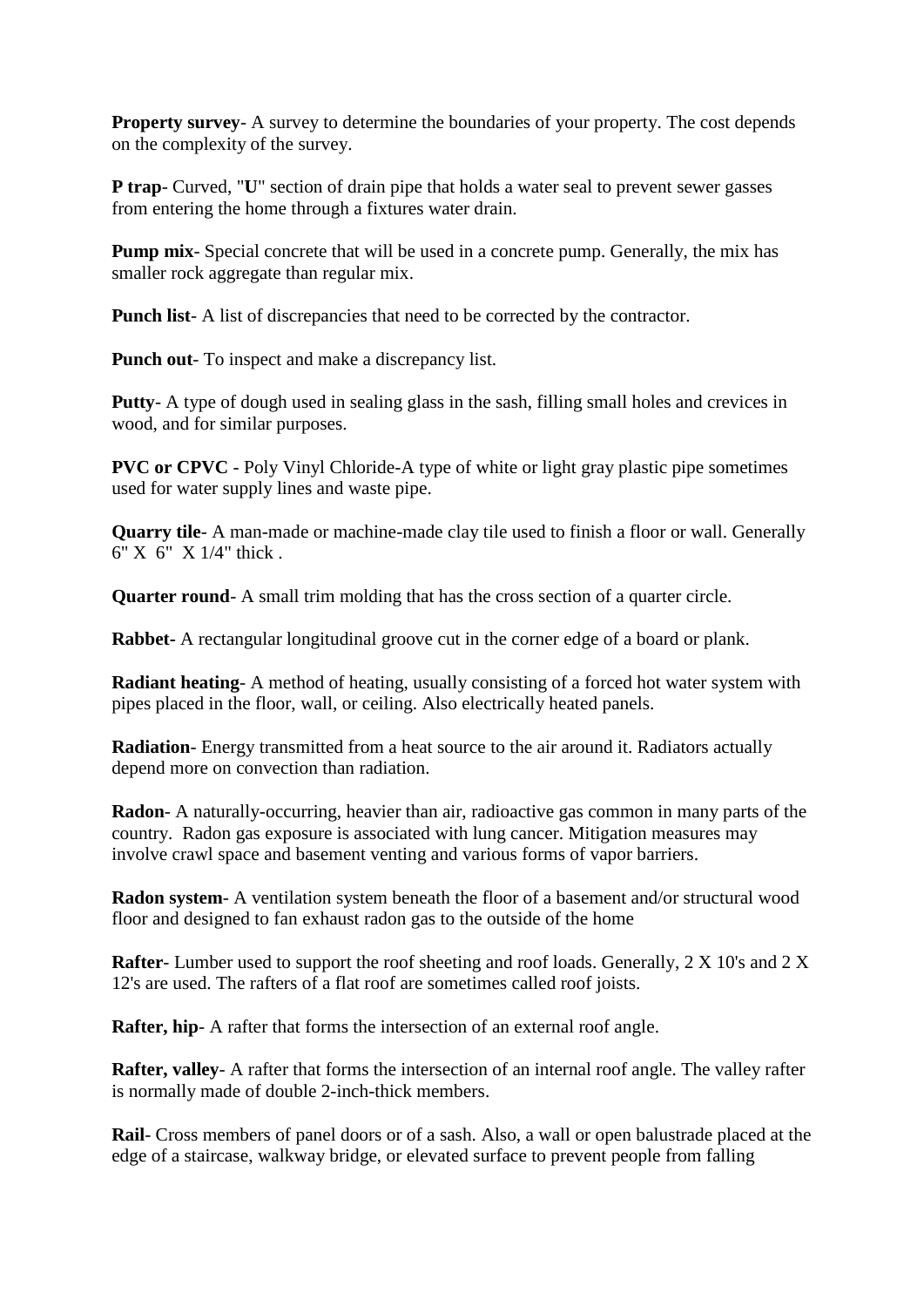**Property survey**- A survey to determine the boundaries of your property. The cost depends on the complexity of the survey.

**P trap**- Curved, "**U**" section of drain pipe that holds a water seal to prevent sewer gasses from entering the home through a fixtures water drain.

**Pump mix**- Special concrete that will be used in a concrete pump. Generally, the mix has smaller rock aggregate than regular mix.

**Punch list**- A list of discrepancies that need to be corrected by the contractor.

**Punch out**- To inspect and make a discrepancy list.

**Putty**- A type of dough used in sealing glass in the sash, filling small holes and crevices in wood, and for similar purposes.

**PVC or CPVC** - Poly Vinyl Chloride-A type of white or light gray plastic pipe sometimes used for water supply lines and waste pipe.

**Quarry tile**- A man-made or machine-made clay tile used to finish a floor or wall. Generally 6" X 6" X 1/4" thick .

**Quarter round**- A small trim molding that has the cross section of a quarter circle.

**Rabbet**- A rectangular longitudinal groove cut in the corner edge of a board or plank.

**Radiant heating**- A method of heating, usually consisting of a forced hot water system with pipes placed in the floor, wall, or ceiling. Also electrically heated panels.

**Radiation**- Energy transmitted from a heat source to the air around it. Radiators actually depend more on convection than radiation.

**Radon**- A naturally-occurring, heavier than air, radioactive gas common in many parts of the country. Radon gas exposure is associated with lung cancer. Mitigation measures may involve crawl space and basement venting and various forms of vapor barriers.

**Radon system**- A ventilation system beneath the floor of a basement and/or structural wood floor and designed to fan exhaust radon gas to the outside of the home

**Rafter**- Lumber used to support the roof sheeting and roof loads. Generally, 2 X 10's and 2 X 12's are used. The rafters of a flat roof are sometimes called roof joists.

**Rafter, hip**- A rafter that forms the intersection of an external roof angle.

**Rafter, valley**- A rafter that forms the intersection of an internal roof angle. The valley rafter is normally made of double 2-inch-thick members.

**Rail**- Cross members of panel doors or of a sash. Also, a wall or open balustrade placed at the edge of a staircase, walkway bridge, or elevated surface to prevent people from falling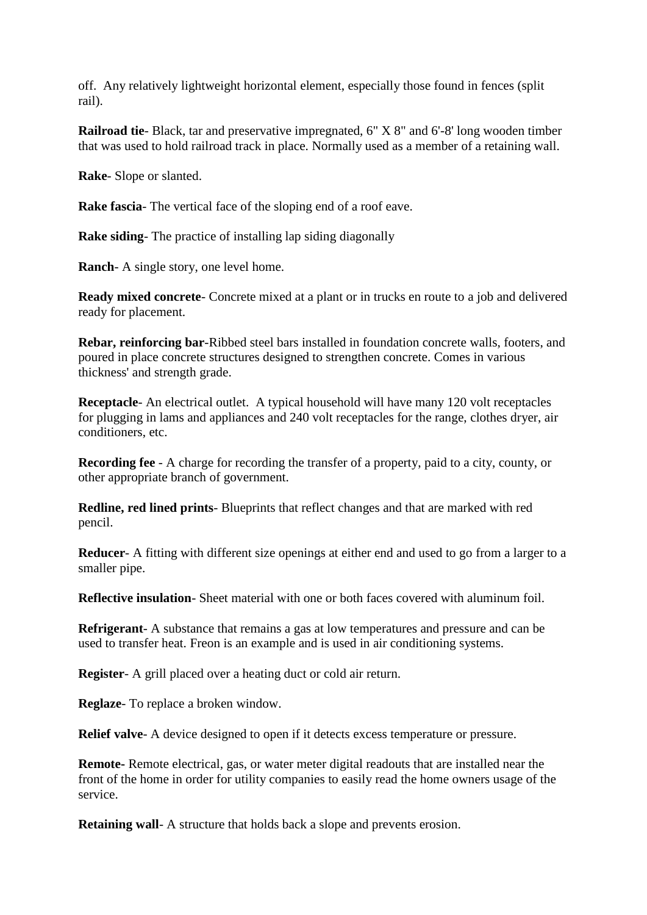off.  Any relatively lightweight horizontal element, especially those found in fences (split rail).

**Railroad tie**- Black, tar and preservative impregnated, 6" X 8" and 6'-8' long wooden timber that was used to hold railroad track in place. Normally used as a member of a retaining wall.

**Rake**- Slope or slanted.

**Rake fascia**- The vertical face of the sloping end of a roof eave.

**Rake siding**- The practice of installing lap siding diagonally

**Ranch**- A single story, one level home.

**Ready mixed concrete**- Concrete mixed at a plant or in trucks en route to a job and delivered ready for placement.

**Rebar, reinforcing bar**-Ribbed steel bars installed in foundation concrete walls, footers, and poured in place concrete structures designed to strengthen concrete. Comes in various thickness' and strength grade.

**Receptacle**- An electrical outlet.  A typical household will have many 120 volt receptacles for plugging in lams and appliances and 240 volt receptacles for the range, clothes dryer, air conditioners, etc.

**Recording fee** - A charge for recording the transfer of a property, paid to a city, county, or other appropriate branch of government.

**Redline, red lined prints**- Blueprints that reflect changes and that are marked with red pencil.

**Reducer**- A fitting with different size openings at either end and used to go from a larger to a smaller pipe.

**Reflective insulation**- Sheet material with one or both faces covered with aluminum foil.

**Refrigerant**- A substance that remains a gas at low temperatures and pressure and can be used to transfer heat. Freon is an example and is used in air conditioning systems.

**Register**- A grill placed over a heating duct or cold air return.

**Reglaze**- To replace a broken window.

**Relief valve**- A device designed to open if it detects excess temperature or pressure.

**Remote-** Remote electrical, gas, or water meter digital readouts that are installed near the front of the home in order for utility companies to easily read the home owners usage of the service.

**Retaining wall**- A structure that holds back a slope and prevents erosion.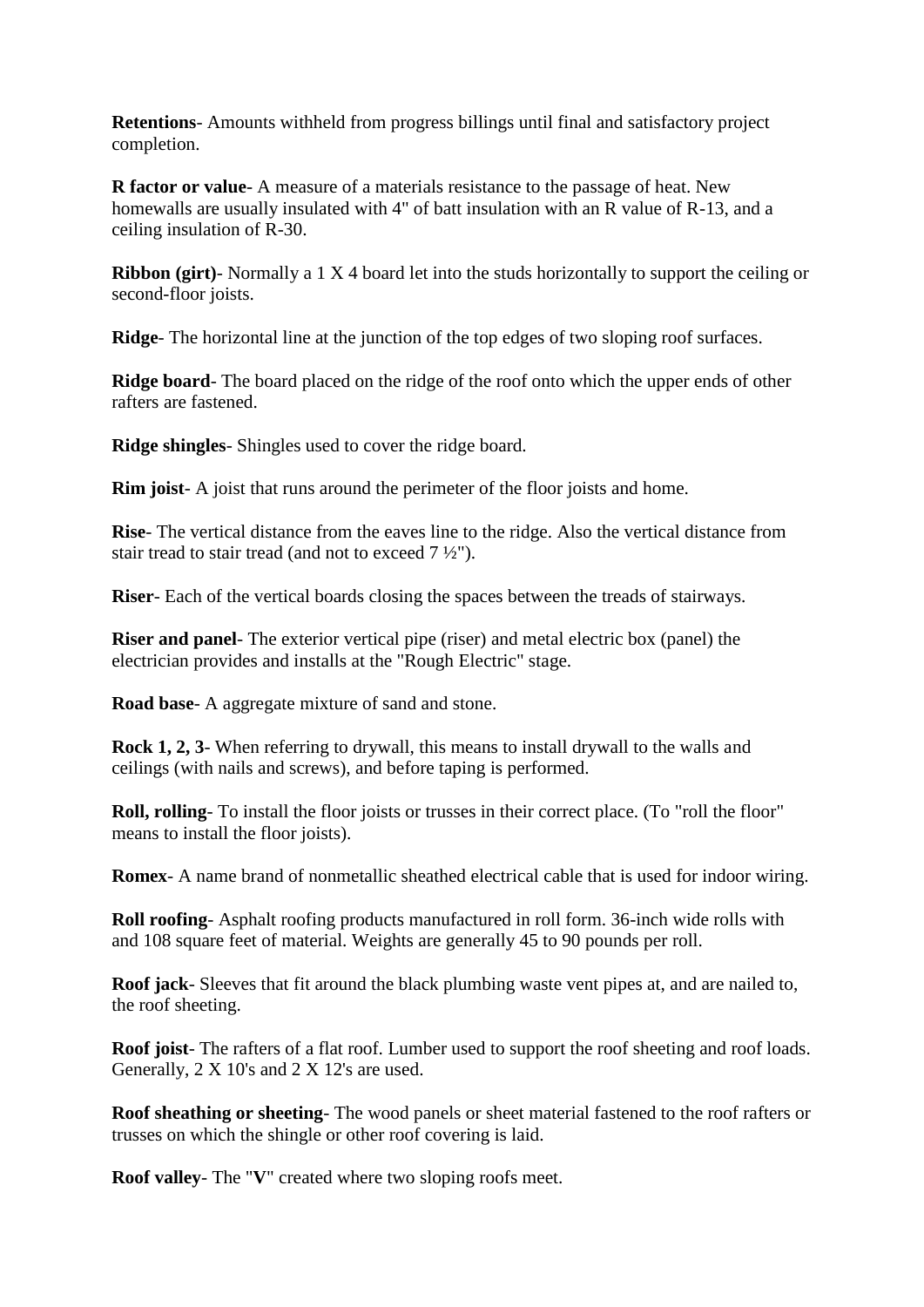**Retentions**- Amounts withheld from progress billings until final and satisfactory project completion.

**R factor or value**- A measure of a materials resistance to the passage of heat. New homewalls are usually insulated with 4" of batt insulation with an R value of R-13, and a ceiling insulation of R-30.

**Ribbon (girt)**- Normally a 1 X 4 board let into the studs horizontally to support the ceiling or second-floor joists.

**Ridge**- The horizontal line at the junction of the top edges of two sloping roof surfaces.

**Ridge board**- The board placed on the ridge of the roof onto which the upper ends of other rafters are fastened.

**Ridge shingles**- Shingles used to cover the ridge board.

**Rim joist**- A joist that runs around the perimeter of the floor joists and home.

**Rise**- The vertical distance from the eaves line to the ridge. Also the vertical distance from stair tread to stair tread (and not to exceed 7 ½").

**Riser**- Each of the vertical boards closing the spaces between the treads of stairways.

**Riser and panel**- The exterior vertical pipe (riser) and metal electric box (panel) the electrician provides and installs at the "Rough Electric" stage.

**Road base**- A aggregate mixture of sand and stone.

**Rock 1, 2, 3**- When referring to drywall, this means to install drywall to the walls and ceilings (with nails and screws), and before taping is performed.

**Roll, rolling**- To install the floor joists or trusses in their correct place. (To "roll the floor" means to install the floor joists).

**Romex**- A name brand of nonmetallic sheathed electrical cable that is used for indoor wiring.

**Roll roofing**- Asphalt roofing products manufactured in roll form. 36-inch wide rolls with and 108 square feet of material. Weights are generally 45 to 90 pounds per roll.

**Roof jack**- Sleeves that fit around the black plumbing waste vent pipes at, and are nailed to, the roof sheeting.

**Roof joist**- The rafters of a flat roof. Lumber used to support the roof sheeting and roof loads. Generally, 2 X 10's and 2 X 12's are used.

**Roof sheathing or sheeting**- The wood panels or sheet material fastened to the roof rafters or trusses on which the shingle or other roof covering is laid.

**Roof valley**- The "**V**" created where two sloping roofs meet.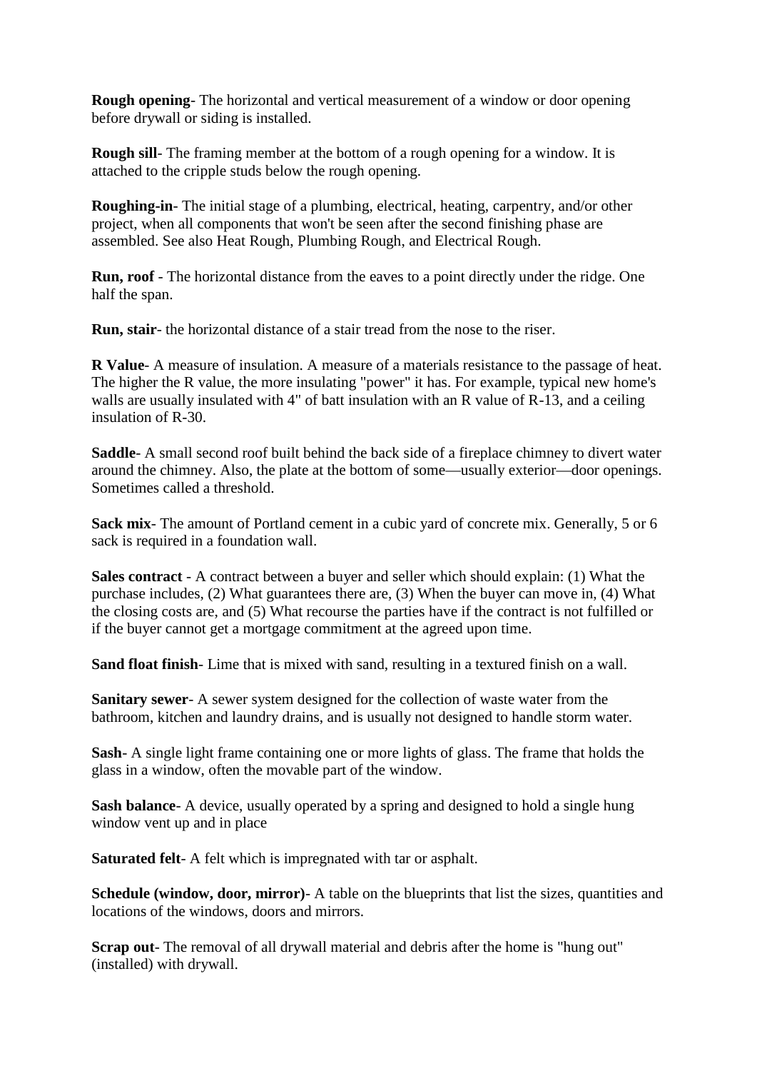**Rough opening**- The horizontal and vertical measurement of a window or door opening before drywall or siding is installed.

**Rough sill**- The framing member at the bottom of a rough opening for a window. It is attached to the cripple studs below the rough opening.

**Roughing-in**- The initial stage of a plumbing, electrical, heating, carpentry, and/or other project, when all components that won't be seen after the second finishing phase are assembled. See also Heat Rough, Plumbing Rough, and Electrical Rough.

**Run, roof** - The horizontal distance from the eaves to a point directly under the ridge. One half the span.

**Run, stair**- the horizontal distance of a stair tread from the nose to the riser.

**R Value**- A measure of insulation. A measure of a materials resistance to the passage of heat. The higher the R value, the more insulating "power" it has. For example, typical new home's walls are usually insulated with 4" of batt insulation with an R value of R-13, and a ceiling insulation of R-30.

**Saddle**- A small second roof built behind the back side of a fireplace chimney to divert water around the chimney. Also, the plate at the bottom of some—usually exterior—door openings. Sometimes called a threshold.

**Sack mix**- The amount of Portland cement in a cubic yard of concrete mix. Generally, 5 or 6 sack is required in a foundation wall.

**Sales contract** - A contract between a buyer and seller which should explain: (1) What the purchase includes, (2) What guarantees there are, (3) When the buyer can move in, (4) What the closing costs are, and (5) What recourse the parties have if the contract is not fulfilled or if the buyer cannot get a mortgage commitment at the agreed upon time.

**Sand float finish**- Lime that is mixed with sand, resulting in a textured finish on a wall.

**Sanitary sewer**- A sewer system designed for the collection of waste water from the bathroom, kitchen and laundry drains, and is usually not designed to handle storm water.

**Sash**- A single light frame containing one or more lights of glass. The frame that holds the glass in a window, often the movable part of the window.

**Sash balance**- A device, usually operated by a spring and designed to hold a single hung window vent up and in place

**Saturated felt**- A felt which is impregnated with tar or asphalt.

**Schedule (window, door, mirror)**- A table on the blueprints that list the sizes, quantities and locations of the windows, doors and mirrors.

**Scrap out**- The removal of all drywall material and debris after the home is "hung out" (installed) with drywall.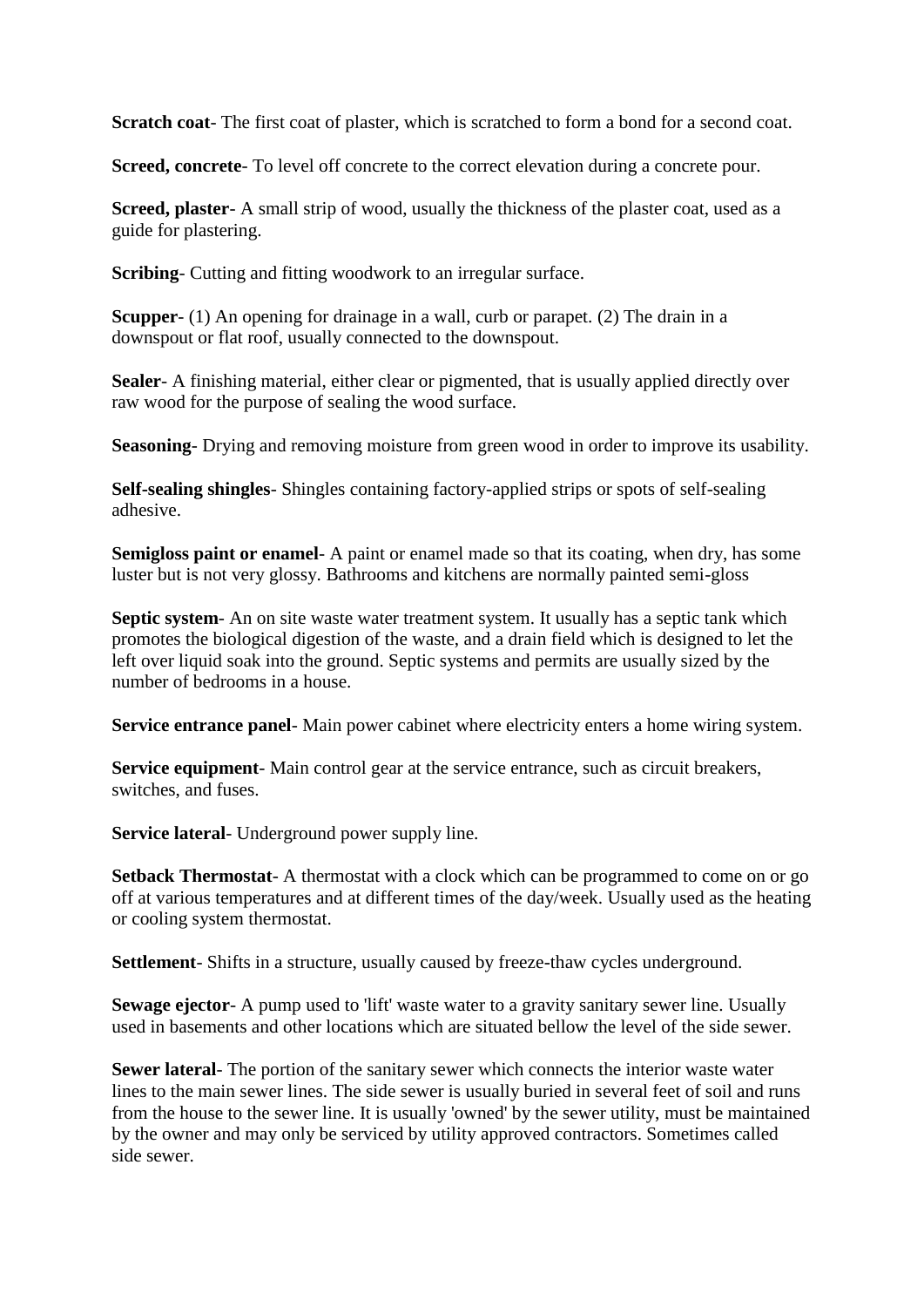**Scratch coat**- The first coat of plaster, which is scratched to form a bond for a second coat.

**Screed, concrete**- To level off concrete to the correct elevation during a concrete pour.

**Screed, plaster**- A small strip of wood, usually the thickness of the plaster coat, used as a guide for plastering.

**Scribing**- Cutting and fitting woodwork to an irregular surface.

**Scupper**- (1) An opening for drainage in a wall, curb or parapet. (2) The drain in a downspout or flat roof, usually connected to the downspout.

**Sealer**- A finishing material, either clear or pigmented, that is usually applied directly over raw wood for the purpose of sealing the wood surface.

**Seasoning**- Drying and removing moisture from green wood in order to improve its usability.

**Self-sealing shingles**- Shingles containing factory-applied strips or spots of self-sealing adhesive.

**Semigloss paint or enamel**- A paint or enamel made so that its coating, when dry, has some luster but is not very glossy. Bathrooms and kitchens are normally painted semi-gloss

**Septic system**- An on site waste water treatment system. It usually has a septic tank which promotes the biological digestion of the waste, and a drain field which is designed to let the left over liquid soak into the ground. Septic systems and permits are usually sized by the number of bedrooms in a house.

**Service entrance panel**- Main power cabinet where electricity enters a home wiring system.

**Service equipment**- Main control gear at the service entrance, such as circuit breakers, switches, and fuses.

**Service lateral**- Underground power supply line.

**Setback Thermostat**- A thermostat with a clock which can be programmed to come on or go off at various temperatures and at different times of the day/week. Usually used as the heating or cooling system thermostat.

**Settlement**- Shifts in a structure, usually caused by freeze-thaw cycles underground.

**Sewage ejector**- A pump used to 'lift' waste water to a gravity sanitary sewer line. Usually used in basements and other locations which are situated bellow the level of the side sewer.

**Sewer lateral**- The portion of the sanitary sewer which connects the interior waste water lines to the main sewer lines. The side sewer is usually buried in several feet of soil and runs from the house to the sewer line. It is usually 'owned' by the sewer utility, must be maintained by the owner and may only be serviced by utility approved contractors. Sometimes called side sewer.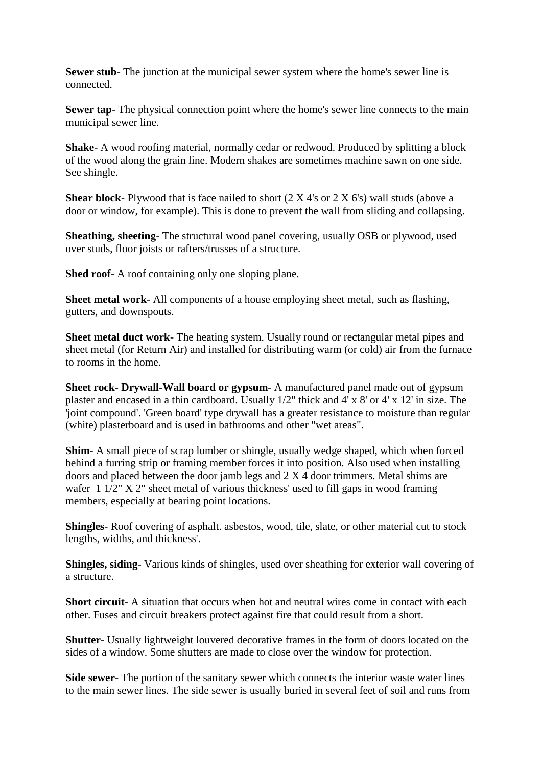**Sewer stub**- The junction at the municipal sewer system where the home's sewer line is connected.

**Sewer tap**- The physical connection point where the home's sewer line connects to the main municipal sewer line.

**Shake**- A wood roofing material, normally cedar or redwood. Produced by splitting a block of the wood along the grain line. Modern shakes are sometimes machine sawn on one side. See shingle.

**Shear block**- Plywood that is face nailed to short (2 X 4's or 2 X 6's) wall studs (above a door or window, for example). This is done to prevent the wall from sliding and collapsing.

**Sheathing, sheeting**- The structural wood panel covering, usually OSB or plywood, used over studs, floor joists or rafters/trusses of a structure.

**Shed roof**- A roof containing only one sloping plane.

**Sheet metal work**- All components of a house employing sheet metal, such as flashing, gutters, and downspouts.

**Sheet metal duct work**- The heating system. Usually round or rectangular metal pipes and sheet metal (for Return Air) and installed for distributing warm (or cold) air from the furnace to rooms in the home.

**Sheet rock- Drywall-Wall board or gypsum**- A manufactured panel made out of gypsum plaster and encased in a thin cardboard. Usually 1/2" thick and 4' x 8' or 4' x 12' in size. The 'joint compound'. 'Green board' type drywall has a greater resistance to moisture than regular (white) plasterboard and is used in bathrooms and other "wet areas".

**Shim**- A small piece of scrap lumber or shingle, usually wedge shaped, which when forced behind a furring strip or framing member forces it into position. Also used when installing doors and placed between the door jamb legs and 2 X 4 door trimmers. Metal shims are wafer 1 1/2" X 2" sheet metal of various thickness' used to fill gaps in wood framing members, especially at bearing point locations.

**Shingles**- Roof covering of asphalt. asbestos, wood, tile, slate, or other material cut to stock lengths, widths, and thickness'.

**Shingles, siding**- Various kinds of shingles, used over sheathing for exterior wall covering of a structure.

**Short circuit**- A situation that occurs when hot and neutral wires come in contact with each other. Fuses and circuit breakers protect against fire that could result from a short.

**Shutter**- Usually lightweight louvered decorative frames in the form of doors located on the sides of a window. Some shutters are made to close over the window for protection.

**Side sewer**- The portion of the sanitary sewer which connects the interior waste water lines to the main sewer lines. The side sewer is usually buried in several feet of soil and runs from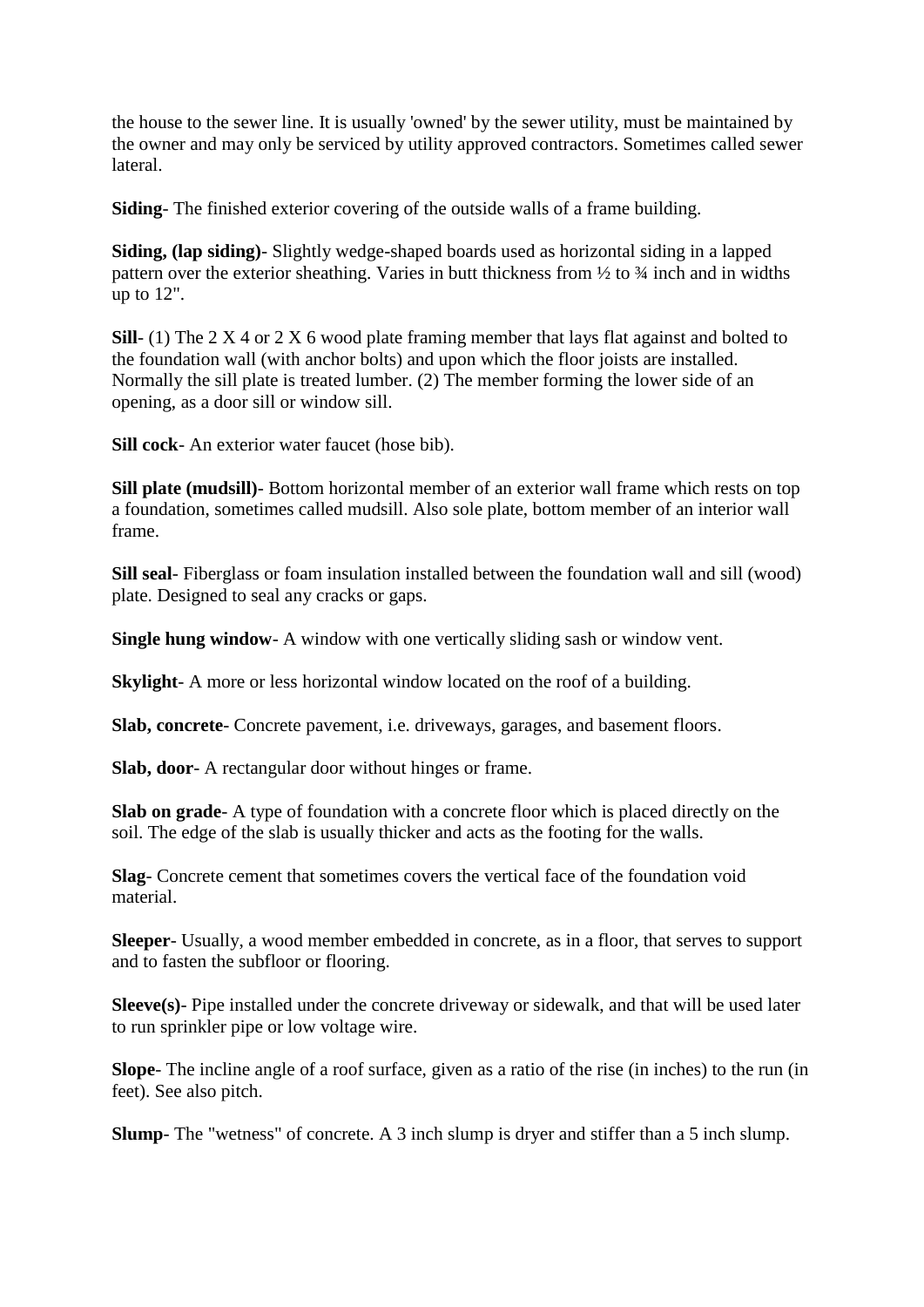the house to the sewer line. It is usually 'owned' by the sewer utility, must be maintained by the owner and may only be serviced by utility approved contractors. Sometimes called sewer lateral.

**Siding**- The finished exterior covering of the outside walls of a frame building.

**Siding, (lap siding)**- Slightly wedge-shaped boards used as horizontal siding in a lapped pattern over the exterior sheathing. Varies in butt thickness from ½ to ¾ inch and in widths up to 12".

**Sill**- (1) The 2 X 4 or 2 X 6 wood plate framing member that lays flat against and bolted to the foundation wall (with anchor bolts) and upon which the floor joists are installed. Normally the sill plate is treated lumber. (2) The member forming the lower side of an opening, as a door sill or window sill.

**Sill cock**- An exterior water faucet (hose bib).

**Sill plate (mudsill)**- Bottom horizontal member of an exterior wall frame which rests on top a foundation, sometimes called mudsill. Also sole plate, bottom member of an interior wall frame.

**Sill seal**- Fiberglass or foam insulation installed between the foundation wall and sill (wood) plate. Designed to seal any cracks or gaps.

**Single hung window**- A window with one vertically sliding sash or window vent.

**Skylight**- A more or less horizontal window located on the roof of a building.

**Slab, concrete**- Concrete pavement, i.e. driveways, garages, and basement floors.

**Slab, door**- A rectangular door without hinges or frame.

**Slab on grade**- A type of foundation with a concrete floor which is placed directly on the soil. The edge of the slab is usually thicker and acts as the footing for the walls.

**Slag**- Concrete cement that sometimes covers the vertical face of the foundation void material.

**Sleeper**- Usually, a wood member embedded in concrete, as in a floor, that serves to support and to fasten the subfloor or flooring.

**Sleeve(s)**- Pipe installed under the concrete driveway or sidewalk, and that will be used later to run sprinkler pipe or low voltage wire.

**Slope**- The incline angle of a roof surface, given as a ratio of the rise (in inches) to the run (in feet). See also pitch.

**Slump**- The "wetness" of concrete. A 3 inch slump is dryer and stiffer than a 5 inch slump.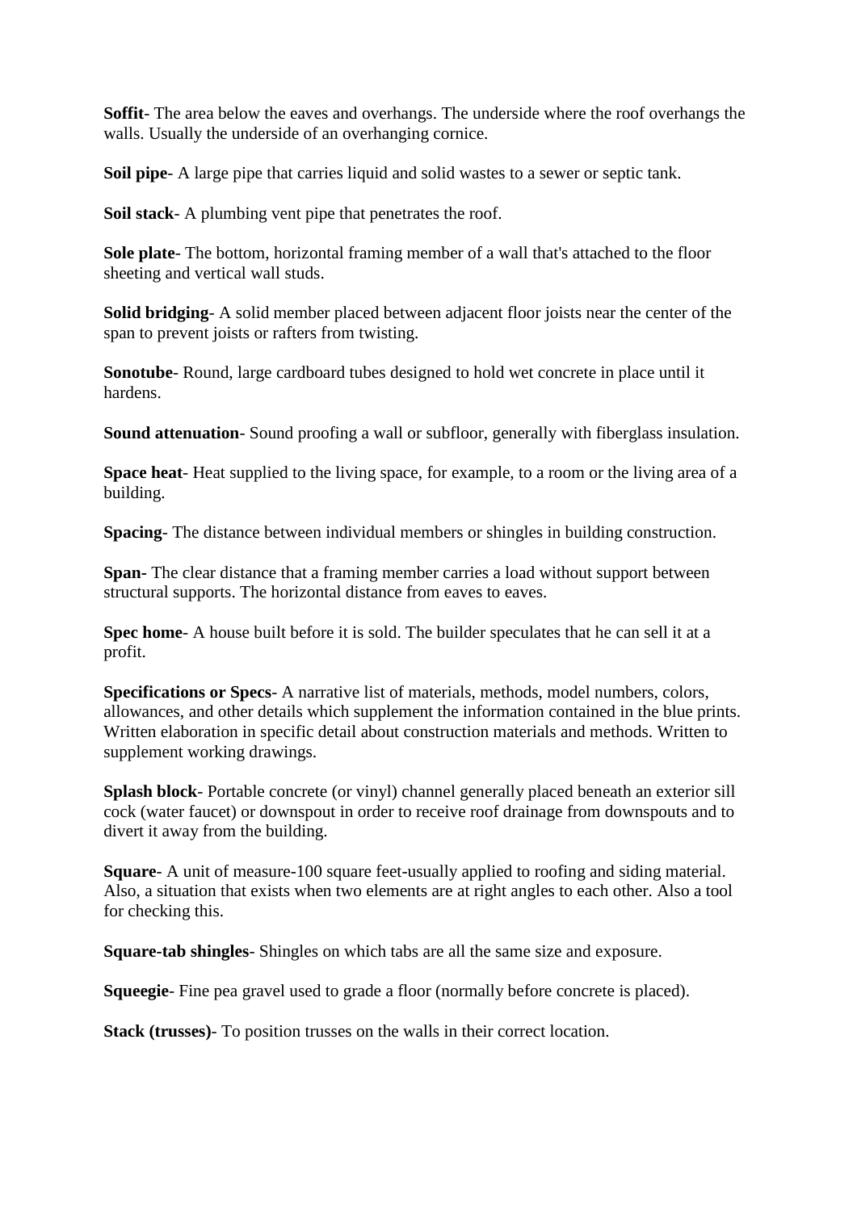**Soffit**- The area below the eaves and overhangs. The underside where the roof overhangs the walls. Usually the underside of an overhanging cornice.

**Soil pipe**- A large pipe that carries liquid and solid wastes to a sewer or septic tank.

**Soil stack**- A plumbing vent pipe that penetrates the roof.

**Sole plate**- The bottom, horizontal framing member of a wall that's attached to the floor sheeting and vertical wall studs.

**Solid bridging**- A solid member placed between adjacent floor joists near the center of the span to prevent joists or rafters from twisting.

**Sonotube**- Round, large cardboard tubes designed to hold wet concrete in place until it hardens.

**Sound attenuation**- Sound proofing a wall or subfloor, generally with fiberglass insulation.

**Space heat**- Heat supplied to the living space, for example, to a room or the living area of a building.

**Spacing**- The distance between individual members or shingles in building construction.

**Span-** The clear distance that a framing member carries a load without support between structural supports. The horizontal distance from eaves to eaves.

**Spec home**- A house built before it is sold. The builder speculates that he can sell it at a profit.

**Specifications or Specs**- A narrative list of materials, methods, model numbers, colors, allowances, and other details which supplement the information contained in the blue prints. Written elaboration in specific detail about construction materials and methods. Written to supplement working drawings.

**Splash block**- Portable concrete (or vinyl) channel generally placed beneath an exterior sill cock (water faucet) or downspout in order to receive roof drainage from downspouts and to divert it away from the building.

**Square**- A unit of measure-100 square feet-usually applied to roofing and siding material. Also, a situation that exists when two elements are at right angles to each other. Also a tool for checking this.

**Square-tab shingles**- Shingles on which tabs are all the same size and exposure.

**Squeegie**- Fine pea gravel used to grade a floor (normally before concrete is placed).

**Stack (trusses)**- To position trusses on the walls in their correct location.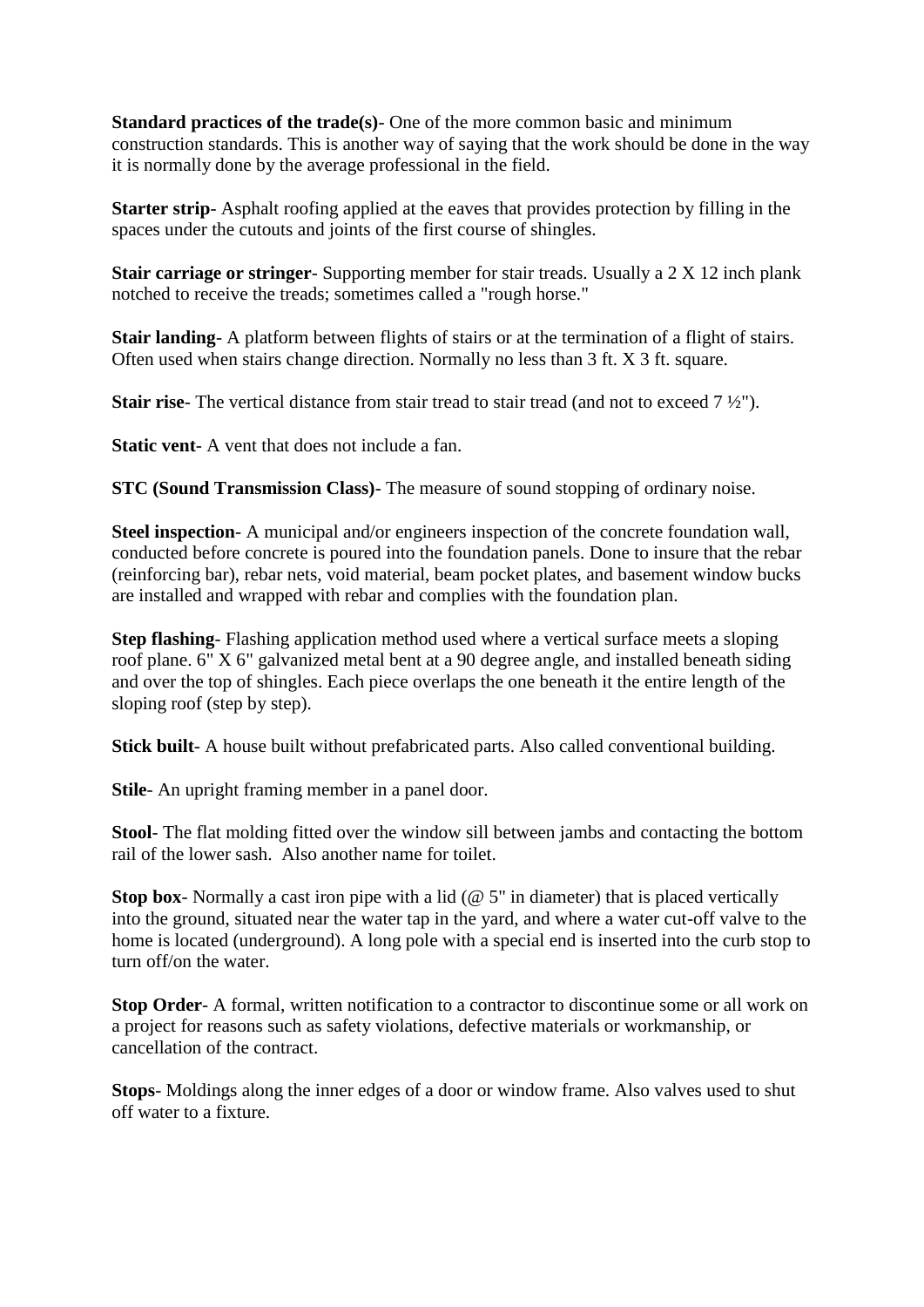**Standard practices of the trade(s)**- One of the more common basic and minimum construction standards. This is another way of saying that the work should be done in the way it is normally done by the average professional in the field.

**Starter strip**- Asphalt roofing applied at the eaves that provides protection by filling in the spaces under the cutouts and joints of the first course of shingles.

**Stair carriage or stringer**- Supporting member for stair treads. Usually a 2 X 12 inch plank notched to receive the treads; sometimes called a "rough horse."

**Stair landing**- A platform between flights of stairs or at the termination of a flight of stairs. Often used when stairs change direction. Normally no less than 3 ft. X 3 ft. square.

**Stair rise**- The vertical distance from stair tread to stair tread (and not to exceed 7 ½").

**Static vent**- A vent that does not include a fan.

**STC (Sound Transmission Class)**- The measure of sound stopping of ordinary noise.

**Steel inspection**- A municipal and/or engineers inspection of the concrete foundation wall, conducted before concrete is poured into the foundation panels. Done to insure that the rebar (reinforcing bar), rebar nets, void material, beam pocket plates, and basement window bucks are installed and wrapped with rebar and complies with the foundation plan.

**Step flashing**- Flashing application method used where a vertical surface meets a sloping roof plane. 6" X 6" galvanized metal bent at a 90 degree angle, and installed beneath siding and over the top of shingles. Each piece overlaps the one beneath it the entire length of the sloping roof (step by step).

**Stick built**- A house built without prefabricated parts. Also called conventional building.

**Stile**- An upright framing member in a panel door.

**Stool**- The flat molding fitted over the window sill between jambs and contacting the bottom rail of the lower sash. Also another name for toilet.

**Stop box**- Normally a cast iron pipe with a lid (@ 5" in diameter) that is placed vertically into the ground, situated near the water tap in the yard, and where a water cut-off valve to the home is located (underground). A long pole with a special end is inserted into the curb stop to turn off/on the water.

**Stop Order**- A formal, written notification to a contractor to discontinue some or all work on a project for reasons such as safety violations, defective materials or workmanship, or cancellation of the contract.

**Stops**- Moldings along the inner edges of a door or window frame. Also valves used to shut off water to a fixture.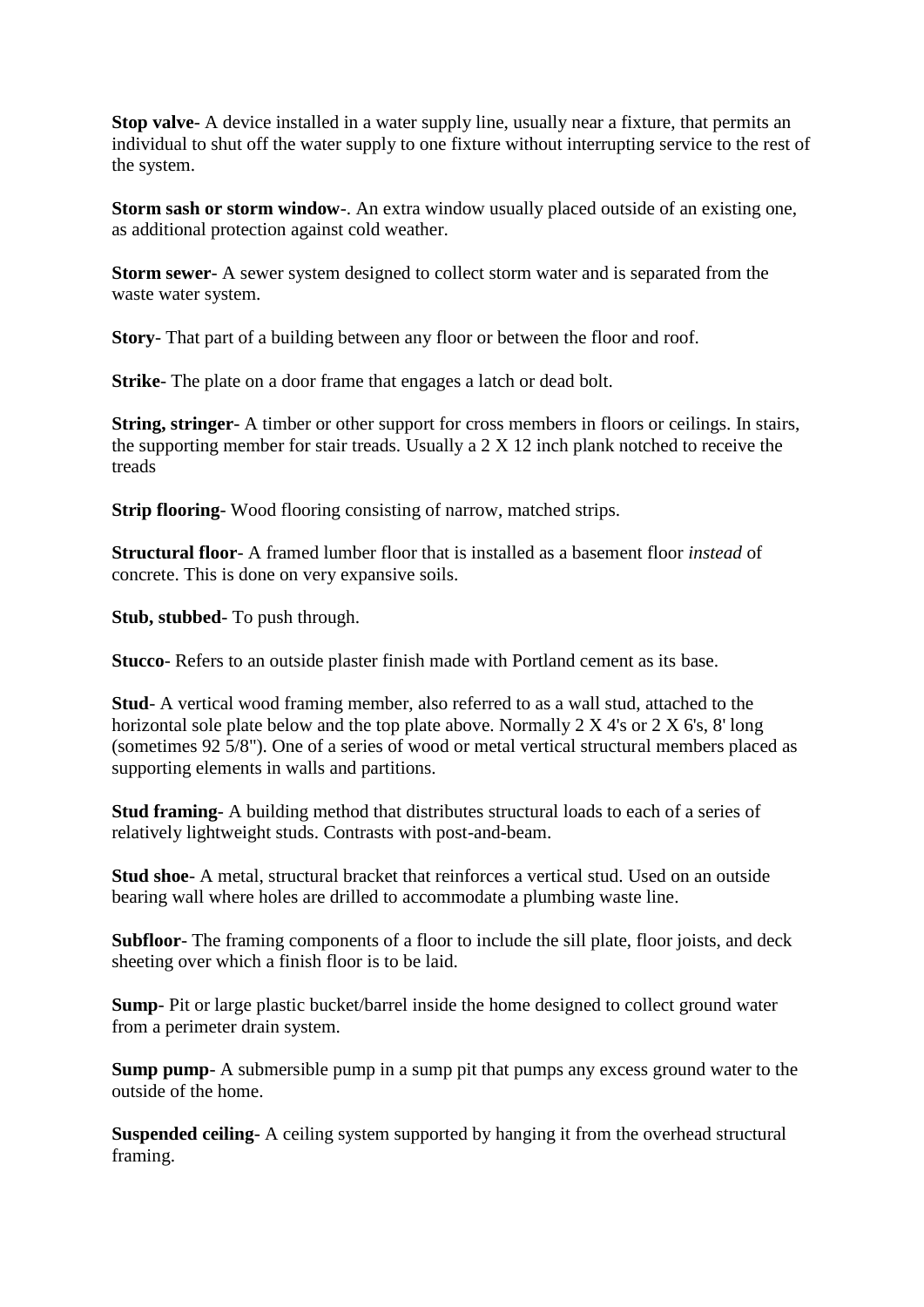**Stop valve**- A device installed in a water supply line, usually near a fixture, that permits an individual to shut off the water supply to one fixture without interrupting service to the rest of the system.

**Storm sash or storm window**-. An extra window usually placed outside of an existing one, as additional protection against cold weather.

**Storm sewer**- A sewer system designed to collect storm water and is separated from the waste water system.

**Story**- That part of a building between any floor or between the floor and roof.

**Strike**- The plate on a door frame that engages a latch or dead bolt.

**String, stringer**- A timber or other support for cross members in floors or ceilings. In stairs, the supporting member for stair treads. Usually a 2 X 12 inch plank notched to receive the treads

**Strip flooring**- Wood flooring consisting of narrow, matched strips.

**Structural floor**- A framed lumber floor that is installed as a basement floor *instead* of concrete. This is done on very expansive soils.

**Stub, stubbed**- To push through.

**Stucco**- Refers to an outside plaster finish made with Portland cement as its base.

**Stud**- A vertical wood framing member, also referred to as a wall stud, attached to the horizontal sole plate below and the top plate above. Normally 2 X 4's or 2 X 6's, 8' long (sometimes 92 5/8"). One of a series of wood or metal vertical structural members placed as supporting elements in walls and partitions.

**Stud framing**- A building method that distributes structural loads to each of a series of relatively lightweight studs. Contrasts with post-and-beam.

**Stud shoe**- A metal, structural bracket that reinforces a vertical stud. Used on an outside bearing wall where holes are drilled to accommodate a plumbing waste line.

**Subfloor**- The framing components of a floor to include the sill plate, floor joists, and deck sheeting over which a finish floor is to be laid.

**Sump**- Pit or large plastic bucket/barrel inside the home designed to collect ground water from a perimeter drain system.

**Sump pump**- A submersible pump in a sump pit that pumps any excess ground water to the outside of the home.

**Suspended ceiling**- A ceiling system supported by hanging it from the overhead structural framing.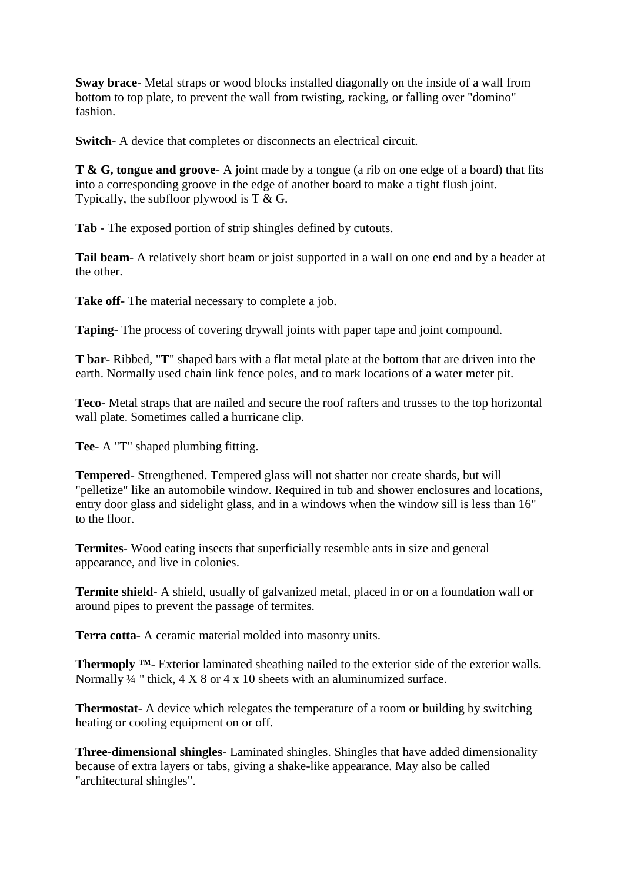**Sway brace**- Metal straps or wood blocks installed diagonally on the inside of a wall from bottom to top plate, to prevent the wall from twisting, racking, or falling over "domino" fashion.

**Switch**- A device that completes or disconnects an electrical circuit.

**T & G, tongue and groove**- A joint made by a tongue (a rib on one edge of a board) that fits into a corresponding groove in the edge of another board to make a tight flush joint. Typically, the subfloor plywood is T & G.

**Tab** - The exposed portion of strip shingles defined by cutouts.

**Tail beam**- A relatively short beam or joist supported in a wall on one end and by a header at the other.

**Take off**- The material necessary to complete a job.

**Taping**- The process of covering drywall joints with paper tape and joint compound.

**T bar**- Ribbed, "**T**" shaped bars with a flat metal plate at the bottom that are driven into the earth. Normally used chain link fence poles, and to mark locations of a water meter pit.

**Teco**- Metal straps that are nailed and secure the roof rafters and trusses to the top horizontal wall plate. Sometimes called a hurricane clip.

**Tee**- A "T" shaped plumbing fitting.

**Tempered**- Strengthened. Tempered glass will not shatter nor create shards, but will "pelletize" like an automobile window. Required in tub and shower enclosures and locations, entry door glass and sidelight glass, and in a windows when the window sill is less than 16" to the floor.

**Termites**- Wood eating insects that superficially resemble ants in size and general appearance, and live in colonies.

**Termite shield**- A shield, usually of galvanized metal, placed in or on a foundation wall or around pipes to prevent the passage of termites.

**Terra cotta**- A ceramic material molded into masonry units.

**Thermoply ™**- Exterior laminated sheathing nailed to the exterior side of the exterior walls. Normally ¼ " thick, 4 X 8 or 4 x 10 sheets with an aluminumized surface.

**Thermostat**- A device which relegates the temperature of a room or building by switching heating or cooling equipment on or off.

**Three-dimensional shingles**- Laminated shingles. Shingles that have added dimensionality because of extra layers or tabs, giving a shake-like appearance. May also be called "architectural shingles".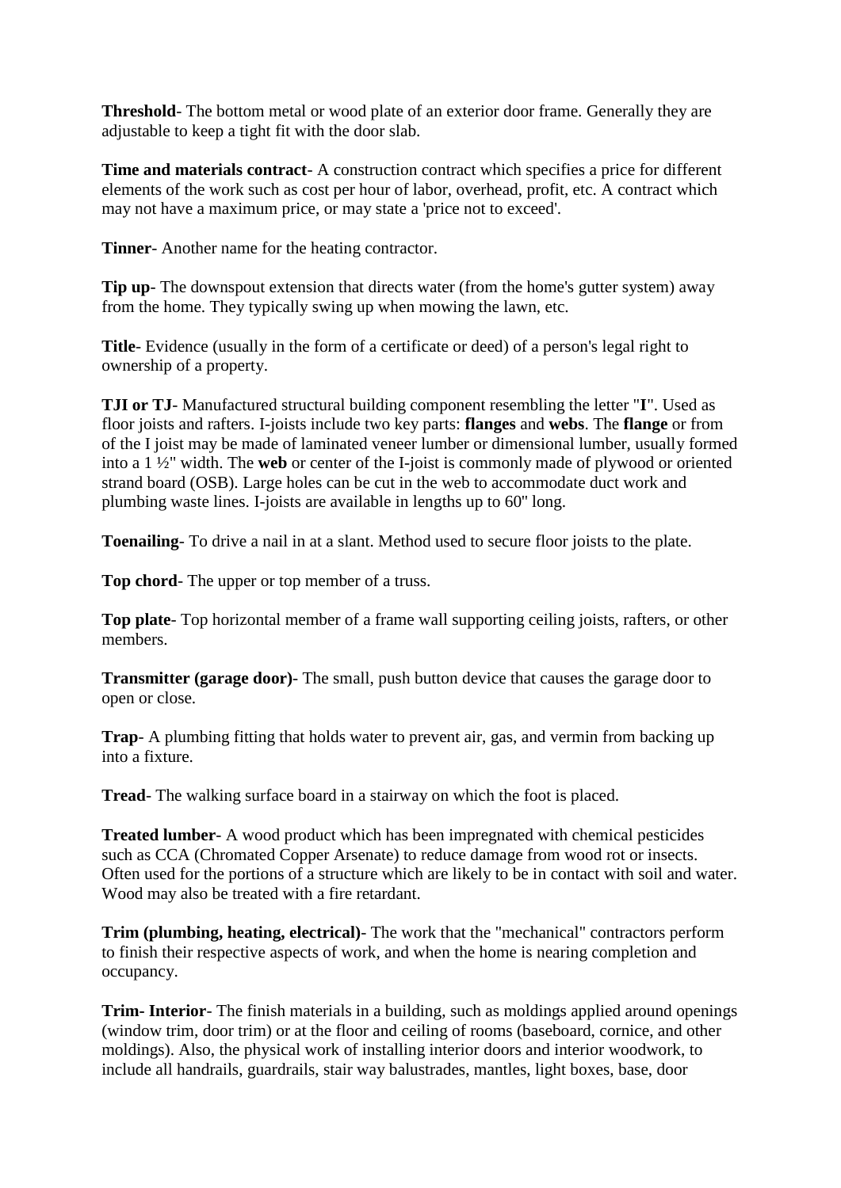**Threshold**- The bottom metal or wood plate of an exterior door frame. Generally they are adjustable to keep a tight fit with the door slab.

**Time and materials contract**- A construction contract which specifies a price for different elements of the work such as cost per hour of labor, overhead, profit, etc. A contract which may not have a maximum price, or may state a 'price not to exceed'.

**Tinner**- Another name for the heating contractor.

**Tip up**- The downspout extension that directs water (from the home's gutter system) away from the home. They typically swing up when mowing the lawn, etc.

**Title**- Evidence (usually in the form of a certificate or deed) of a person's legal right to ownership of a property.

**TJI or TJ**- Manufactured structural building component resembling the letter "**I**". Used as floor joists and rafters. I-joists include two key parts: **flanges** and **webs**. The **flange** or from of the I joist may be made of laminated veneer lumber or dimensional lumber, usually formed into a 1 ½" width. The **web** or center of the I-joist is commonly made of plywood or oriented strand board (OSB). Large holes can be cut in the web to accommodate duct work and plumbing waste lines. I-joists are available in lengths up to 60" long.

**Toenailing**- To drive a nail in at a slant. Method used to secure floor joists to the plate.

**Top chord**- The upper or top member of a truss.

**Top plate**- Top horizontal member of a frame wall supporting ceiling joists, rafters, or other members.

**Transmitter (garage door)**- The small, push button device that causes the garage door to open or close.

**Trap**- A plumbing fitting that holds water to prevent air, gas, and vermin from backing up into a fixture.

**Tread**- The walking surface board in a stairway on which the foot is placed.

**Treated lumber**- A wood product which has been impregnated with chemical pesticides such as CCA (Chromated Copper Arsenate) to reduce damage from wood rot or insects. Often used for the portions of a structure which are likely to be in contact with soil and water. Wood may also be treated with a fire retardant.

**Trim (plumbing, heating, electrical)**- The work that the "mechanical" contractors perform to finish their respective aspects of work, and when the home is nearing completion and occupancy.

**Trim- Interior**- The finish materials in a building, such as moldings applied around openings (window trim, door trim) or at the floor and ceiling of rooms (baseboard, cornice, and other moldings). Also, the physical work of installing interior doors and interior woodwork, to include all handrails, guardrails, stair way balustrades, mantles, light boxes, base, door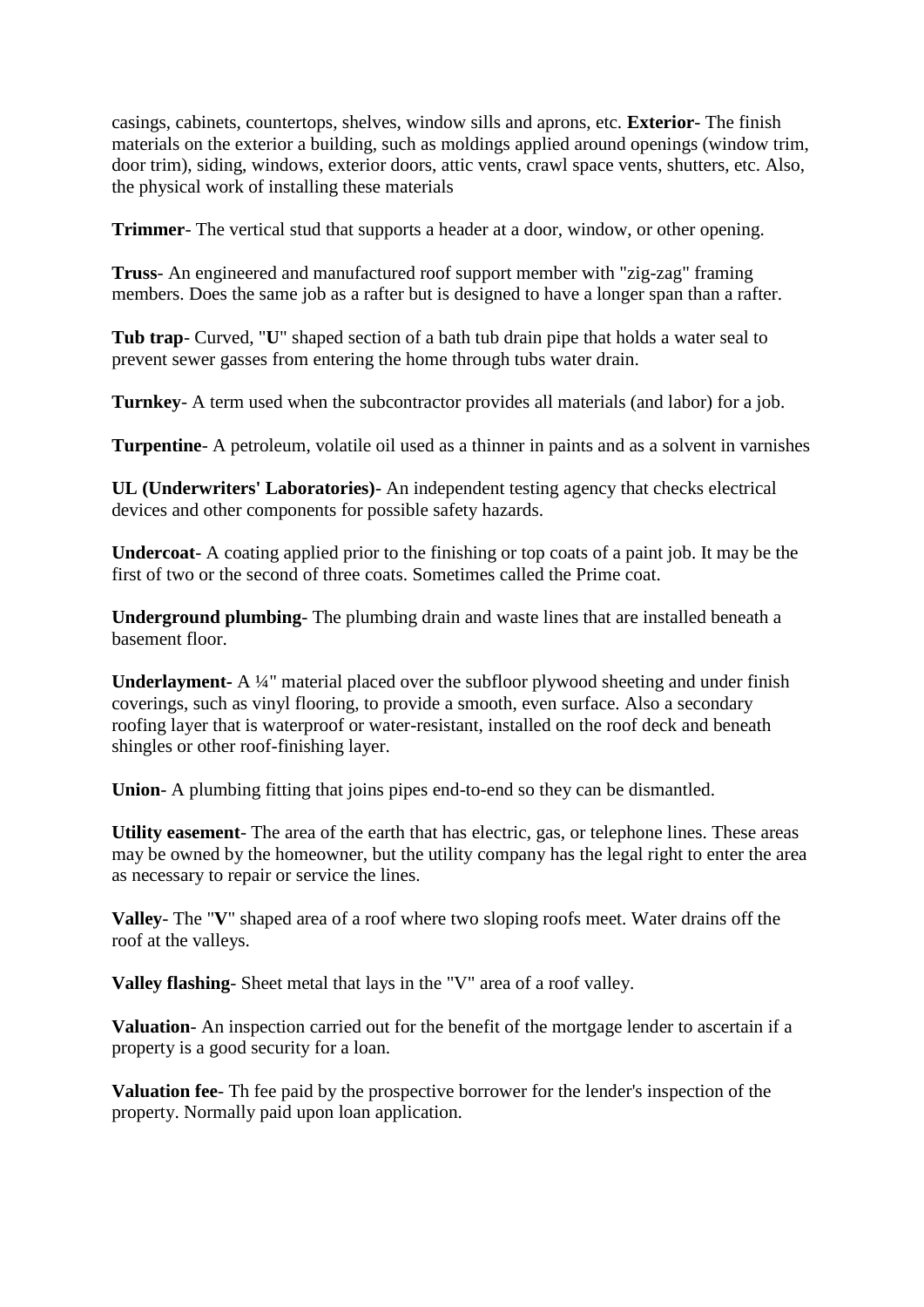casings, cabinets, countertops, shelves, window sills and aprons, etc. **Exterior**- The finish materials on the exterior a building, such as moldings applied around openings (window trim, door trim), siding, windows, exterior doors, attic vents, crawl space vents, shutters, etc. Also, the physical work of installing these materials

**Trimmer**- The vertical stud that supports a header at a door, window, or other opening.

**Truss**- An engineered and manufactured roof support member with "zig-zag" framing members. Does the same job as a rafter but is designed to have a longer span than a rafter.

**Tub trap**- Curved, "**U**" shaped section of a bath tub drain pipe that holds a water seal to prevent sewer gasses from entering the home through tubs water drain.

**Turnkey**- A term used when the subcontractor provides all materials (and labor) for a job.

**Turpentine**- A petroleum, volatile oil used as a thinner in paints and as a solvent in varnishes

**UL (Underwriters' Laboratories)**- An independent testing agency that checks electrical devices and other components for possible safety hazards.

**Undercoat**- A coating applied prior to the finishing or top coats of a paint job. It may be the first of two or the second of three coats. Sometimes called the Prime coat.

**Underground plumbing**- The plumbing drain and waste lines that are installed beneath a basement floor.

**Underlayment**- A ¼" material placed over the subfloor plywood sheeting and under finish coverings, such as vinyl flooring, to provide a smooth, even surface. Also a secondary roofing layer that is waterproof or water-resistant, installed on the roof deck and beneath shingles or other roof-finishing layer.

**Union**- A plumbing fitting that joins pipes end-to-end so they can be dismantled.

**Utility easement**- The area of the earth that has electric, gas, or telephone lines. These areas may be owned by the homeowner, but the utility company has the legal right to enter the area as necessary to repair or service the lines.

**Valley**- The "**V**" shaped area of a roof where two sloping roofs meet. Water drains off the roof at the valleys.

**Valley flashing**- Sheet metal that lays in the "V" area of a roof valley.

**Valuation**- An inspection carried out for the benefit of the mortgage lender to ascertain if a property is a good security for a loan.

**Valuation fee**- Th fee paid by the prospective borrower for the lender's inspection of the property. Normally paid upon loan application.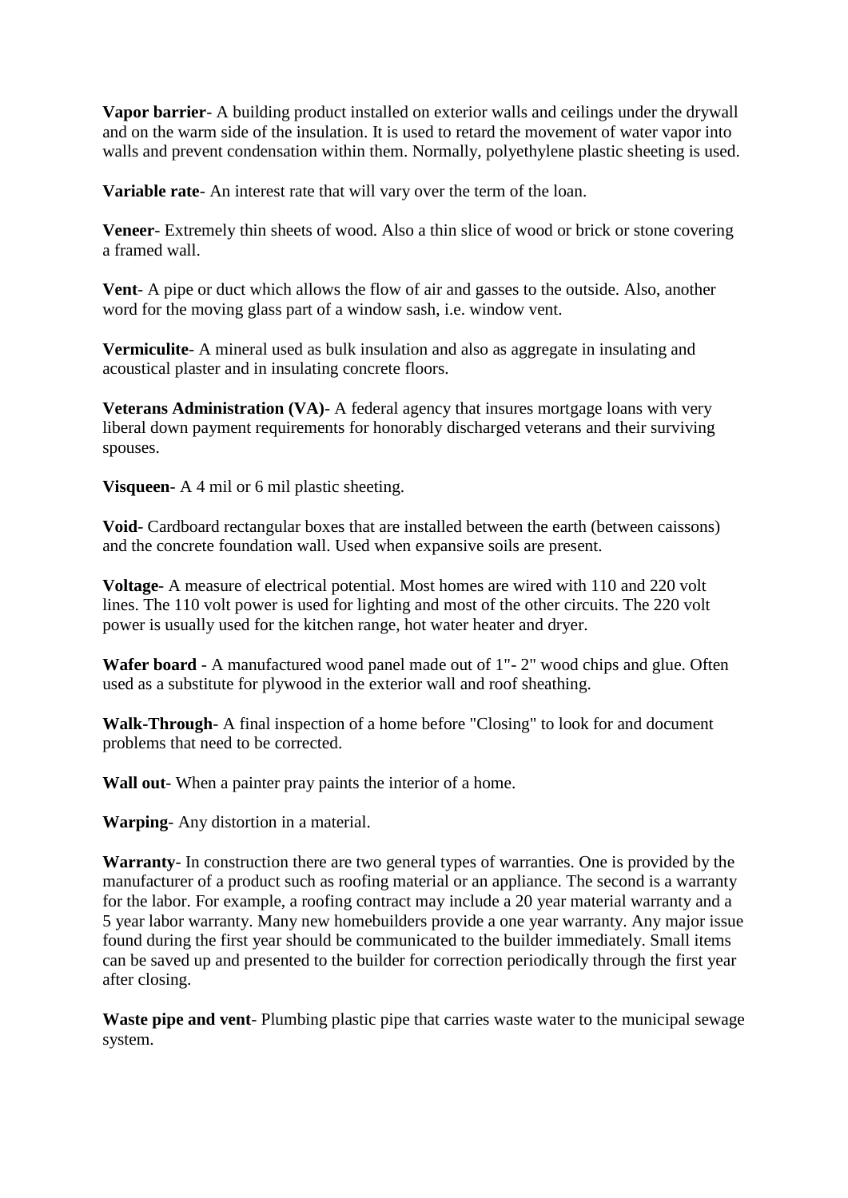**Vapor barrier**- A building product installed on exterior walls and ceilings under the drywall and on the warm side of the insulation. It is used to retard the movement of water vapor into walls and prevent condensation within them. Normally, polyethylene plastic sheeting is used.

**Variable rate**- An interest rate that will vary over the term of the loan.

**Veneer**- Extremely thin sheets of wood. Also a thin slice of wood or brick or stone covering a framed wall.

**Vent**- A pipe or duct which allows the flow of air and gasses to the outside. Also, another word for the moving glass part of a window sash, i.e. window vent.

**Vermiculite**- A mineral used as bulk insulation and also as aggregate in insulating and acoustical plaster and in insulating concrete floors.

**Veterans Administration (VA)**- A federal agency that insures mortgage loans with very liberal down payment requirements for honorably discharged veterans and their surviving spouses.

**Visqueen**- A 4 mil or 6 mil plastic sheeting.

**Void**- Cardboard rectangular boxes that are installed between the earth (between caissons) and the concrete foundation wall. Used when expansive soils are present.

**Voltage**- A measure of electrical potential. Most homes are wired with 110 and 220 volt lines. The 110 volt power is used for lighting and most of the other circuits. The 220 volt power is usually used for the kitchen range, hot water heater and dryer.

**Wafer board** - A manufactured wood panel made out of 1"- 2" wood chips and glue. Often used as a substitute for plywood in the exterior wall and roof sheathing.

**Walk-Through**- A final inspection of a home before "Closing" to look for and document problems that need to be corrected.

**Wall out**- When a painter pray paints the interior of a home.

**Warping**- Any distortion in a material.

**Warranty**- In construction there are two general types of warranties. One is provided by the manufacturer of a product such as roofing material or an appliance. The second is a warranty for the labor. For example, a roofing contract may include a 20 year material warranty and a 5 year labor warranty. Many new homebuilders provide a one year warranty. Any major issue found during the first year should be communicated to the builder immediately. Small items can be saved up and presented to the builder for correction periodically through the first year after closing.

**Waste pipe and vent**- Plumbing plastic pipe that carries waste water to the municipal sewage system.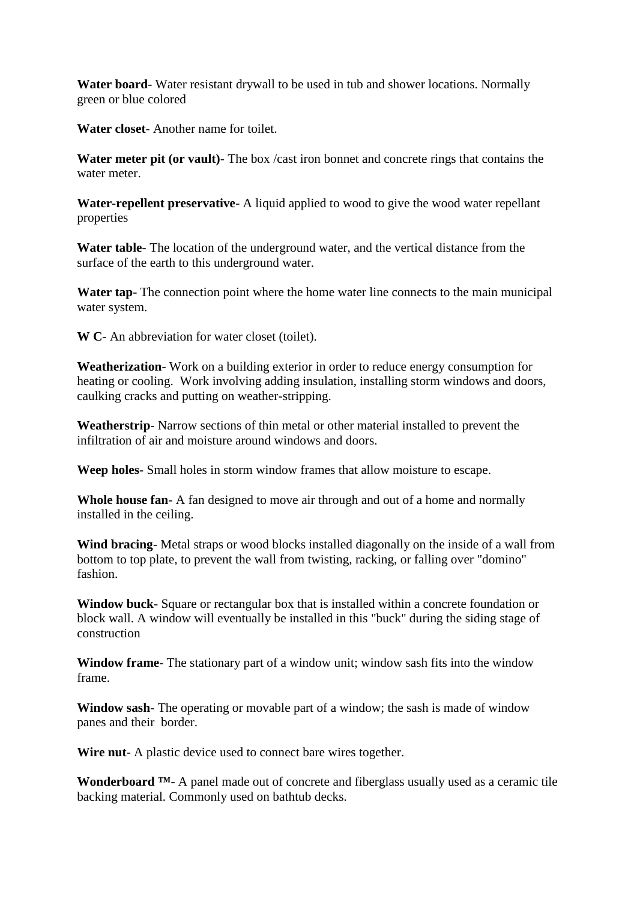**Water board**- Water resistant drywall to be used in tub and shower locations. Normally green or blue colored

**Water closet**- Another name for toilet.

**Water meter pit (or vault)**- The box /cast iron bonnet and concrete rings that contains the water meter.

**Water-repellent preservative**- A liquid applied to wood to give the wood water repellant properties

**Water table**- The location of the underground water, and the vertical distance from the surface of the earth to this underground water.

**Water tap**- The connection point where the home water line connects to the main municipal water system.

**W C**- An abbreviation for water closet (toilet).

**Weatherization**- Work on a building exterior in order to reduce energy consumption for heating or cooling. Work involving adding insulation, installing storm windows and doors, caulking cracks and putting on weather-stripping.

**Weatherstrip**- Narrow sections of thin metal or other material installed to prevent the infiltration of air and moisture around windows and doors.

**Weep holes**- Small holes in storm window frames that allow moisture to escape.

**Whole house fan**- A fan designed to move air through and out of a home and normally installed in the ceiling.

**Wind bracing**- Metal straps or wood blocks installed diagonally on the inside of a wall from bottom to top plate, to prevent the wall from twisting, racking, or falling over "domino" fashion.

**Window buck**- Square or rectangular box that is installed within a concrete foundation or block wall. A window will eventually be installed in this "buck" during the siding stage of construction

**Window frame**- The stationary part of a window unit; window sash fits into the window frame.

**Window sash**- The operating or movable part of a window; the sash is made of window panes and their border.

**Wire nut**- A plastic device used to connect bare wires together.

**Wonderboard ™-** A panel made out of concrete and fiberglass usually used as a ceramic tile backing material. Commonly used on bathtub decks.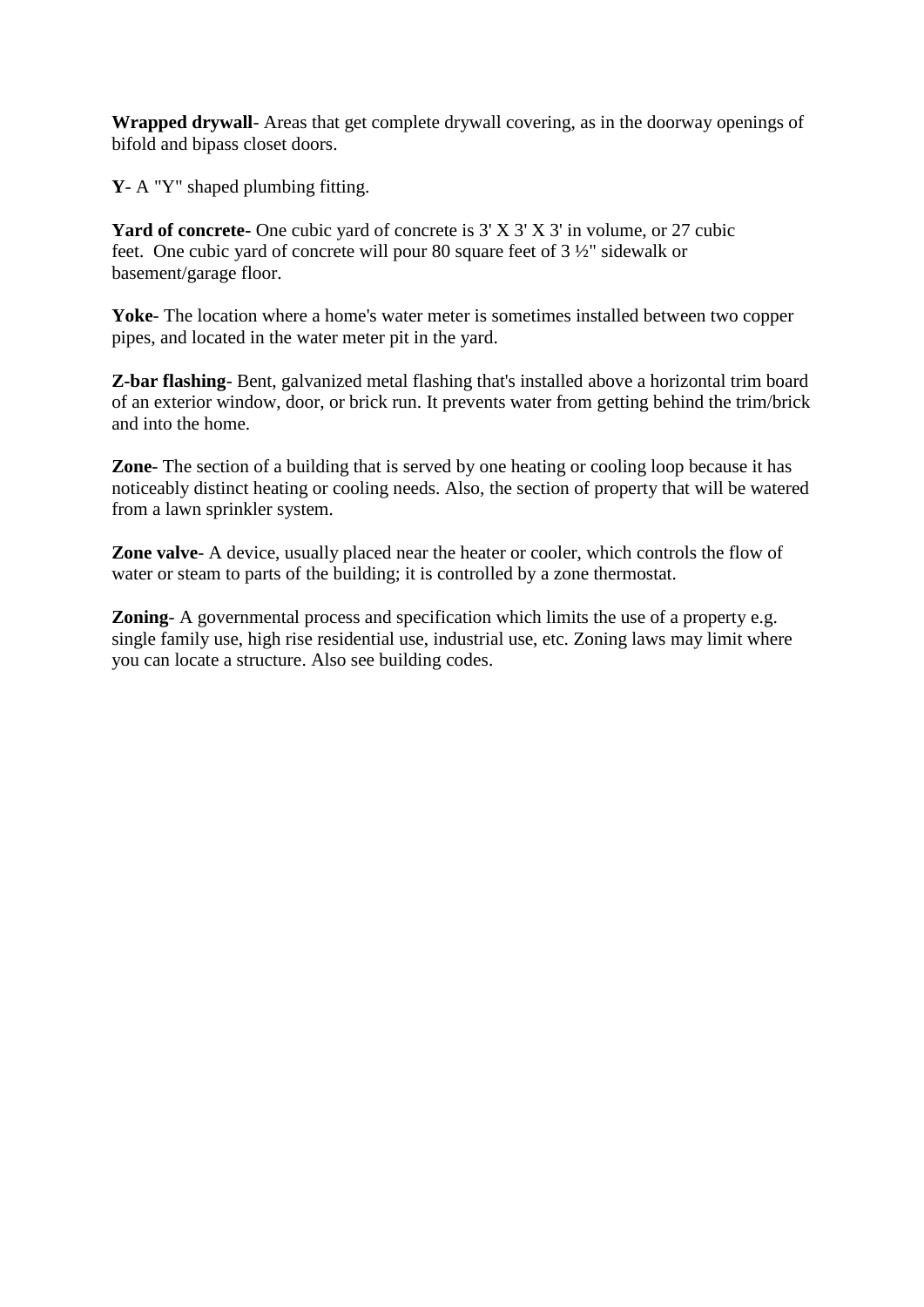**Wrapped drywall**- Areas that get complete drywall covering, as in the doorway openings of bifold and bipass closet doors.

**Y**- A "Y" shaped plumbing fitting.

**Yard of concrete-** One cubic yard of concrete is 3' X 3' X 3' in volume, or 27 cubic feet. One cubic yard of concrete will pour 80 square feet of 3 ½" sidewalk or basement/garage floor.

**Yoke**- The location where a home's water meter is sometimes installed between two copper pipes, and located in the water meter pit in the yard.

**Z-bar flashing**- Bent, galvanized metal flashing that's installed above a horizontal trim board of an exterior window, door, or brick run. It prevents water from getting behind the trim/brick and into the home.

**Zone**- The section of a building that is served by one heating or cooling loop because it has noticeably distinct heating or cooling needs. Also, the section of property that will be watered from a lawn sprinkler system.

**Zone valve**- A device, usually placed near the heater or cooler, which controls the flow of water or steam to parts of the building; it is controlled by a zone thermostat.

**Zoning**- A governmental process and specification which limits the use of a property e.g. single family use, high rise residential use, industrial use, etc. Zoning laws may limit where you can locate a structure. Also see building codes.